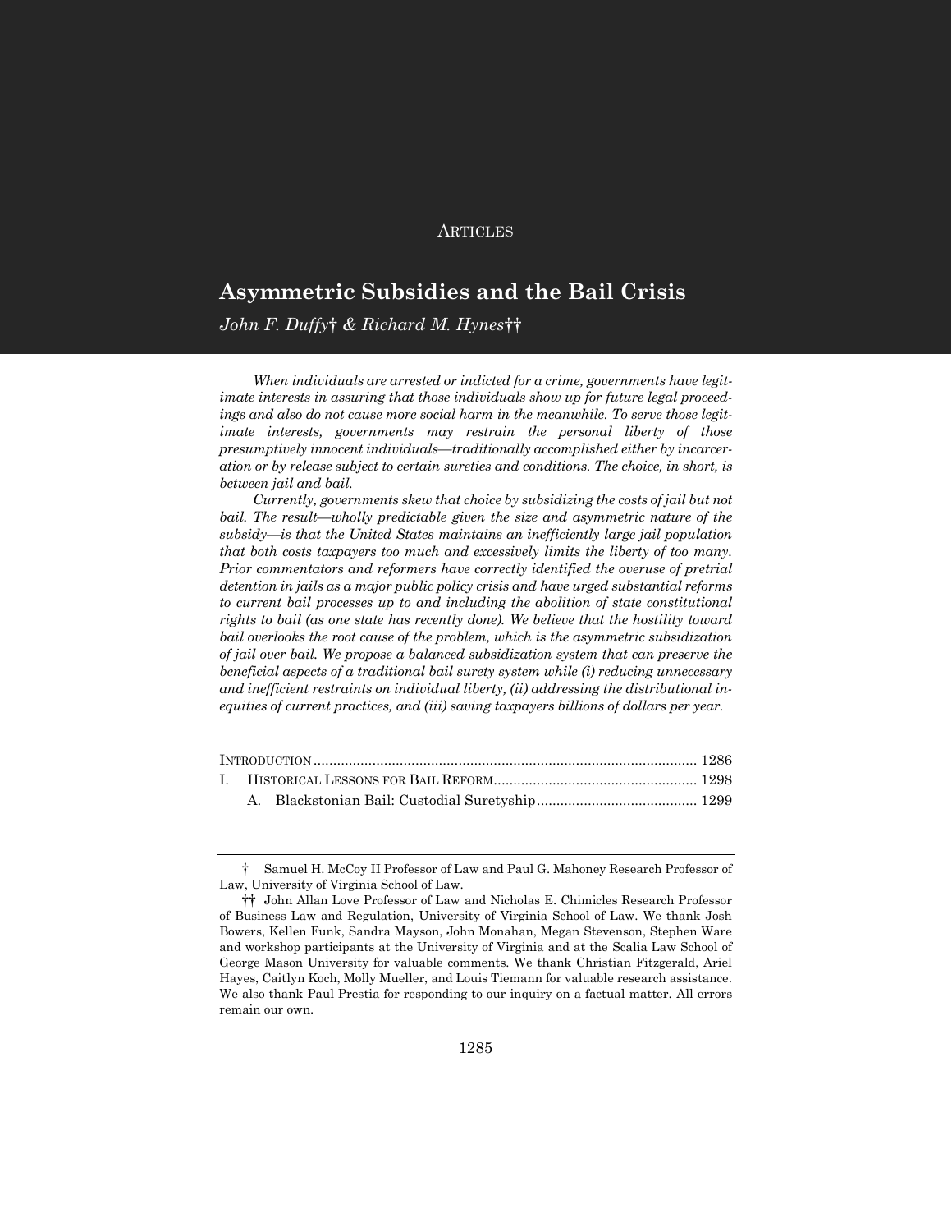ARTICLES

# Asymmetric Subsidies and the Bail Crisis

*John F. Duffy† & Richard M. Hynes††*

*When individuals are arrested or indicted for a crime, governments have legitimate interests in assuring that those individuals show up for future legal proceedings and also do not cause more social harm in the meanwhile. To serve those legitimate interests, governments may restrain the personal liberty of those presumptively innocent individuals—traditionally accomplished either by incarceration or by release subject to certain sureties and conditions. The choice, in short, is between jail and bail.*

*Currently, governments skew that choice by subsidizing the costs of jail but not bail. The result—wholly predictable given the size and asymmetric nature of the subsidy—is that the United States maintains an inefficiently large jail population that both costs taxpayers too much and excessively limits the liberty of too many. Prior commentators and reformers have correctly identified the overuse of pretrial detention in jails as a major public policy crisis and have urged substantial reforms to current bail processes up to and including the abolition of state constitutional rights to bail (as one state has recently done). We believe that the hostility toward bail overlooks the root cause of the problem, which is the asymmetric subsidization of jail over bail. We propose a balanced subsidization system that can preserve the beneficial aspects of a traditional bail surety system while (i) reducing unnecessary and inefficient restraints on individual liberty, (ii) addressing the distributional inequities of current practices, and (iii) saving taxpayers billions of dollars per year.*

INTRODUCTION ..... 1286
I. HISTORICAL LESSONS FOR BAIL REFORM ..... 1298
  A. Blackstonian Bail: Custodial Suretyship ..... 1299

---

† Samuel H. McCoy II Professor of Law and Paul G. Mahoney Research Professor of Law, University of Virginia School of Law.

†† John Allan Love Professor of Law and Nicholas E. Chimicles Research Professor of Business Law and Regulation, University of Virginia School of Law. We thank Josh Bowers, Kellen Funk, Sandra Mayson, John Monahan, Megan Stevenson, Stephen Ware and workshop participants at the University of Virginia and at the Scalia Law School of George Mason University for valuable comments. We thank Christian Fitzgerald, Ariel Hayes, Caitlyn Koch, Molly Mueller, and Louis Tiemann for valuable research assistance. We also thank Paul Prestia for responding to our inquiry on a factual matter. All errors remain our own.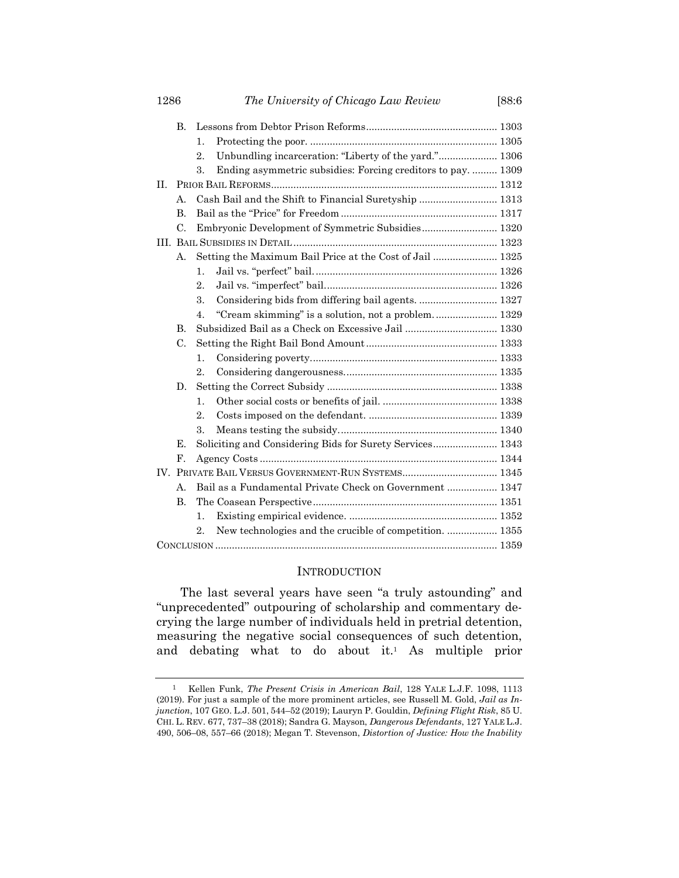- B. Lessons from Debtor Prison Reforms ........ 1303
  - 1. Protecting the poor. ........ 1305
  - 2. Unbundling incarceration: "Liberty of the yard." ........ 1306
  - 3. Ending asymmetric subsidies: Forcing creditors to pay. ........ 1309
- II. PRIOR BAIL REFORMS ........ 1312
  - A. Cash Bail and the Shift to Financial Suretyship ........ 1313
  - B. Bail as the "Price" for Freedom ........ 1317
  - C. Embryonic Development of Symmetric Subsidies ........ 1320
- III. BAIL SUBSIDIES IN DETAIL ........ 1323
  - A. Setting the Maximum Bail Price at the Cost of Jail ........ 1325
    - 1. Jail vs. "perfect" bail. ........ 1326
    - 2. Jail vs. "imperfect" bail. ........ 1326
    - 3. Considering bids from differing bail agents. ........ 1327
    - 4. "Cream skimming" is a solution, not a problem. ........ 1329
  - B. Subsidized Bail as a Check on Excessive Jail ........ 1330
  - C. Setting the Right Bail Bond Amount ........ 1333
    - 1. Considering poverty. ........ 1333
    - 2. Considering dangerousness. ........ 1335
  - D. Setting the Correct Subsidy ........ 1338
    - 1. Other social costs or benefits of jail. ........ 1338
    - 2. Costs imposed on the defendant. ........ 1339
    - 3. Means testing the subsidy. ........ 1340
  - E. Soliciting and Considering Bids for Surety Services ........ 1343
  - F. Agency Costs ........ 1344
- IV. PRIVATE BAIL VERSUS GOVERNMENT-RUN SYSTEMS ........ 1345
  - A. Bail as a Fundamental Private Check on Government ........ 1347
  - B. The Coasean Perspective ........ 1351
    - 1. Existing empirical evidence. ........ 1352
    - 2. New technologies and the crucible of competition. ........ 1355
- CONCLUSION ........ 1359

## INTRODUCTION

The last several years have seen "a truly astounding" and "unprecedented" outpouring of scholarship and commentary decrying the large number of individuals held in pretrial detention, measuring the negative social consequences of such detention, and debating what to do about it.[1] As multiple prior

[1] Kellen Funk, *The Present Crisis in American Bail*, 128 YALE L.J.F. 1098, 1113 (2019). For just a sample of the more prominent articles, see Russell M. Gold, *Jail as Injunction*, 107 GEO. L.J. 501, 544–52 (2019); Lauryn P. Gouldin, *Defining Flight Risk*, 85 U. CHI. L. REV. 677, 737–38 (2018); Sandra G. Mayson, *Dangerous Defendants*, 127 YALE L.J. 490, 506–08, 557–66 (2018); Megan T. Stevenson, *Distortion of Justice: How the Inability*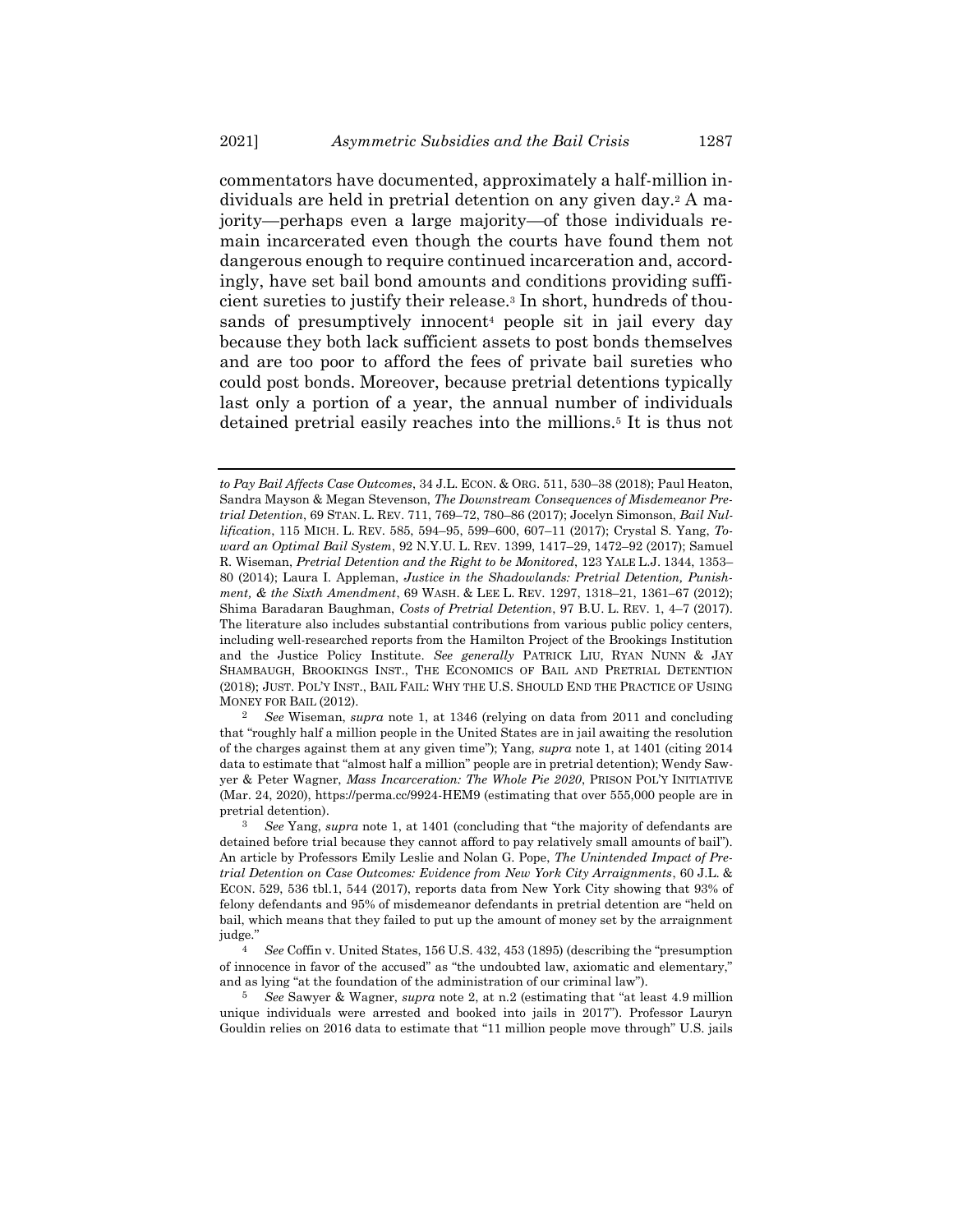commentators have documented, approximately a half-million individuals are held in pretrial detention on any given day.[2] A majority—perhaps even a large majority—of those individuals remain incarcerated even though the courts have found them not dangerous enough to require continued incarceration and, accordingly, have set bail bond amounts and conditions providing sufficient sureties to justify their release.[3] In short, hundreds of thousands of presumptively innocent[4] people sit in jail every day because they both lack sufficient assets to post bonds themselves and are too poor to afford the fees of private bail sureties who could post bonds. Moreover, because pretrial detentions typically last only a portion of a year, the annual number of individuals detained pretrial easily reaches into the millions.[5] It is thus not

---

*to Pay Bail Affects Case Outcomes*, 34 J.L. ECON. & ORG. 511, 530–38 (2018); Paul Heaton, Sandra Mayson & Megan Stevenson, *The Downstream Consequences of Misdemeanor Pretrial Detention*, 69 STAN. L. REV. 711, 769–72, 780–86 (2017); Jocelyn Simonson, *Bail Nullification*, 115 MICH. L. REV. 585, 594–95, 599–600, 607–11 (2017); Crystal S. Yang, *Toward an Optimal Bail System*, 92 N.Y.U. L. REV. 1399, 1417–29, 1472–92 (2017); Samuel R. Wiseman, *Pretrial Detention and the Right to be Monitored*, 123 YALE L.J. 1344, 1353–80 (2014); Laura I. Appleman, *Justice in the Shadowlands: Pretrial Detention, Punishment, & the Sixth Amendment*, 69 WASH. & LEE L. REV. 1297, 1318–21, 1361–67 (2012); Shima Baradaran Baughman, *Costs of Pretrial Detention*, 97 B.U. L. REV. 1, 4–7 (2017). The literature also includes substantial contributions from various public policy centers, including well-researched reports from the Hamilton Project of the Brookings Institution and the Justice Policy Institute. *See generally* PATRICK LIU, RYAN NUNN & JAY SHAMBAUGH, BROOKINGS INST., THE ECONOMICS OF BAIL AND PRETRIAL DETENTION (2018); JUST. POL'Y INST., BAIL FAIL: WHY THE U.S. SHOULD END THE PRACTICE OF USING MONEY FOR BAIL (2012).

[2] *See* Wiseman, *supra* note 1, at 1346 (relying on data from 2011 and concluding that "roughly half a million people in the United States are in jail awaiting the resolution of the charges against them at any given time"); Yang, *supra* note 1, at 1401 (citing 2014 data to estimate that "almost half a million" people are in pretrial detention); Wendy Sawyer & Peter Wagner, *Mass Incarceration: The Whole Pie 2020*, PRISON POL'Y INITIATIVE (Mar. 24, 2020), https://perma.cc/9924-HEM9 (estimating that over 555,000 people are in pretrial detention).

[3] *See* Yang, *supra* note 1, at 1401 (concluding that "the majority of defendants are detained before trial because they cannot afford to pay relatively small amounts of bail"). An article by Professors Emily Leslie and Nolan G. Pope, *The Unintended Impact of Pretrial Detention on Case Outcomes: Evidence from New York City Arraignments*, 60 J.L. & ECON. 529, 536 tbl.1, 544 (2017), reports data from New York City showing that 93% of felony defendants and 95% of misdemeanor defendants in pretrial detention are "held on bail, which means that they failed to put up the amount of money set by the arraignment judge."

[4] *See* Coffin v. United States, 156 U.S. 432, 453 (1895) (describing the "presumption of innocence in favor of the accused" as "the undoubted law, axiomatic and elementary," and as lying "at the foundation of the administration of our criminal law").

[5] *See* Sawyer & Wagner, *supra* note 2, at n.2 (estimating that "at least 4.9 million unique individuals were arrested and booked into jails in 2017"). Professor Lauryn Gouldin relies on 2016 data to estimate that "11 million people move through" U.S. jails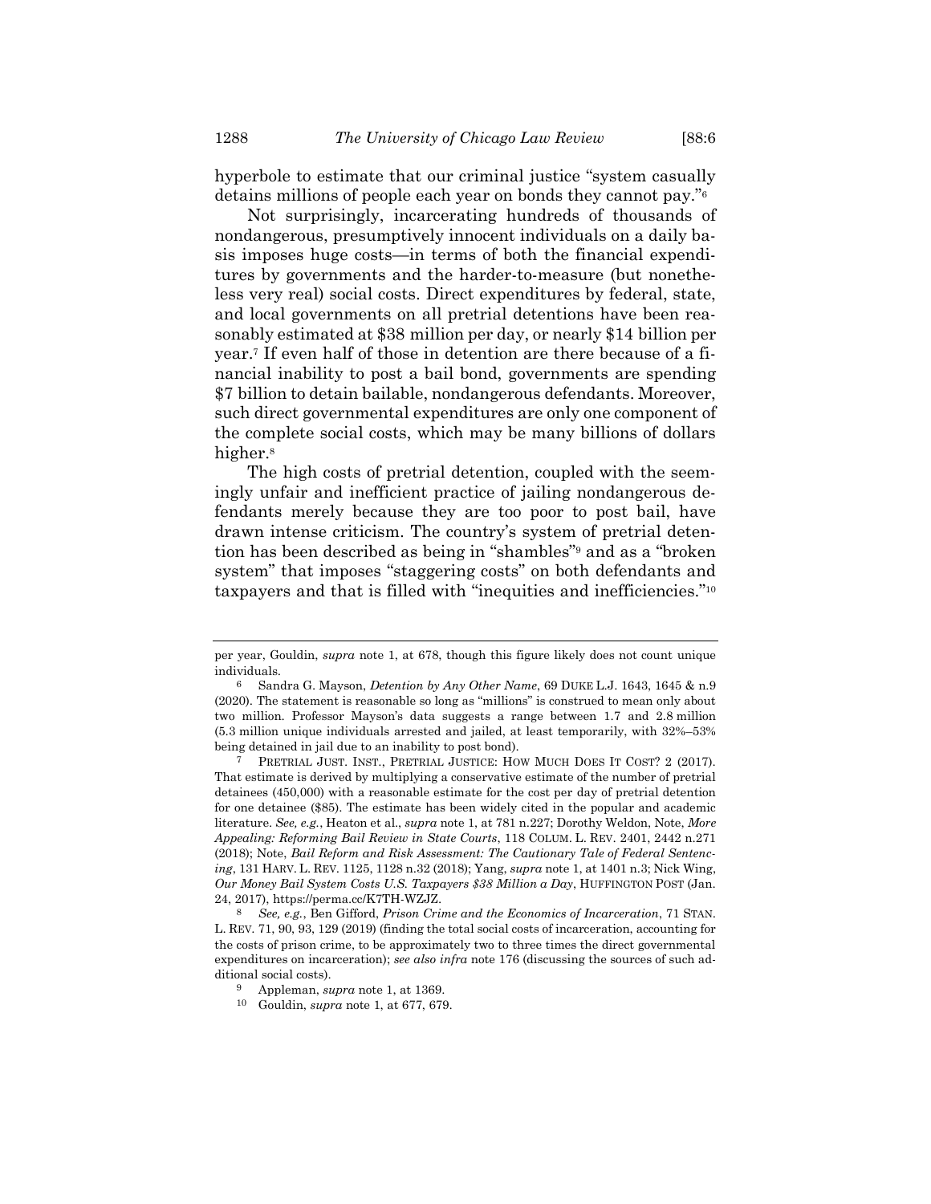hyperbole to estimate that our criminal justice "system casually detains millions of people each year on bonds they cannot pay."[6]

Not surprisingly, incarcerating hundreds of thousands of nondangerous, presumptively innocent individuals on a daily basis imposes huge costs—in terms of both the financial expenditures by governments and the harder-to-measure (but nonetheless very real) social costs. Direct expenditures by federal, state, and local governments on all pretrial detentions have been reasonably estimated at $38 million per day, or nearly $14 billion per year.[7] If even half of those in detention are there because of a financial inability to post a bail bond, governments are spending $7 billion to detain bailable, nondangerous defendants. Moreover, such direct governmental expenditures are only one component of the complete social costs, which may be many billions of dollars higher.[8]

The high costs of pretrial detention, coupled with the seemingly unfair and inefficient practice of jailing nondangerous defendants merely because they are too poor to post bail, have drawn intense criticism. The country's system of pretrial detention has been described as being in "shambles"[9] and as a "broken system" that imposes "staggering costs" on both defendants and taxpayers and that is filled with "inequities and inefficiencies."[10]

---

per year, Gouldin, *supra* note 1, at 678, though this figure likely does not count unique individuals.

[6] Sandra G. Mayson, *Detention by Any Other Name*, 69 DUKE L.J. 1643, 1645 & n.9 (2020). The statement is reasonable so long as "millions" is construed to mean only about two million. Professor Mayson's data suggests a range between 1.7 and 2.8 million (5.3 million unique individuals arrested and jailed, at least temporarily, with 32%–53% being detained in jail due to an inability to post bond).

[7] PRETRIAL JUST. INST., PRETRIAL JUSTICE: HOW MUCH DOES IT COST? 2 (2017). That estimate is derived by multiplying a conservative estimate of the number of pretrial detainees (450,000) with a reasonable estimate for the cost per day of pretrial detention for one detainee ($85). The estimate has been widely cited in the popular and academic literature. *See, e.g.*, Heaton et al., *supra* note 1, at 781 n.227; Dorothy Weldon, Note, *More Appealing: Reforming Bail Review in State Courts*, 118 COLUM. L. REV. 2401, 2442 n.271 (2018); Note, *Bail Reform and Risk Assessment: The Cautionary Tale of Federal Sentencing*, 131 HARV. L. REV. 1125, 1128 n.32 (2018); Yang, *supra* note 1, at 1401 n.3; Nick Wing, *Our Money Bail System Costs U.S. Taxpayers $38 Million a Day*, HUFFINGTON POST (Jan. 24, 2017), https://perma.cc/K7TH-WZJZ.

[8] *See, e.g.*, Ben Gifford, *Prison Crime and the Economics of Incarceration*, 71 STAN. L. REV. 71, 90, 93, 129 (2019) (finding the total social costs of incarceration, accounting for the costs of prison crime, to be approximately two to three times the direct governmental expenditures on incarceration); *see also infra* note 176 (discussing the sources of such additional social costs).

[9] Appleman, *supra* note 1, at 1369.

[10] Gouldin, *supra* note 1, at 677, 679.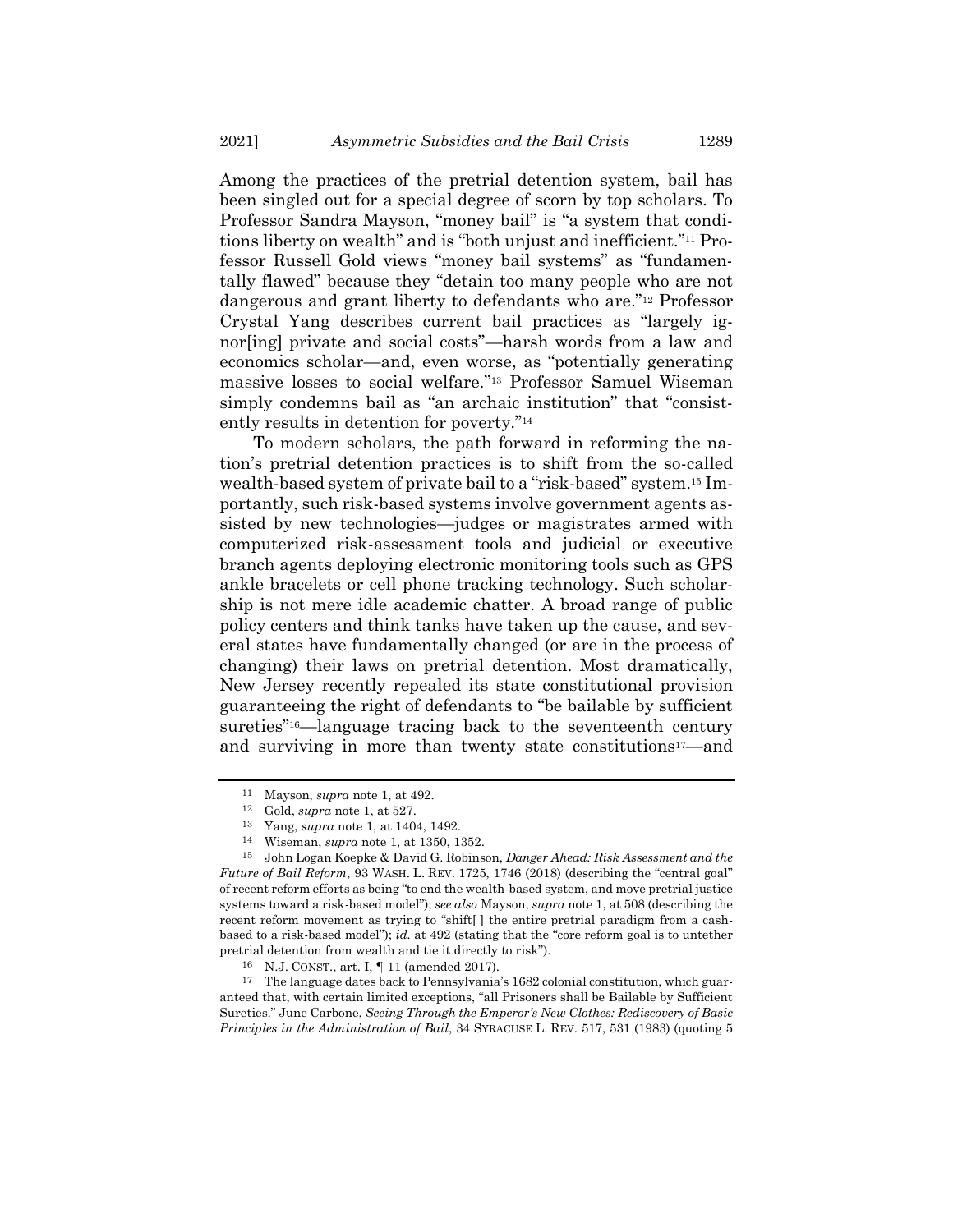Among the practices of the pretrial detention system, bail has been singled out for a special degree of scorn by top scholars. To Professor Sandra Mayson, "money bail" is "a system that conditions liberty on wealth" and is "both unjust and inefficient."[11] Professor Russell Gold views "money bail systems" as "fundamentally flawed" because they "detain too many people who are not dangerous and grant liberty to defendants who are."[12] Professor Crystal Yang describes current bail practices as "largely ignor[ing] private and social costs"—harsh words from a law and economics scholar—and, even worse, as "potentially generating massive losses to social welfare."[13] Professor Samuel Wiseman simply condemns bail as "an archaic institution" that "consistently results in detention for poverty."[14]

To modern scholars, the path forward in reforming the nation's pretrial detention practices is to shift from the so-called wealth-based system of private bail to a "risk-based" system.[15] Importantly, such risk-based systems involve government agents assisted by new technologies—judges or magistrates armed with computerized risk-assessment tools and judicial or executive branch agents deploying electronic monitoring tools such as GPS ankle bracelets or cell phone tracking technology. Such scholarship is not mere idle academic chatter. A broad range of public policy centers and think tanks have taken up the cause, and several states have fundamentally changed (or are in the process of changing) their laws on pretrial detention. Most dramatically, New Jersey recently repealed its state constitutional provision guaranteeing the right of defendants to "be bailable by sufficient sureties"[16]—language tracing back to the seventeenth century and surviving in more than twenty state constitutions[17]—and

---

[11] Mayson, *supra* note 1, at 492.

[12] Gold, *supra* note 1, at 527.

[13] Yang, *supra* note 1, at 1404, 1492.

[14] Wiseman, *supra* note 1, at 1350, 1352.

[15] John Logan Koepke & David G. Robinson, *Danger Ahead: Risk Assessment and the Future of Bail Reform*, 93 WASH. L. REV. 1725, 1746 (2018) (describing the "central goal" of recent reform efforts as being "to end the wealth-based system, and move pretrial justice systems toward a risk-based model"); *see also* Mayson, *supra* note 1, at 508 (describing the recent reform movement as trying to "shift[ ] the entire pretrial paradigm from a cash-based to a risk-based model"); *id.* at 492 (stating that the "core reform goal is to untether pretrial detention from wealth and tie it directly to risk").

[16] N.J. CONST., art. I, ¶ 11 (amended 2017).

[17] The language dates back to Pennsylvania's 1682 colonial constitution, which guaranteed that, with certain limited exceptions, "all Prisoners shall be Bailable by Sufficient Sureties." June Carbone, *Seeing Through the Emperor's New Clothes: Rediscovery of Basic Principles in the Administration of Bail*, 34 SYRACUSE L. REV. 517, 531 (1983) (quoting 5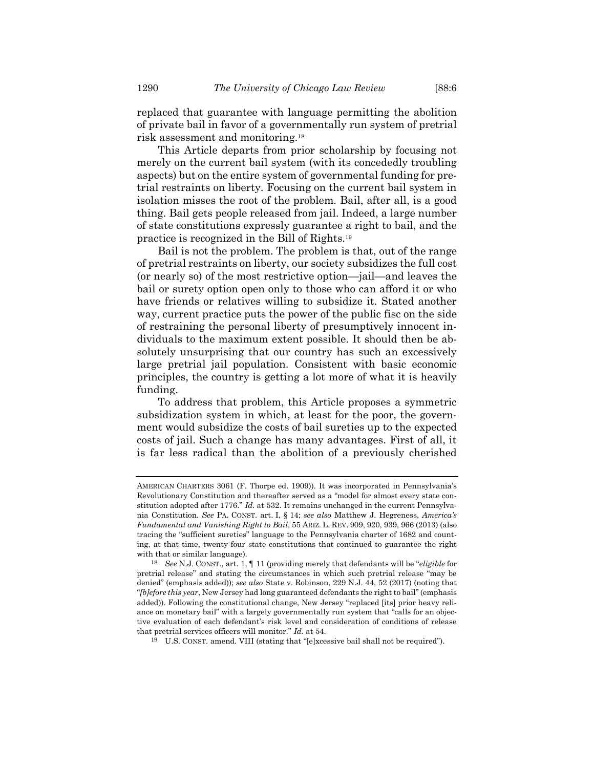replaced that guarantee with language permitting the abolition of private bail in favor of a governmentally run system of pretrial risk assessment and monitoring.[18]

This Article departs from prior scholarship by focusing not merely on the current bail system (with its concededly troubling aspects) but on the entire system of governmental funding for pretrial restraints on liberty. Focusing on the current bail system in isolation misses the root of the problem. Bail, after all, is a good thing. Bail gets people released from jail. Indeed, a large number of state constitutions expressly guarantee a right to bail, and the practice is recognized in the Bill of Rights.[19]

Bail is not the problem. The problem is that, out of the range of pretrial restraints on liberty, our society subsidizes the full cost (or nearly so) of the most restrictive option—jail—and leaves the bail or surety option open only to those who can afford it or who have friends or relatives willing to subsidize it. Stated another way, current practice puts the power of the public fisc on the side of restraining the personal liberty of presumptively innocent individuals to the maximum extent possible. It should then be absolutely unsurprising that our country has such an excessively large pretrial jail population. Consistent with basic economic principles, the country is getting a lot more of what it is heavily funding.

To address that problem, this Article proposes a symmetric subsidization system in which, at least for the poor, the government would subsidize the costs of bail sureties up to the expected costs of jail. Such a change has many advantages. First of all, it is far less radical than the abolition of a previously cherished

---

AMERICAN CHARTERS 3061 (F. Thorpe ed. 1909)). It was incorporated in Pennsylvania's Revolutionary Constitution and thereafter served as a "model for almost every state constitution adopted after 1776." *Id.* at 532. It remains unchanged in the current Pennsylvania Constitution. *See* PA. CONST. art. I, § 14; *see also* Matthew J. Hegreness, *America's Fundamental and Vanishing Right to Bail*, 55 ARIZ. L. REV. 909, 920, 939, 966 (2013) (also tracing the "sufficient sureties" language to the Pennsylvania charter of 1682 and counting, at that time, twenty-four state constitutions that continued to guarantee the right with that or similar language).

[18] *See* N.J. CONST., art. 1, ¶ 11 (providing merely that defendants will be "*eligible* for pretrial release" and stating the circumstances in which such pretrial release "may be denied" (emphasis added)); *see also* State v. Robinson, 229 N.J. 44, 52 (2017) (noting that "*[b]efore this year*, New Jersey had long guaranteed defendants the right to bail" (emphasis added)). Following the constitutional change, New Jersey "replaced [its] prior heavy reliance on monetary bail" with a largely governmentally run system that "calls for an objective evaluation of each defendant's risk level and consideration of conditions of release that pretrial services officers will monitor." *Id.* at 54.

[19] U.S. CONST. amend. VIII (stating that "[e]xcessive bail shall not be required").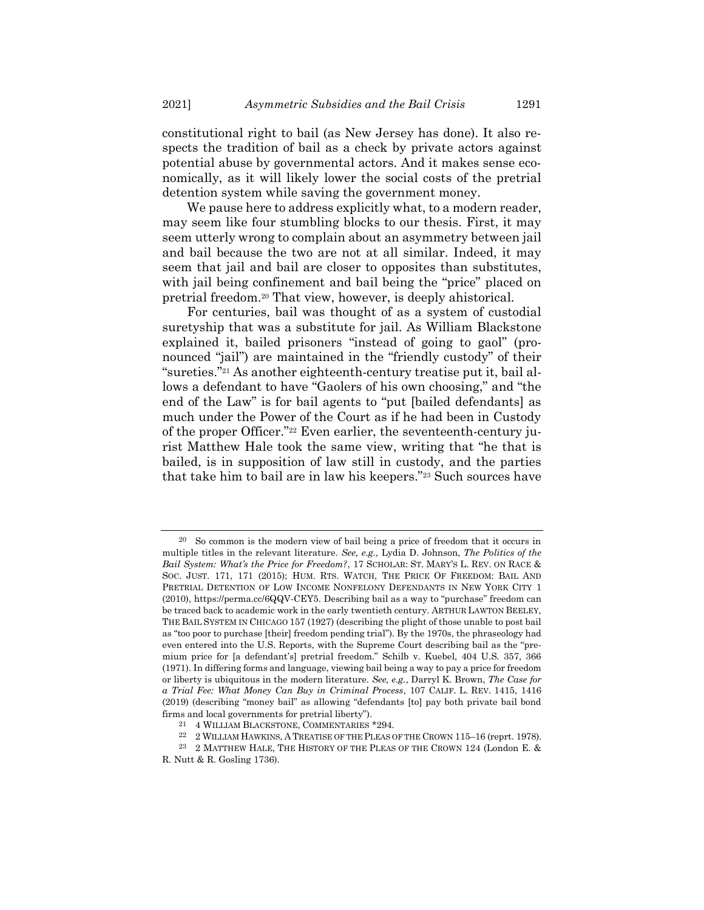constitutional right to bail (as New Jersey has done). It also respects the tradition of bail as a check by private actors against potential abuse by governmental actors. And it makes sense economically, as it will likely lower the social costs of the pretrial detention system while saving the government money.

We pause here to address explicitly what, to a modern reader, may seem like four stumbling blocks to our thesis. First, it may seem utterly wrong to complain about an asymmetry between jail and bail because the two are not at all similar. Indeed, it may seem that jail and bail are closer to opposites than substitutes, with jail being confinement and bail being the "price" placed on pretrial freedom.[20] That view, however, is deeply ahistorical.

For centuries, bail was thought of as a system of custodial suretyship that was a substitute for jail. As William Blackstone explained it, bailed prisoners "instead of going to gaol" (pronounced "jail") are maintained in the "friendly custody" of their "sureties."[21] As another eighteenth-century treatise put it, bail allows a defendant to have "Gaolers of his own choosing," and "the end of the Law" is for bail agents to "put [bailed defendants] as much under the Power of the Court as if he had been in Custody of the proper Officer."[22] Even earlier, the seventeenth-century jurist Matthew Hale took the same view, writing that "he that is bailed, is in supposition of law still in custody, and the parties that take him to bail are in law his keepers."[23] Such sources have

---

[20] So common is the modern view of bail being a price of freedom that it occurs in multiple titles in the relevant literature. *See, e.g.*, Lydia D. Johnson, *The Politics of the Bail System: What's the Price for Freedom?*, 17 SCHOLAR: ST. MARY'S L. REV. ON RACE & SOC. JUST. 171, 171 (2015); HUM. RTS. WATCH, THE PRICE OF FREEDOM: BAIL AND PRETRIAL DETENTION OF LOW INCOME NONFELONY DEFENDANTS IN NEW YORK CITY 1 (2010), https://perma.cc/6QQV-CEY5. Describing bail as a way to "purchase" freedom can be traced back to academic work in the early twentieth century. ARTHUR LAWTON BEELEY, THE BAIL SYSTEM IN CHICAGO 157 (1927) (describing the plight of those unable to post bail as "too poor to purchase [their] freedom pending trial"). By the 1970s, the phraseology had even entered into the U.S. Reports, with the Supreme Court describing bail as the "premium price for [a defendant's] pretrial freedom." Schilb v. Kuebel, 404 U.S. 357, 366 (1971). In differing forms and language, viewing bail being a way to pay a price for freedom or liberty is ubiquitous in the modern literature. *See, e.g.*, Darryl K. Brown, *The Case for a Trial Fee: What Money Can Buy in Criminal Process*, 107 CALIF. L. REV. 1415, 1416 (2019) (describing "money bail" as allowing "defendants [to] pay both private bail bond firms and local governments for pretrial liberty").

[21] 4 WILLIAM BLACKSTONE, COMMENTARIES *294.

[22] 2 WILLIAM HAWKINS, A TREATISE OF THE PLEAS OF THE CROWN 115–16 (reprt. 1978).

[23] 2 MATTHEW HALE, THE HISTORY OF THE PLEAS OF THE CROWN 124 (London E. & R. Nutt & R. Gosling 1736).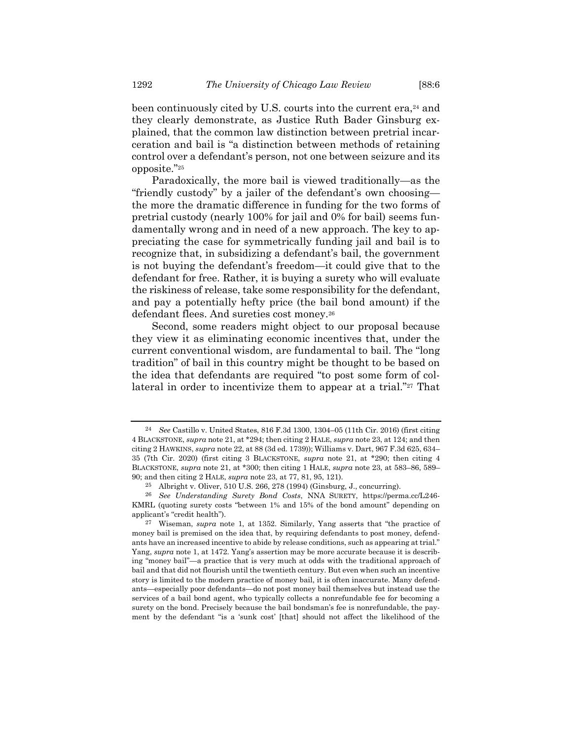been continuously cited by U.S. courts into the current era,[24] and they clearly demonstrate, as Justice Ruth Bader Ginsburg explained, that the common law distinction between pretrial incarceration and bail is "a distinction between methods of retaining control over a defendant's person, not one between seizure and its opposite."[25]

Paradoxically, the more bail is viewed traditionally—as the "friendly custody" by a jailer of the defendant's own choosing—the more the dramatic difference in funding for the two forms of pretrial custody (nearly 100% for jail and 0% for bail) seems fundamentally wrong and in need of a new approach. The key to appreciating the case for symmetrically funding jail and bail is to recognize that, in subsidizing a defendant's bail, the government is not buying the defendant's freedom—it could give that to the defendant for free. Rather, it is buying a surety who will evaluate the riskiness of release, take some responsibility for the defendant, and pay a potentially hefty price (the bail bond amount) if the defendant flees. And sureties cost money.[26]

Second, some readers might object to our proposal because they view it as eliminating economic incentives that, under the current conventional wisdom, are fundamental to bail. The "long tradition" of bail in this country might be thought to be based on the idea that defendants are required "to post some form of collateral in order to incentivize them to appear at a trial."[27] That

---

[24] *See* Castillo v. United States, 816 F.3d 1300, 1304–05 (11th Cir. 2016) (first citing 4 BLACKSTONE, *supra* note 21, at *294; then citing 2 HALE, *supra* note 23, at 124; and then citing 2 HAWKINS, *supra* note 22, at 88 (3d ed. 1739)); Williams v. Dart, 967 F.3d 625, 634–35 (7th Cir. 2020) (first citing 3 BLACKSTONE, *supra* note 21, at *290; then citing 4 BLACKSTONE, *supra* note 21, at *300; then citing 1 HALE, *supra* note 23, at 583–86, 589–90; and then citing 2 HALE, *supra* note 23, at 77, 81, 95, 121).

[25] Albright v. Oliver, 510 U.S. 266, 278 (1994) (Ginsburg, J., concurring).

[26] *See Understanding Surety Bond Costs*, NNA SURETY, https://perma.cc/L246-KMRL (quoting surety costs "between 1% and 15% of the bond amount" depending on applicant's "credit health").

[27] Wiseman, *supra* note 1, at 1352. Similarly, Yang asserts that "the practice of money bail is premised on the idea that, by requiring defendants to post money, defendants have an increased incentive to abide by release conditions, such as appearing at trial." Yang, *supra* note 1, at 1472. Yang's assertion may be more accurate because it is describing "money bail"—a practice that is very much at odds with the traditional approach of bail and that did not flourish until the twentieth century. But even when such an incentive story is limited to the modern practice of money bail, it is often inaccurate. Many defendants—especially poor defendants—do not post money bail themselves but instead use the services of a bail bond agent, who typically collects a nonrefundable fee for becoming a surety on the bond. Precisely because the bail bondsman's fee is nonrefundable, the payment by the defendant "is a 'sunk cost' [that] should not affect the likelihood of the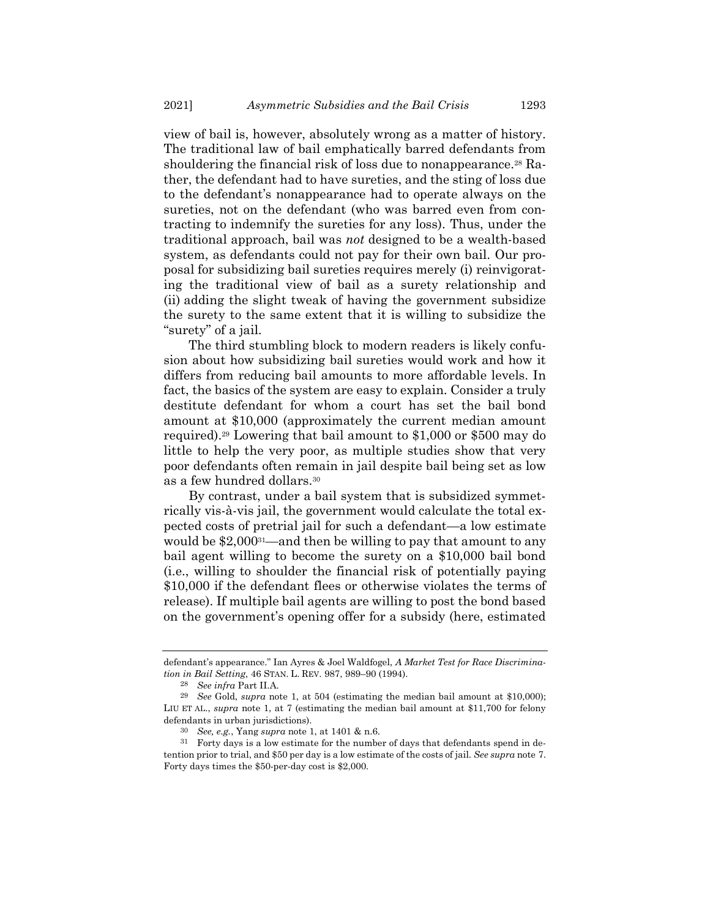view of bail is, however, absolutely wrong as a matter of history. The traditional law of bail emphatically barred defendants from shouldering the financial risk of loss due to nonappearance.[28] Rather, the defendant had to have sureties, and the sting of loss due to the defendant's nonappearance had to operate always on the sureties, not on the defendant (who was barred even from contracting to indemnify the sureties for any loss). Thus, under the traditional approach, bail was *not* designed to be a wealth-based system, as defendants could not pay for their own bail. Our proposal for subsidizing bail sureties requires merely (i) reinvigorating the traditional view of bail as a surety relationship and (ii) adding the slight tweak of having the government subsidize the surety to the same extent that it is willing to subsidize the "surety" of a jail.

The third stumbling block to modern readers is likely confusion about how subsidizing bail sureties would work and how it differs from reducing bail amounts to more affordable levels. In fact, the basics of the system are easy to explain. Consider a truly destitute defendant for whom a court has set the bail bond amount at $10,000 (approximately the current median amount required).[29] Lowering that bail amount to $1,000 or $500 may do little to help the very poor, as multiple studies show that very poor defendants often remain in jail despite bail being set as low as a few hundred dollars.[30]

By contrast, under a bail system that is subsidized symmetrically vis-à-vis jail, the government would calculate the total expected costs of pretrial jail for such a defendant—a low estimate would be $2,000[31]—and then be willing to pay that amount to any bail agent willing to become the surety on a $10,000 bail bond (i.e., willing to shoulder the financial risk of potentially paying $10,000 if the defendant flees or otherwise violates the terms of release). If multiple bail agents are willing to post the bond based on the government's opening offer for a subsidy (here, estimated

---

defendant's appearance." Ian Ayres & Joel Waldfogel, *A Market Test for Race Discrimination in Bail Setting*, 46 STAN. L. REV. 987, 989–90 (1994).

[28] *See infra* Part II.A.

[29] *See* Gold, *supra* note 1, at 504 (estimating the median bail amount at $10,000); LIU ET AL., *supra* note 1, at 7 (estimating the median bail amount at $11,700 for felony defendants in urban jurisdictions).

[30] *See, e.g.*, Yang *supra* note 1, at 1401 & n.6.

[31] Forty days is a low estimate for the number of days that defendants spend in detention prior to trial, and $50 per day is a low estimate of the costs of jail. *See supra* note 7. Forty days times the $50-per-day cost is $2,000.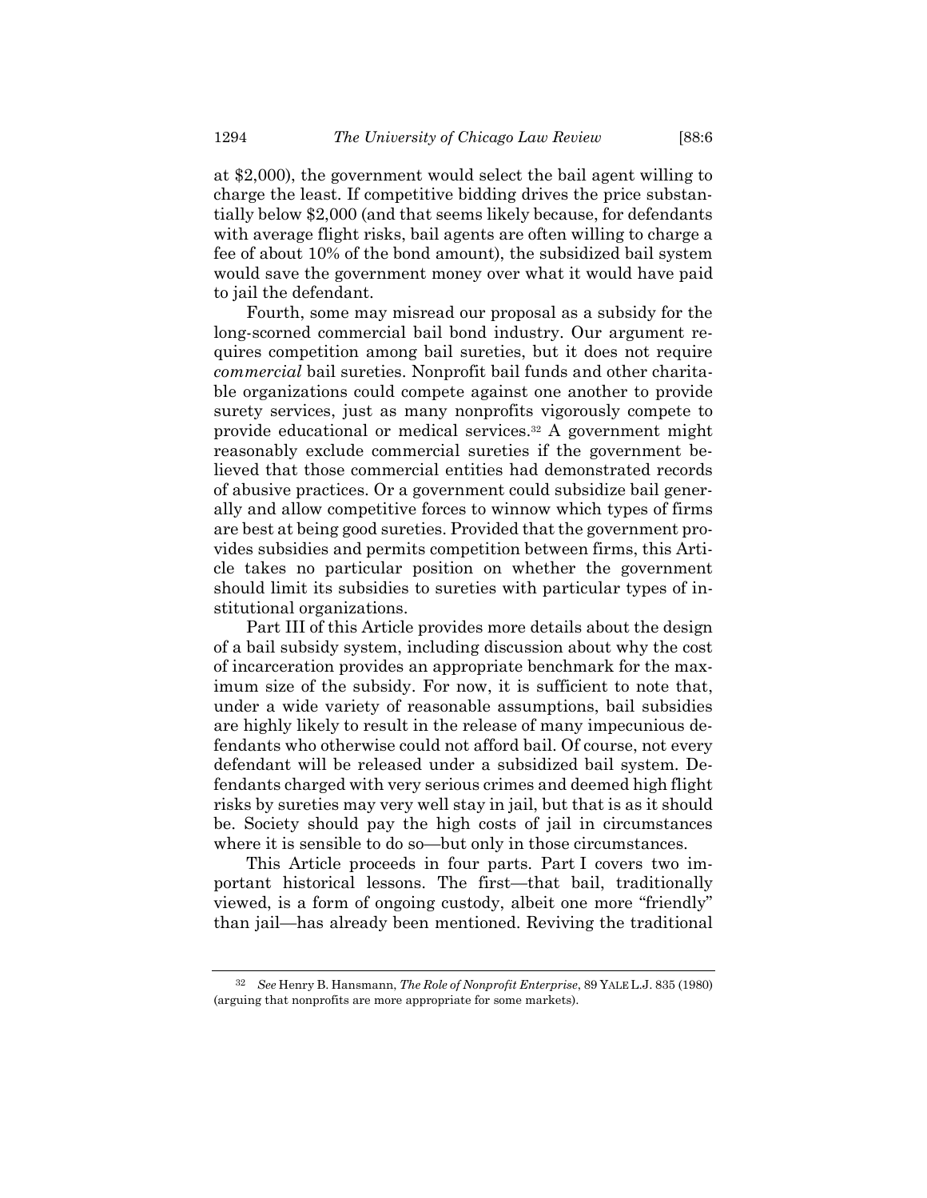at $2,000), the government would select the bail agent willing to charge the least. If competitive bidding drives the price substantially below $2,000 (and that seems likely because, for defendants with average flight risks, bail agents are often willing to charge a fee of about 10% of the bond amount), the subsidized bail system would save the government money over what it would have paid to jail the defendant.

Fourth, some may misread our proposal as a subsidy for the long-scorned commercial bail bond industry. Our argument requires competition among bail sureties, but it does not require *commercial* bail sureties. Nonprofit bail funds and other charitable organizations could compete against one another to provide surety services, just as many nonprofits vigorously compete to provide educational or medical services.[32] A government might reasonably exclude commercial sureties if the government believed that those commercial entities had demonstrated records of abusive practices. Or a government could subsidize bail generally and allow competitive forces to winnow which types of firms are best at being good sureties. Provided that the government provides subsidies and permits competition between firms, this Article takes no particular position on whether the government should limit its subsidies to sureties with particular types of institutional organizations.

Part III of this Article provides more details about the design of a bail subsidy system, including discussion about why the cost of incarceration provides an appropriate benchmark for the maximum size of the subsidy. For now, it is sufficient to note that, under a wide variety of reasonable assumptions, bail subsidies are highly likely to result in the release of many impecunious defendants who otherwise could not afford bail. Of course, not every defendant will be released under a subsidized bail system. Defendants charged with very serious crimes and deemed high flight risks by sureties may very well stay in jail, but that is as it should be. Society should pay the high costs of jail in circumstances where it is sensible to do so—but only in those circumstances.

This Article proceeds in four parts. Part I covers two important historical lessons. The first—that bail, traditionally viewed, is a form of ongoing custody, albeit one more "friendly" than jail—has already been mentioned. Reviving the traditional

---

[32] *See* Henry B. Hansmann, *The Role of Nonprofit Enterprise*, 89 YALE L.J. 835 (1980) (arguing that nonprofits are more appropriate for some markets).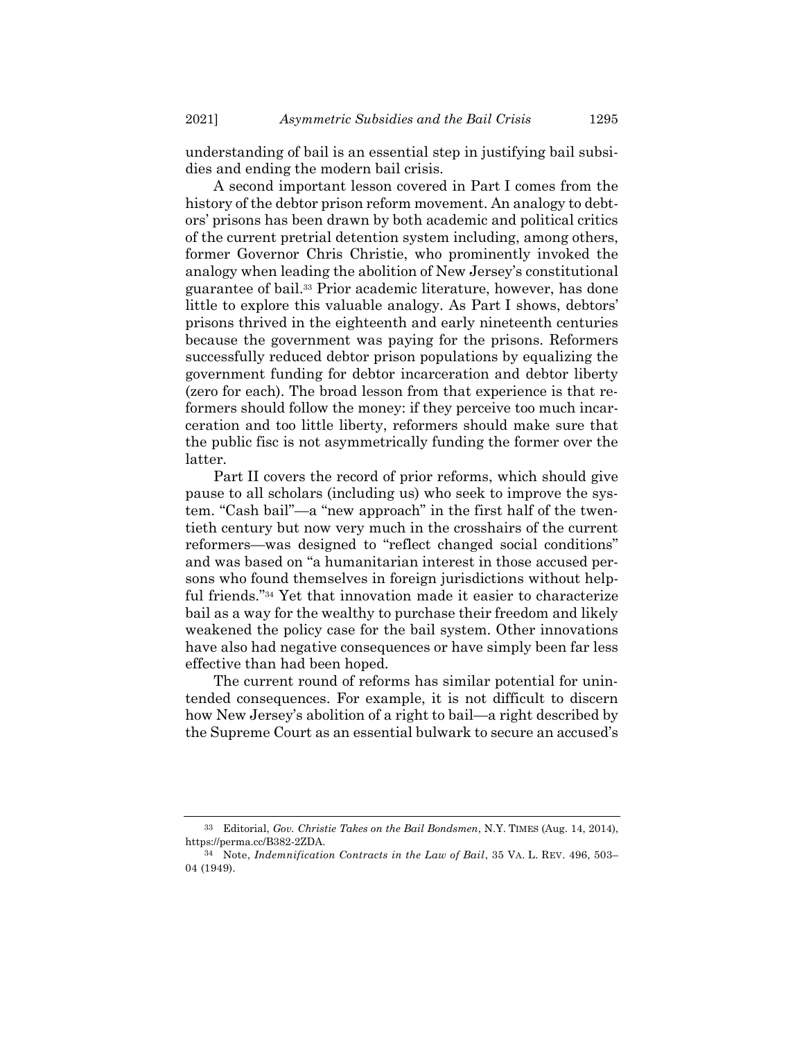understanding of bail is an essential step in justifying bail subsidies and ending the modern bail crisis.

A second important lesson covered in Part I comes from the history of the debtor prison reform movement. An analogy to debtors' prisons has been drawn by both academic and political critics of the current pretrial detention system including, among others, former Governor Chris Christie, who prominently invoked the analogy when leading the abolition of New Jersey's constitutional guarantee of bail.[33] Prior academic literature, however, has done little to explore this valuable analogy. As Part I shows, debtors' prisons thrived in the eighteenth and early nineteenth centuries because the government was paying for the prisons. Reformers successfully reduced debtor prison populations by equalizing the government funding for debtor incarceration and debtor liberty (zero for each). The broad lesson from that experience is that reformers should follow the money: if they perceive too much incarceration and too little liberty, reformers should make sure that the public fisc is not asymmetrically funding the former over the latter.

Part II covers the record of prior reforms, which should give pause to all scholars (including us) who seek to improve the system. "Cash bail"—a "new approach" in the first half of the twentieth century but now very much in the crosshairs of the current reformers—was designed to "reflect changed social conditions" and was based on "a humanitarian interest in those accused persons who found themselves in foreign jurisdictions without helpful friends."[34] Yet that innovation made it easier to characterize bail as a way for the wealthy to purchase their freedom and likely weakened the policy case for the bail system. Other innovations have also had negative consequences or have simply been far less effective than had been hoped.

The current round of reforms has similar potential for unintended consequences. For example, it is not difficult to discern how New Jersey's abolition of a right to bail—a right described by the Supreme Court as an essential bulwark to secure an accused's

---

[33] Editorial, *Gov. Christie Takes on the Bail Bondsmen*, N.Y. TIMES (Aug. 14, 2014), https://perma.cc/B382-2ZDA.

[34] Note, *Indemnification Contracts in the Law of Bail*, 35 VA. L. REV. 496, 503–04 (1949).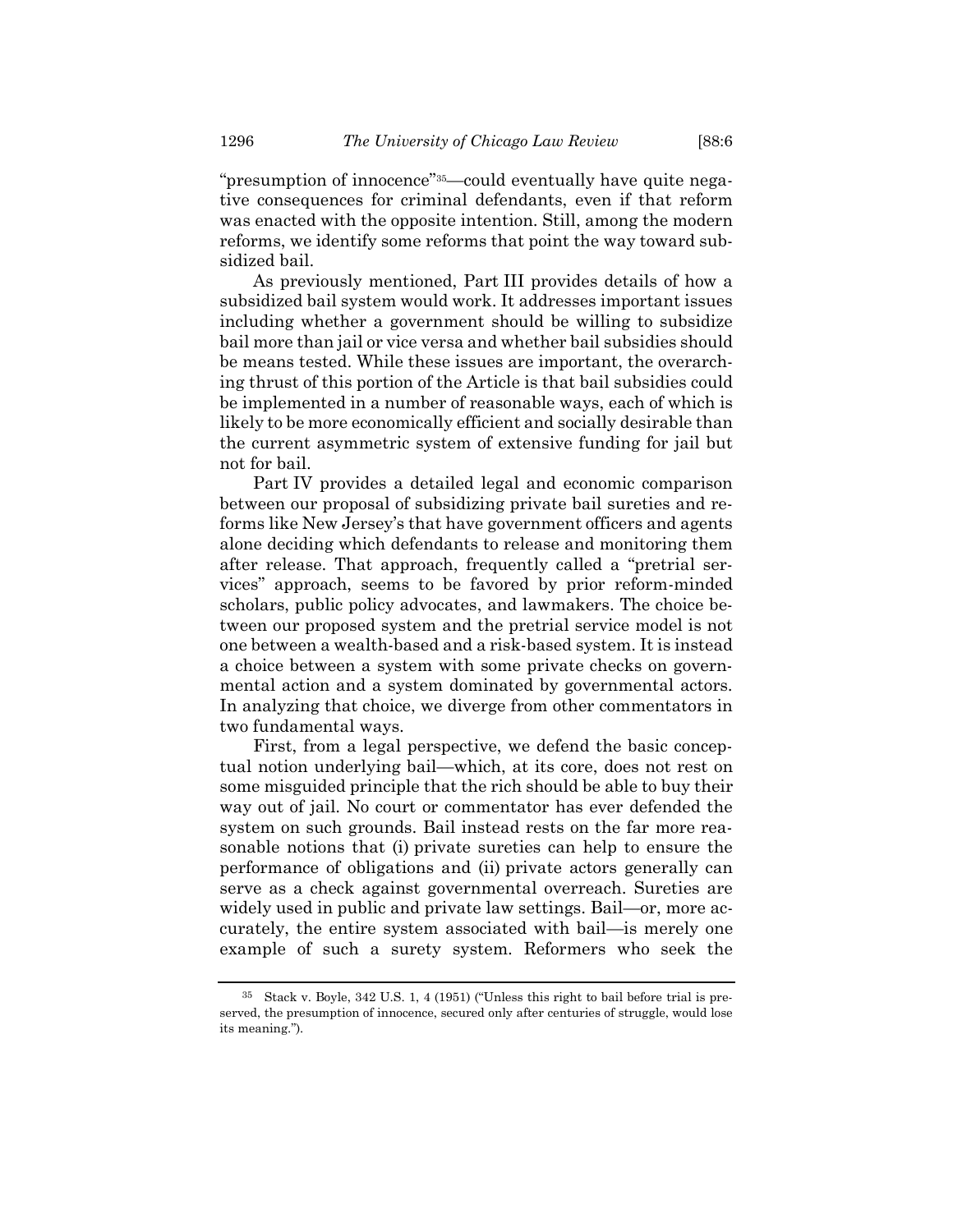"presumption of innocence"[35]—could eventually have quite negative consequences for criminal defendants, even if that reform was enacted with the opposite intention. Still, among the modern reforms, we identify some reforms that point the way toward subsidized bail.

As previously mentioned, Part III provides details of how a subsidized bail system would work. It addresses important issues including whether a government should be willing to subsidize bail more than jail or vice versa and whether bail subsidies should be means tested. While these issues are important, the overarching thrust of this portion of the Article is that bail subsidies could be implemented in a number of reasonable ways, each of which is likely to be more economically efficient and socially desirable than the current asymmetric system of extensive funding for jail but not for bail.

Part IV provides a detailed legal and economic comparison between our proposal of subsidizing private bail sureties and reforms like New Jersey's that have government officers and agents alone deciding which defendants to release and monitoring them after release. That approach, frequently called a "pretrial services" approach, seems to be favored by prior reform-minded scholars, public policy advocates, and lawmakers. The choice between our proposed system and the pretrial service model is not one between a wealth-based and a risk-based system. It is instead a choice between a system with some private checks on governmental action and a system dominated by governmental actors. In analyzing that choice, we diverge from other commentators in two fundamental ways.

First, from a legal perspective, we defend the basic conceptual notion underlying bail—which, at its core, does not rest on some misguided principle that the rich should be able to buy their way out of jail. No court or commentator has ever defended the system on such grounds. Bail instead rests on the far more reasonable notions that (i) private sureties can help to ensure the performance of obligations and (ii) private actors generally can serve as a check against governmental overreach. Sureties are widely used in public and private law settings. Bail—or, more accurately, the entire system associated with bail—is merely one example of such a surety system. Reformers who seek the

---

[35] Stack v. Boyle, 342 U.S. 1, 4 (1951) ("Unless this right to bail before trial is preserved, the presumption of innocence, secured only after centuries of struggle, would lose its meaning.").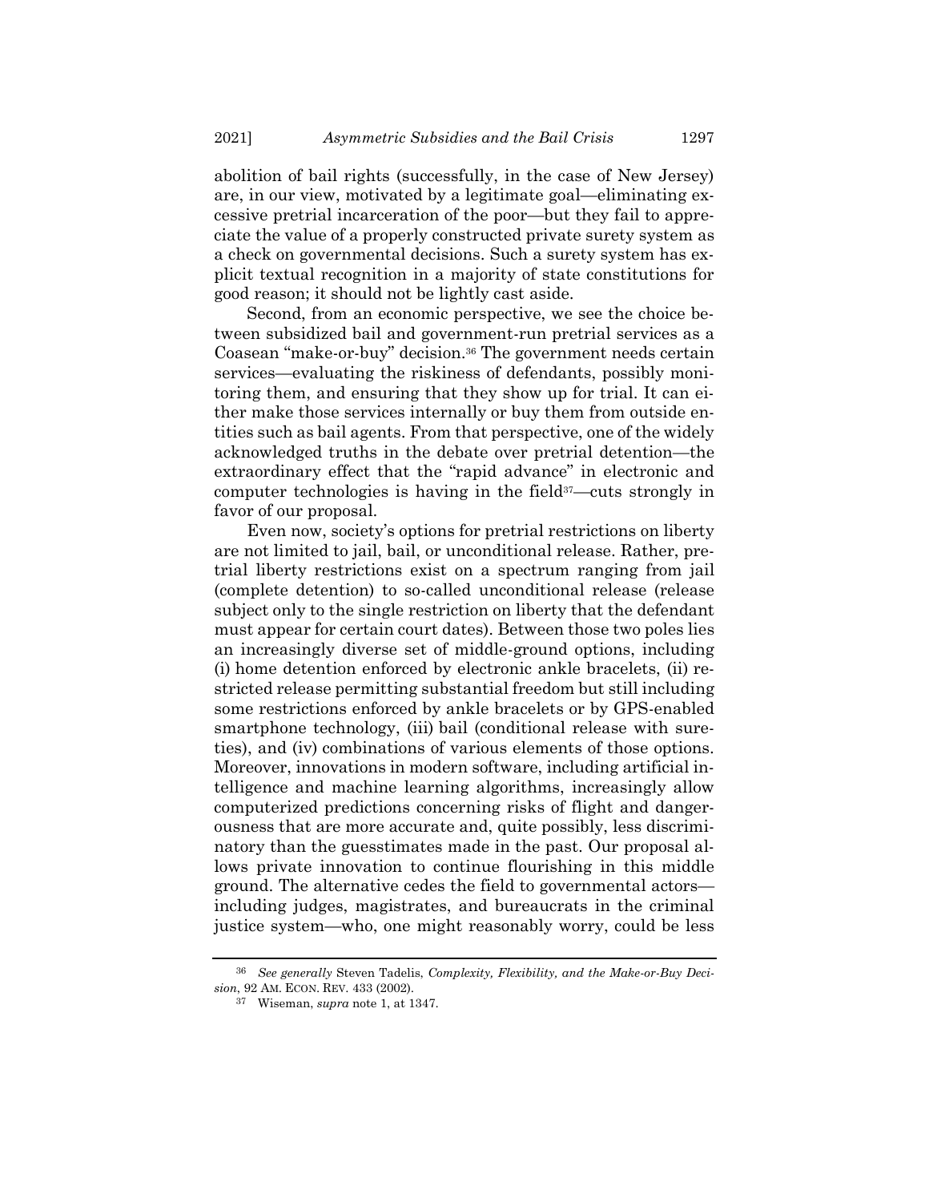abolition of bail rights (successfully, in the case of New Jersey) are, in our view, motivated by a legitimate goal—eliminating excessive pretrial incarceration of the poor—but they fail to appreciate the value of a properly constructed private surety system as a check on governmental decisions. Such a surety system has explicit textual recognition in a majority of state constitutions for good reason; it should not be lightly cast aside.

Second, from an economic perspective, we see the choice between subsidized bail and government-run pretrial services as a Coasean "make-or-buy" decision.[36] The government needs certain services—evaluating the riskiness of defendants, possibly monitoring them, and ensuring that they show up for trial. It can either make those services internally or buy them from outside entities such as bail agents. From that perspective, one of the widely acknowledged truths in the debate over pretrial detention—the extraordinary effect that the "rapid advance" in electronic and computer technologies is having in the field[37]—cuts strongly in favor of our proposal.

Even now, society's options for pretrial restrictions on liberty are not limited to jail, bail, or unconditional release. Rather, pretrial liberty restrictions exist on a spectrum ranging from jail (complete detention) to so-called unconditional release (release subject only to the single restriction on liberty that the defendant must appear for certain court dates). Between those two poles lies an increasingly diverse set of middle-ground options, including (i) home detention enforced by electronic ankle bracelets, (ii) restricted release permitting substantial freedom but still including some restrictions enforced by ankle bracelets or by GPS-enabled smartphone technology, (iii) bail (conditional release with sureties), and (iv) combinations of various elements of those options. Moreover, innovations in modern software, including artificial intelligence and machine learning algorithms, increasingly allow computerized predictions concerning risks of flight and dangerousness that are more accurate and, quite possibly, less discriminatory than the guesstimates made in the past. Our proposal allows private innovation to continue flourishing in this middle ground. The alternative cedes the field to governmental actors—including judges, magistrates, and bureaucrats in the criminal justice system—who, one might reasonably worry, could be less

---

[36] *See generally* Steven Tadelis, *Complexity, Flexibility, and the Make-or-Buy Decision*, 92 AM. ECON. REV. 433 (2002).

[37] Wiseman, *supra* note 1, at 1347.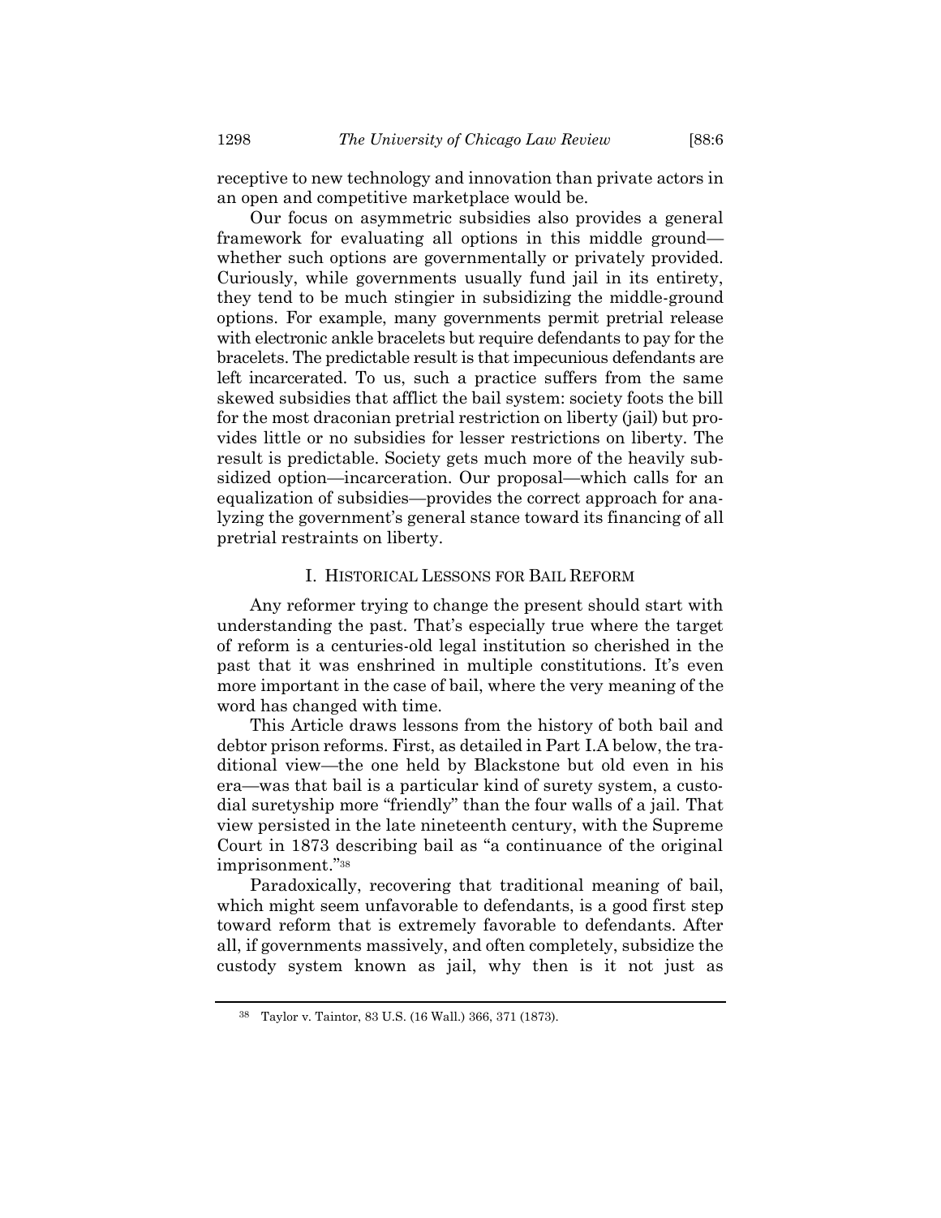receptive to new technology and innovation than private actors in an open and competitive marketplace would be.

Our focus on asymmetric subsidies also provides a general framework for evaluating all options in this middle ground—whether such options are governmentally or privately provided. Curiously, while governments usually fund jail in its entirety, they tend to be much stingier in subsidizing the middle-ground options. For example, many governments permit pretrial release with electronic ankle bracelets but require defendants to pay for the bracelets. The predictable result is that impecunious defendants are left incarcerated. To us, such a practice suffers from the same skewed subsidies that afflict the bail system: society foots the bill for the most draconian pretrial restriction on liberty (jail) but provides little or no subsidies for lesser restrictions on liberty. The result is predictable. Society gets much more of the heavily subsidized option—incarceration. Our proposal—which calls for an equalization of subsidies—provides the correct approach for analyzing the government's general stance toward its financing of all pretrial restraints on liberty.

## I. HISTORICAL LESSONS FOR BAIL REFORM

Any reformer trying to change the present should start with understanding the past. That's especially true where the target of reform is a centuries-old legal institution so cherished in the past that it was enshrined in multiple constitutions. It's even more important in the case of bail, where the very meaning of the word has changed with time.

This Article draws lessons from the history of both bail and debtor prison reforms. First, as detailed in Part I.A below, the traditional view—the one held by Blackstone but old even in his era—was that bail is a particular kind of surety system, a custodial suretyship more "friendly" than the four walls of a jail. That view persisted in the late nineteenth century, with the Supreme Court in 1873 describing bail as "a continuance of the original imprisonment."[38]

Paradoxically, recovering that traditional meaning of bail, which might seem unfavorable to defendants, is a good first step toward reform that is extremely favorable to defendants. After all, if governments massively, and often completely, subsidize the custody system known as jail, why then is it not just as

[38] Taylor v. Taintor, 83 U.S. (16 Wall.) 366, 371 (1873).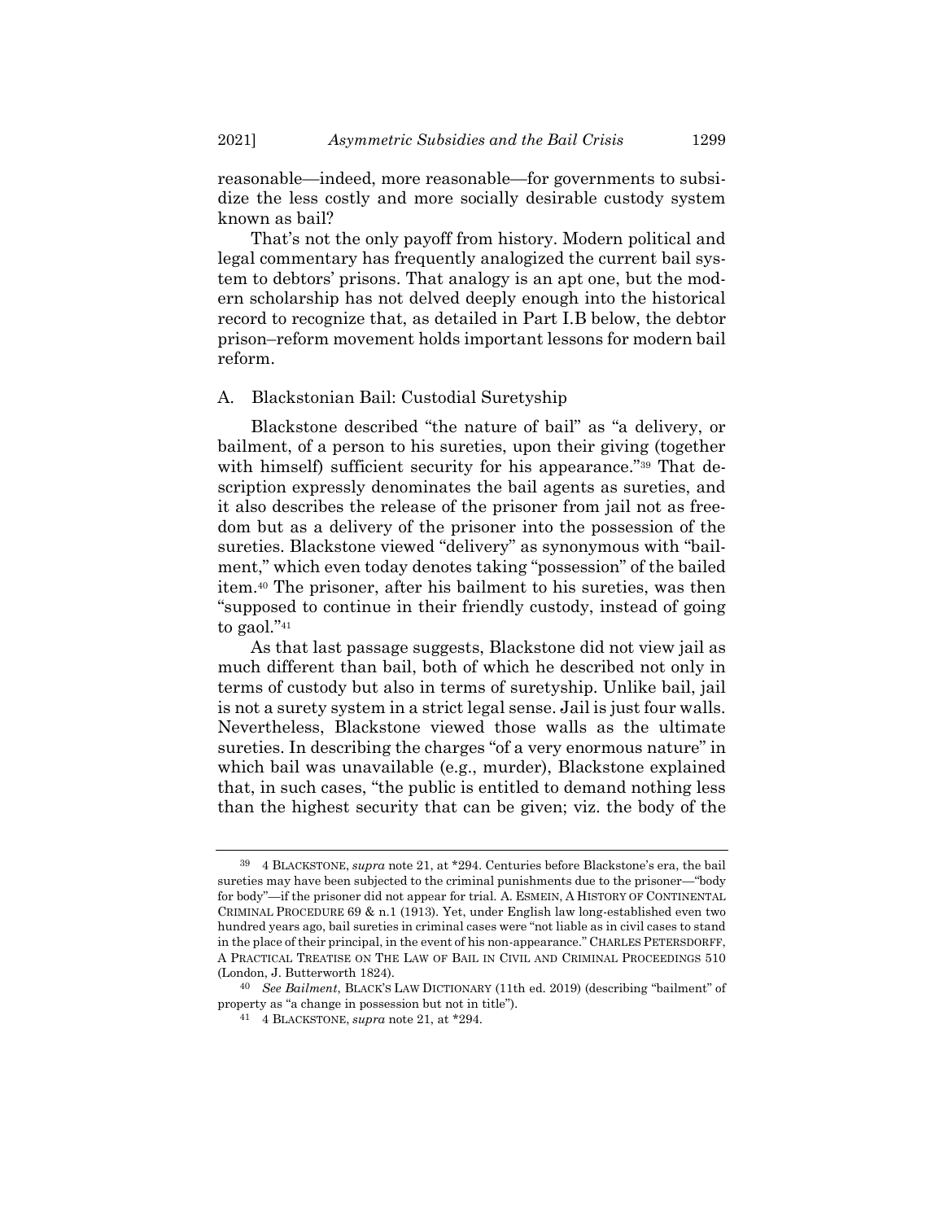reasonable—indeed, more reasonable—for governments to subsidize the less costly and more socially desirable custody system known as bail?

That's not the only payoff from history. Modern political and legal commentary has frequently analogized the current bail system to debtors' prisons. That analogy is an apt one, but the modern scholarship has not delved deeply enough into the historical record to recognize that, as detailed in Part I.B below, the debtor prison–reform movement holds important lessons for modern bail reform.

## A. Blackstonian Bail: Custodial Suretyship

Blackstone described "the nature of bail" as "a delivery, or bailment, of a person to his sureties, upon their giving (together with himself) sufficient security for his appearance."[39] That description expressly denominates the bail agents as sureties, and it also describes the release of the prisoner from jail not as freedom but as a delivery of the prisoner into the possession of the sureties. Blackstone viewed "delivery" as synonymous with "bailment," which even today denotes taking "possession" of the bailed item.[40] The prisoner, after his bailment to his sureties, was then "supposed to continue in their friendly custody, instead of going to gaol."[41]

As that last passage suggests, Blackstone did not view jail as much different than bail, both of which he described not only in terms of custody but also in terms of suretyship. Unlike bail, jail is not a surety system in a strict legal sense. Jail is just four walls. Nevertheless, Blackstone viewed those walls as the ultimate sureties. In describing the charges "of a very enormous nature" in which bail was unavailable (e.g., murder), Blackstone explained that, in such cases, "the public is entitled to demand nothing less than the highest security that can be given; viz. the body of the

---

[39] 4 BLACKSTONE, *supra* note 21, at \*294. Centuries before Blackstone's era, the bail sureties may have been subjected to the criminal punishments due to the prisoner—"body for body"—if the prisoner did not appear for trial. A. ESMEIN, A HISTORY OF CONTINENTAL CRIMINAL PROCEDURE 69 & n.1 (1913). Yet, under English law long-established even two hundred years ago, bail sureties in criminal cases were "not liable as in civil cases to stand in the place of their principal, in the event of his non-appearance." CHARLES PETERSDORFF, A PRACTICAL TREATISE ON THE LAW OF BAIL IN CIVIL AND CRIMINAL PROCEEDINGS 510 (London, J. Butterworth 1824).

[40] *See Bailment*, BLACK'S LAW DICTIONARY (11th ed. 2019) (describing "bailment" of property as "a change in possession but not in title").

[41] 4 BLACKSTONE, *supra* note 21, at \*294.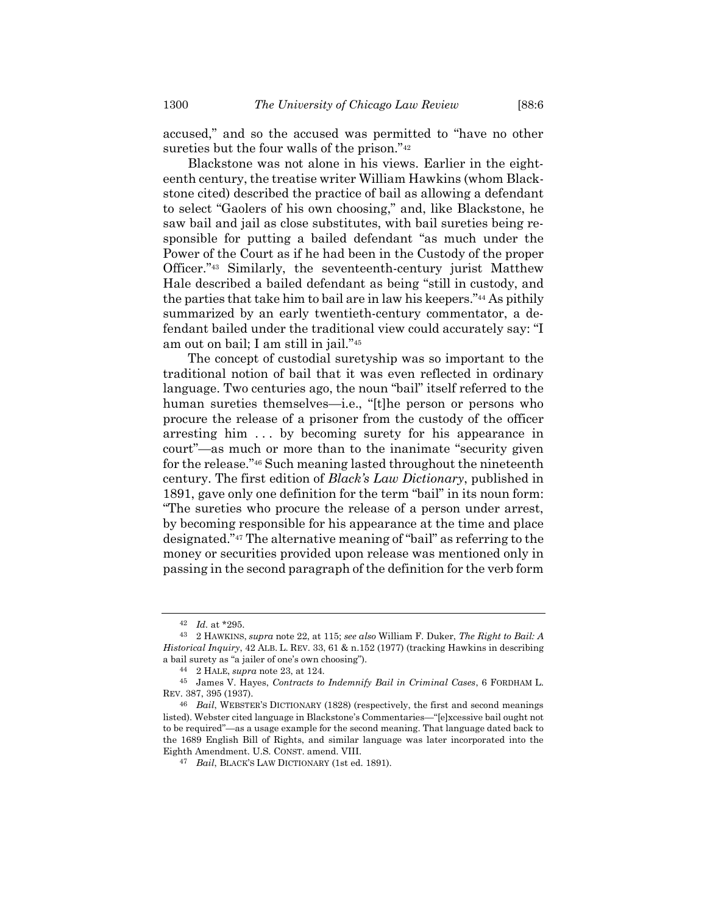accused," and so the accused was permitted to "have no other sureties but the four walls of the prison."[42]

Blackstone was not alone in his views. Earlier in the eighteenth century, the treatise writer William Hawkins (whom Blackstone cited) described the practice of bail as allowing a defendant to select "Gaolers of his own choosing," and, like Blackstone, he saw bail and jail as close substitutes, with bail sureties being responsible for putting a bailed defendant "as much under the Power of the Court as if he had been in the Custody of the proper Officer."[43] Similarly, the seventeenth-century jurist Matthew Hale described a bailed defendant as being "still in custody, and the parties that take him to bail are in law his keepers."[44] As pithily summarized by an early twentieth-century commentator, a defendant bailed under the traditional view could accurately say: "I am out on bail; I am still in jail."[45]

The concept of custodial suretyship was so important to the traditional notion of bail that it was even reflected in ordinary language. Two centuries ago, the noun "bail" itself referred to the human sureties themselves—i.e., "[t]he person or persons who procure the release of a prisoner from the custody of the officer arresting him . . . by becoming surety for his appearance in court"—as much or more than to the inanimate "security given for the release."[46] Such meaning lasted throughout the nineteenth century. The first edition of *Black's Law Dictionary*, published in 1891, gave only one definition for the term "bail" in its noun form: "The sureties who procure the release of a person under arrest, by becoming responsible for his appearance at the time and place designated."[47] The alternative meaning of "bail" as referring to the money or securities provided upon release was mentioned only in passing in the second paragraph of the definition for the verb form

---

[42] *Id.* at *295.

[43] 2 HAWKINS, *supra* note 22, at 115; *see also* William F. Duker, *The Right to Bail: A Historical Inquiry*, 42 ALB. L. REV. 33, 61 & n.152 (1977) (tracking Hawkins in describing a bail surety as "a jailer of one's own choosing").

[44] 2 HALE, *supra* note 23, at 124.

[45] James V. Hayes, *Contracts to Indemnify Bail in Criminal Cases*, 6 FORDHAM L. REV. 387, 395 (1937).

[46] *Bail*, WEBSTER'S DICTIONARY (1828) (respectively, the first and second meanings listed). Webster cited language in Blackstone's Commentaries—"[e]xcessive bail ought not to be required"—as a usage example for the second meaning. That language dated back to the 1689 English Bill of Rights, and similar language was later incorporated into the Eighth Amendment. U.S. CONST. amend. VIII.

[47] *Bail*, BLACK'S LAW DICTIONARY (1st ed. 1891).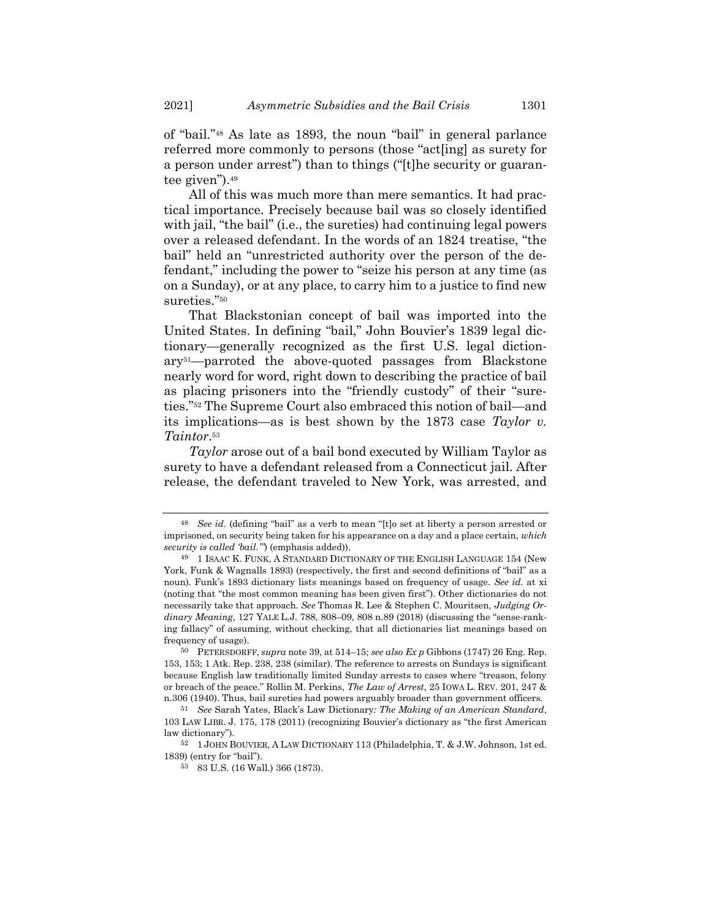of "bail."[48] As late as 1893, the noun "bail" in general parlance referred more commonly to persons (those "act[ing] as surety for a person under arrest") than to things ("[t]he security or guarantee given").[49]

All of this was much more than mere semantics. It had practical importance. Precisely because bail was so closely identified with jail, "the bail" (i.e., the sureties) had continuing legal powers over a released defendant. In the words of an 1824 treatise, "the bail" held an "unrestricted authority over the person of the defendant," including the power to "seize his person at any time (as on a Sunday), or at any place, to carry him to a justice to find new sureties."[50]

That Blackstonian concept of bail was imported into the United States. In defining "bail," John Bouvier's 1839 legal dictionary—generally recognized as the first U.S. legal dictionary[51]—parroted the above-quoted passages from Blackstone nearly word for word, right down to describing the practice of bail as placing prisoners into the "friendly custody" of their "sureties."[52] The Supreme Court also embraced this notion of bail—and its implications—as is best shown by the 1873 case *Taylor v. Taintor*.[53]

*Taylor* arose out of a bail bond executed by William Taylor as surety to have a defendant released from a Connecticut jail. After release, the defendant traveled to New York, was arrested, and

---

[48] *See id.* (defining "bail" as a verb to mean "[t]o set at liberty a person arrested or imprisoned, on security being taken for his appearance on a day and a place certain, *which security is called 'bail.'*") (emphasis added)).

[49] 1 ISAAC K. FUNK, A STANDARD DICTIONARY OF THE ENGLISH LANGUAGE 154 (New York, Funk & Wagnalls 1893) (respectively, the first and second definitions of "bail" as a noun). Funk's 1893 dictionary lists meanings based on frequency of usage. *See id.* at xi (noting that "the most common meaning has been given first"). Other dictionaries do not necessarily take that approach. *See* Thomas R. Lee & Stephen C. Mouritsen, *Judging Ordinary Meaning*, 127 YALE L.J. 788, 808–09, 808 n.89 (2018) (discussing the "sense-ranking fallacy" of assuming, without checking, that all dictionaries list meanings based on frequency of usage).

[50] PETERSDORFF, *supra* note 39, at 514–15; *see also Ex p* Gibbons (1747) 26 Eng. Rep. 153, 153; 1 Atk. Rep. 238, 238 (similar). The reference to arrests on Sundays is significant because English law traditionally limited Sunday arrests to cases where "treason, felony or breach of the peace." Rollin M. Perkins, *The Law of Arrest*, 25 IOWA L. REV. 201, 247 & n.306 (1940). Thus, bail sureties had powers arguably broader than government officers.

[51] *See* Sarah Yates, Black's Law Dictionary*: The Making of an American Standard*, 103 LAW LIBR. J. 175, 178 (2011) (recognizing Bouvier's dictionary as "the first American law dictionary").

[52] 1 JOHN BOUVIER, A LAW DICTIONARY 113 (Philadelphia, T. & J.W. Johnson, 1st ed. 1839) (entry for "bail").

[53] 83 U.S. (16 Wall.) 366 (1873).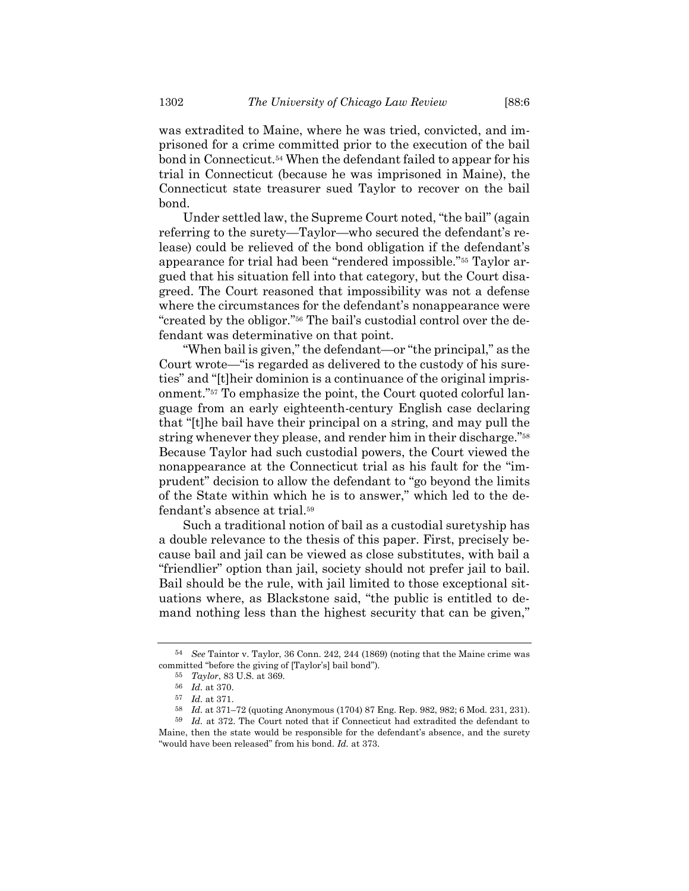was extradited to Maine, where he was tried, convicted, and imprisoned for a crime committed prior to the execution of the bail bond in Connecticut.[54] When the defendant failed to appear for his trial in Connecticut (because he was imprisoned in Maine), the Connecticut state treasurer sued Taylor to recover on the bail bond.

Under settled law, the Supreme Court noted, "the bail" (again referring to the surety—Taylor—who secured the defendant's release) could be relieved of the bond obligation if the defendant's appearance for trial had been "rendered impossible."[55] Taylor argued that his situation fell into that category, but the Court disagreed. The Court reasoned that impossibility was not a defense where the circumstances for the defendant's nonappearance were "created by the obligor."[56] The bail's custodial control over the defendant was determinative on that point.

"When bail is given," the defendant—or "the principal," as the Court wrote—"is regarded as delivered to the custody of his sureties" and "[t]heir dominion is a continuance of the original imprisonment."[57] To emphasize the point, the Court quoted colorful language from an early eighteenth-century English case declaring that "[t]he bail have their principal on a string, and may pull the string whenever they please, and render him in their discharge."[58] Because Taylor had such custodial powers, the Court viewed the nonappearance at the Connecticut trial as his fault for the "imprudent" decision to allow the defendant to "go beyond the limits of the State within which he is to answer," which led to the defendant's absence at trial.[59]

Such a traditional notion of bail as a custodial suretyship has a double relevance to the thesis of this paper. First, precisely because bail and jail can be viewed as close substitutes, with bail a "friendlier" option than jail, society should not prefer jail to bail. Bail should be the rule, with jail limited to those exceptional situations where, as Blackstone said, "the public is entitled to demand nothing less than the highest security that can be given,"

---

[54] *See* Taintor v. Taylor, 36 Conn. 242, 244 (1869) (noting that the Maine crime was committed "before the giving of [Taylor's] bail bond").

[55] *Taylor*, 83 U.S. at 369.

[56] *Id.* at 370.

[57] *Id.* at 371.

[58] *Id.* at 371–72 (quoting Anonymous (1704) 87 Eng. Rep. 982, 982; 6 Mod. 231, 231).

[59] *Id.* at 372. The Court noted that if Connecticut had extradited the defendant to Maine, then the state would be responsible for the defendant's absence, and the surety "would have been released" from his bond. *Id.* at 373.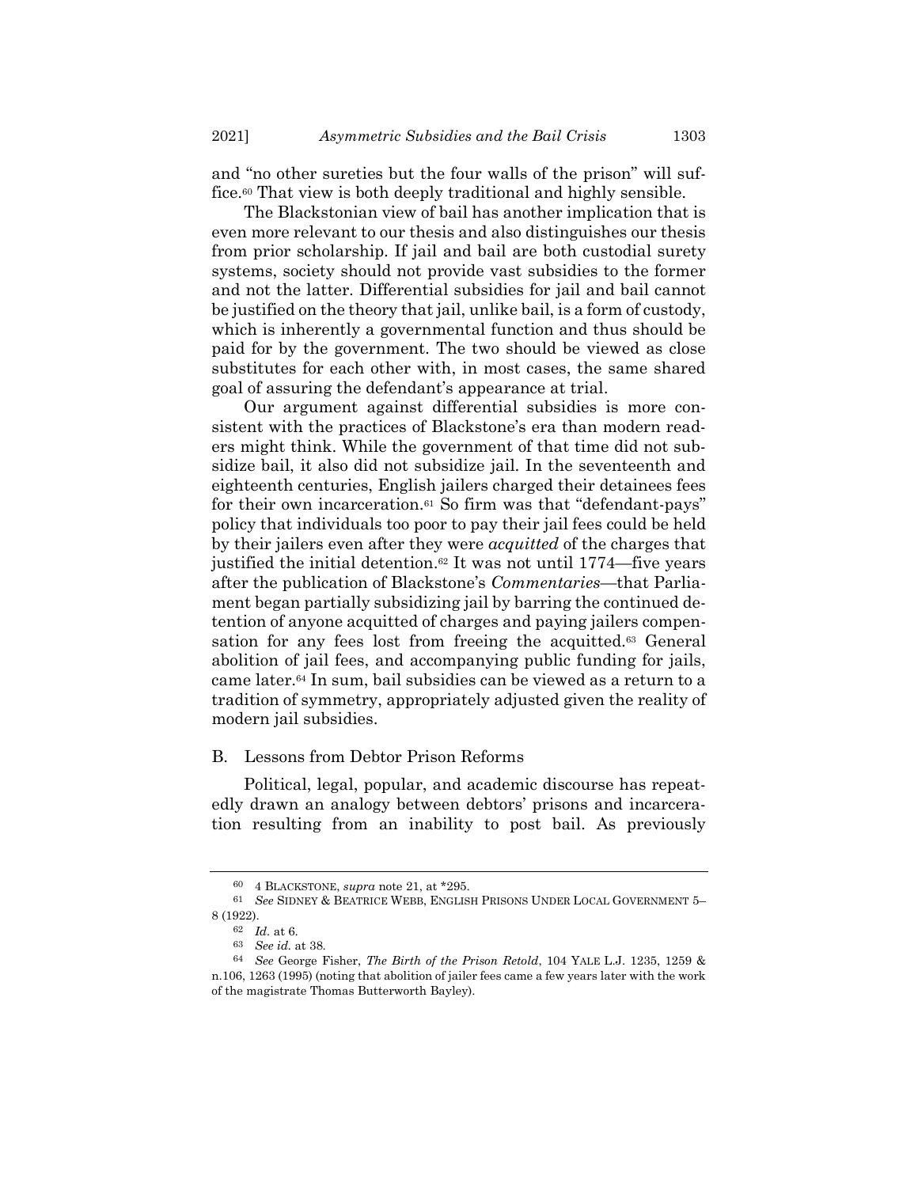and "no other sureties but the four walls of the prison" will suffice.[60] That view is both deeply traditional and highly sensible.

The Blackstonian view of bail has another implication that is even more relevant to our thesis and also distinguishes our thesis from prior scholarship. If jail and bail are both custodial surety systems, society should not provide vast subsidies to the former and not the latter. Differential subsidies for jail and bail cannot be justified on the theory that jail, unlike bail, is a form of custody, which is inherently a governmental function and thus should be paid for by the government. The two should be viewed as close substitutes for each other with, in most cases, the same shared goal of assuring the defendant's appearance at trial.

Our argument against differential subsidies is more consistent with the practices of Blackstone's era than modern readers might think. While the government of that time did not subsidize bail, it also did not subsidize jail. In the seventeenth and eighteenth centuries, English jailers charged their detainees fees for their own incarceration.[61] So firm was that "defendant-pays" policy that individuals too poor to pay their jail fees could be held by their jailers even after they were *acquitted* of the charges that justified the initial detention.[62] It was not until 1774—five years after the publication of Blackstone's *Commentaries*—that Parliament began partially subsidizing jail by barring the continued detention of anyone acquitted of charges and paying jailers compensation for any fees lost from freeing the acquitted.[63] General abolition of jail fees, and accompanying public funding for jails, came later.[64] In sum, bail subsidies can be viewed as a return to a tradition of symmetry, appropriately adjusted given the reality of modern jail subsidies.

## B. Lessons from Debtor Prison Reforms

Political, legal, popular, and academic discourse has repeatedly drawn an analogy between debtors' prisons and incarceration resulting from an inability to post bail. As previously

---

[60] 4 BLACKSTONE, *supra* note 21, at *295.

[61] *See* SIDNEY & BEATRICE WEBB, ENGLISH PRISONS UNDER LOCAL GOVERNMENT 5–8 (1922).

[62] *Id.* at 6.

[63] *See id.* at 38.

[64] *See* George Fisher, *The Birth of the Prison Retold*, 104 YALE L.J. 1235, 1259 & n.106, 1263 (1995) (noting that abolition of jailer fees came a few years later with the work of the magistrate Thomas Butterworth Bayley).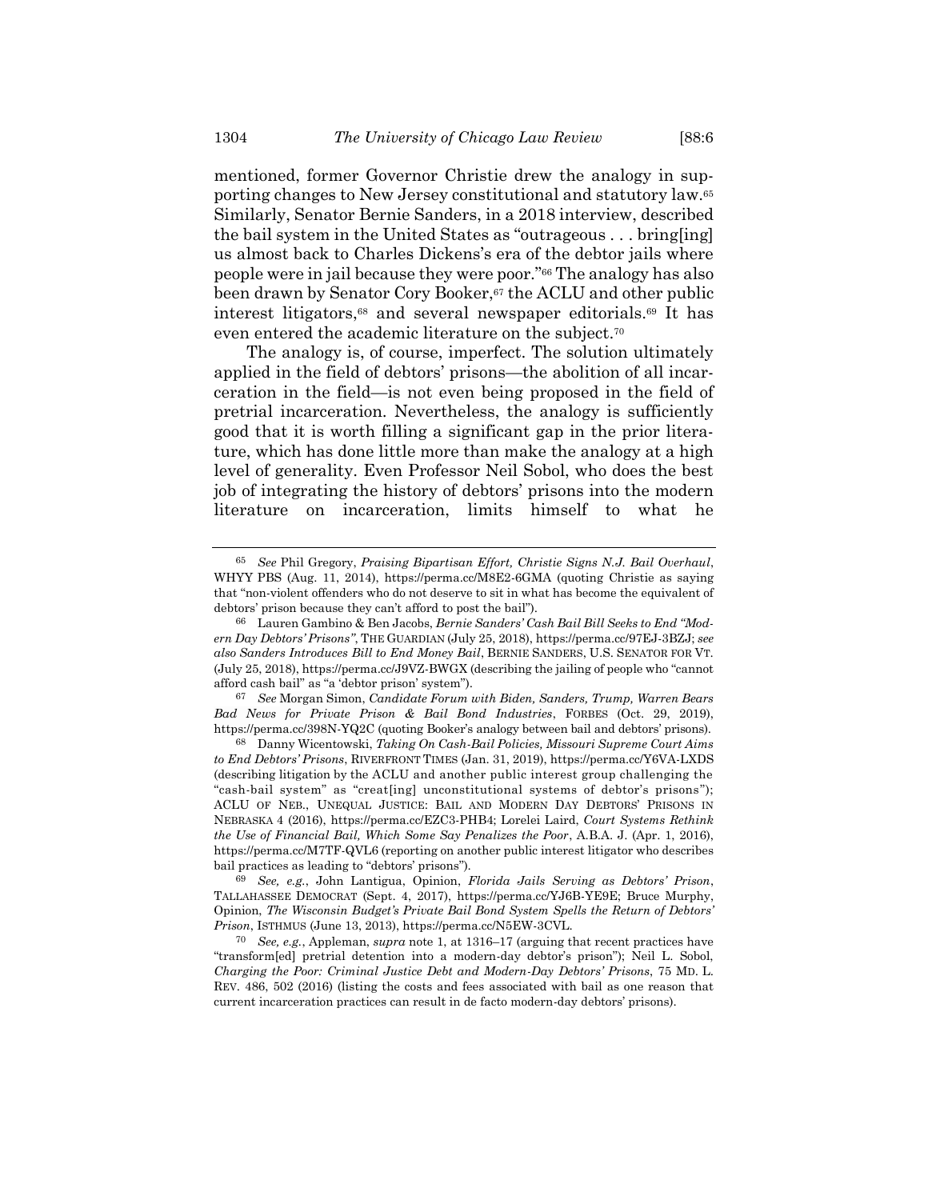mentioned, former Governor Christie drew the analogy in supporting changes to New Jersey constitutional and statutory law.[65] Similarly, Senator Bernie Sanders, in a 2018 interview, described the bail system in the United States as "outrageous . . . bring[ing] us almost back to Charles Dickens's era of the debtor jails where people were in jail because they were poor."[66] The analogy has also been drawn by Senator Cory Booker,[67] the ACLU and other public interest litigators,[68] and several newspaper editorials.[69] It has even entered the academic literature on the subject.[70]

The analogy is, of course, imperfect. The solution ultimately applied in the field of debtors' prisons—the abolition of all incarceration in the field—is not even being proposed in the field of pretrial incarceration. Nevertheless, the analogy is sufficiently good that it is worth filling a significant gap in the prior literature, which has done little more than make the analogy at a high level of generality. Even Professor Neil Sobol, who does the best job of integrating the history of debtors' prisons into the modern literature on incarceration, limits himself to what he

---

[65] *See* Phil Gregory, *Praising Bipartisan Effort, Christie Signs N.J. Bail Overhaul*, WHYY PBS (Aug. 11, 2014), https://perma.cc/M8E2-6GMA (quoting Christie as saying that "non-violent offenders who do not deserve to sit in what has become the equivalent of debtors' prison because they can't afford to post the bail").

[66] Lauren Gambino & Ben Jacobs, *Bernie Sanders' Cash Bail Bill Seeks to End "Modern Day Debtors' Prisons"*, THE GUARDIAN (July 25, 2018), https://perma.cc/97EJ-3BZJ; *see also Sanders Introduces Bill to End Money Bail*, BERNIE SANDERS, U.S. SENATOR FOR VT. (July 25, 2018), https://perma.cc/J9VZ-BWGX (describing the jailing of people who "cannot afford cash bail" as "a 'debtor prison' system").

[67] *See* Morgan Simon, *Candidate Forum with Biden, Sanders, Trump, Warren Bears Bad News for Private Prison & Bail Bond Industries*, FORBES (Oct. 29, 2019), https://perma.cc/398N-YQ2C (quoting Booker's analogy between bail and debtors' prisons).

[68] Danny Wicentowski, *Taking On Cash-Bail Policies, Missouri Supreme Court Aims to End Debtors' Prisons*, RIVERFRONT TIMES (Jan. 31, 2019), https://perma.cc/Y6VA-LXDS (describing litigation by the ACLU and another public interest group challenging the "cash-bail system" as "creat[ing] unconstitutional systems of debtor's prisons"); ACLU OF NEB., UNEQUAL JUSTICE: BAIL AND MODERN DAY DEBTORS' PRISONS IN NEBRASKA 4 (2016), https://perma.cc/EZC3-PHB4; Lorelei Laird, *Court Systems Rethink the Use of Financial Bail, Which Some Say Penalizes the Poor*, A.B.A. J. (Apr. 1, 2016), https://perma.cc/M7TF-QVL6 (reporting on another public interest litigator who describes bail practices as leading to "debtors' prisons").

[69] *See, e.g.*, John Lantigua, Opinion, *Florida Jails Serving as Debtors' Prison*, TALLAHASSEE DEMOCRAT (Sept. 4, 2017), https://perma.cc/YJ6B-YE9E; Bruce Murphy, Opinion, *The Wisconsin Budget's Private Bail Bond System Spells the Return of Debtors' Prison*, ISTHMUS (June 13, 2013), https://perma.cc/N5EW-3CVL.

[70] *See, e.g.*, Appleman, *supra* note 1, at 1316–17 (arguing that recent practices have "transform[ed] pretrial detention into a modern-day debtor's prison"); Neil L. Sobol, *Charging the Poor: Criminal Justice Debt and Modern-Day Debtors' Prisons*, 75 MD. L. REV. 486, 502 (2016) (listing the costs and fees associated with bail as one reason that current incarceration practices can result in de facto modern-day debtors' prisons).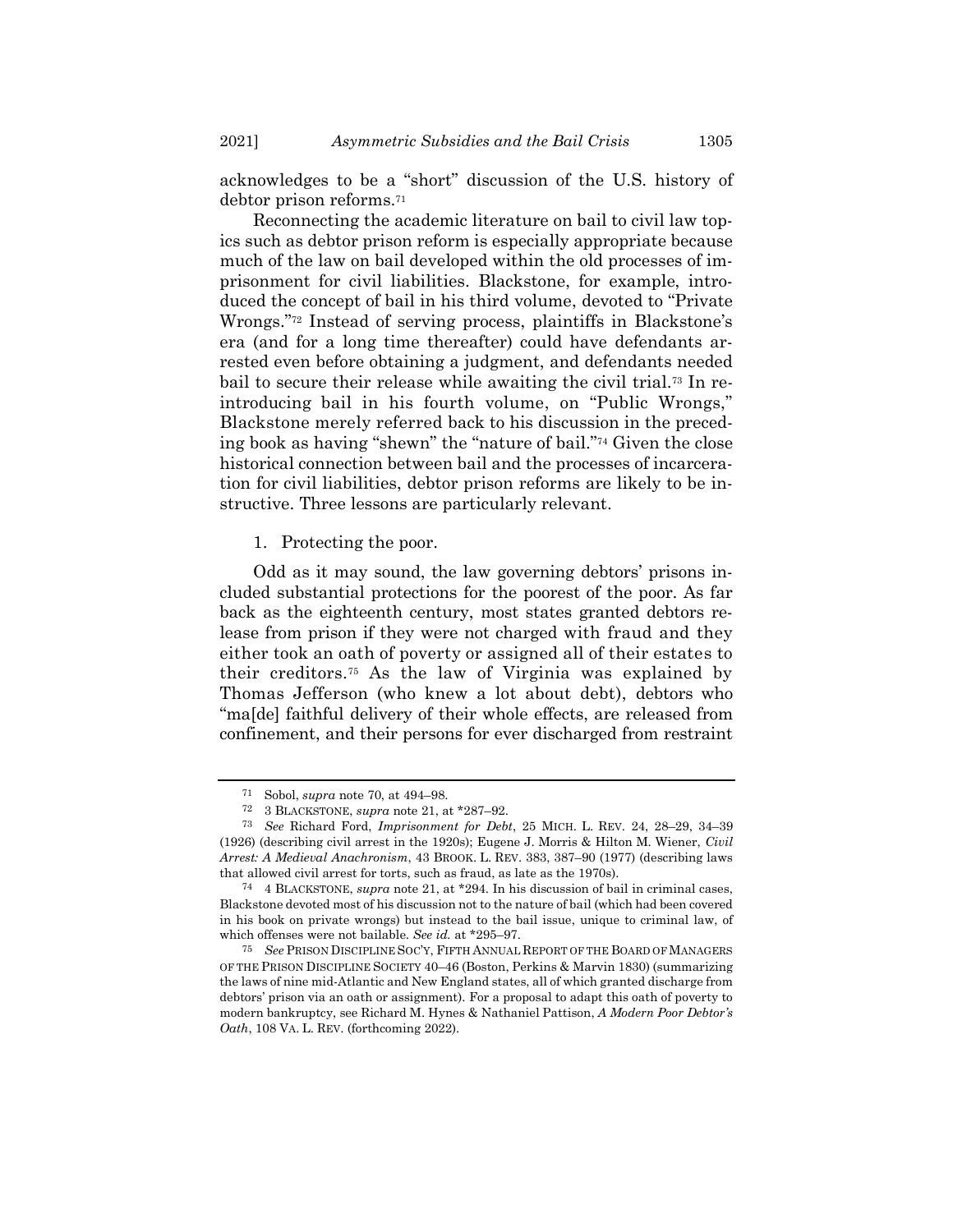acknowledges to be a "short" discussion of the U.S. history of debtor prison reforms.[71]

Reconnecting the academic literature on bail to civil law topics such as debtor prison reform is especially appropriate because much of the law on bail developed within the old processes of imprisonment for civil liabilities. Blackstone, for example, introduced the concept of bail in his third volume, devoted to "Private Wrongs."[72] Instead of serving process, plaintiffs in Blackstone's era (and for a long time thereafter) could have defendants arrested even before obtaining a judgment, and defendants needed bail to secure their release while awaiting the civil trial.[73] In reintroducing bail in his fourth volume, on "Public Wrongs," Blackstone merely referred back to his discussion in the preceding book as having "shewn" the "nature of bail."[74] Given the close historical connection between bail and the processes of incarceration for civil liabilities, debtor prison reforms are likely to be instructive. Three lessons are particularly relevant.

1. Protecting the poor.

Odd as it may sound, the law governing debtors' prisons included substantial protections for the poorest of the poor. As far back as the eighteenth century, most states granted debtors release from prison if they were not charged with fraud and they either took an oath of poverty or assigned all of their estates to their creditors.[75] As the law of Virginia was explained by Thomas Jefferson (who knew a lot about debt), debtors who "ma[de] faithful delivery of their whole effects, are released from confinement, and their persons for ever discharged from restraint

---

[71] Sobol, *supra* note 70, at 494–98.

[72] 3 BLACKSTONE, *supra* note 21, at *287–92.

[73] *See* Richard Ford, *Imprisonment for Debt*, 25 MICH. L. REV. 24, 28–29, 34–39 (1926) (describing civil arrest in the 1920s); Eugene J. Morris & Hilton M. Wiener, *Civil Arrest: A Medieval Anachronism*, 43 BROOK. L. REV. 383, 387–90 (1977) (describing laws that allowed civil arrest for torts, such as fraud, as late as the 1970s).

[74] 4 BLACKSTONE, *supra* note 21, at *294. In his discussion of bail in criminal cases, Blackstone devoted most of his discussion not to the nature of bail (which had been covered in his book on private wrongs) but instead to the bail issue, unique to criminal law, of which offenses were not bailable. *See id.* at *295–97.

[75] *See* PRISON DISCIPLINE SOC'Y, FIFTH ANNUAL REPORT OF THE BOARD OF MANAGERS OF THE PRISON DISCIPLINE SOCIETY 40–46 (Boston, Perkins & Marvin 1830) (summarizing the laws of nine mid-Atlantic and New England states, all of which granted discharge from debtors' prison via an oath or assignment). For a proposal to adapt this oath of poverty to modern bankruptcy, see Richard M. Hynes & Nathaniel Pattison, *A Modern Poor Debtor's Oath*, 108 VA. L. REV. (forthcoming 2022).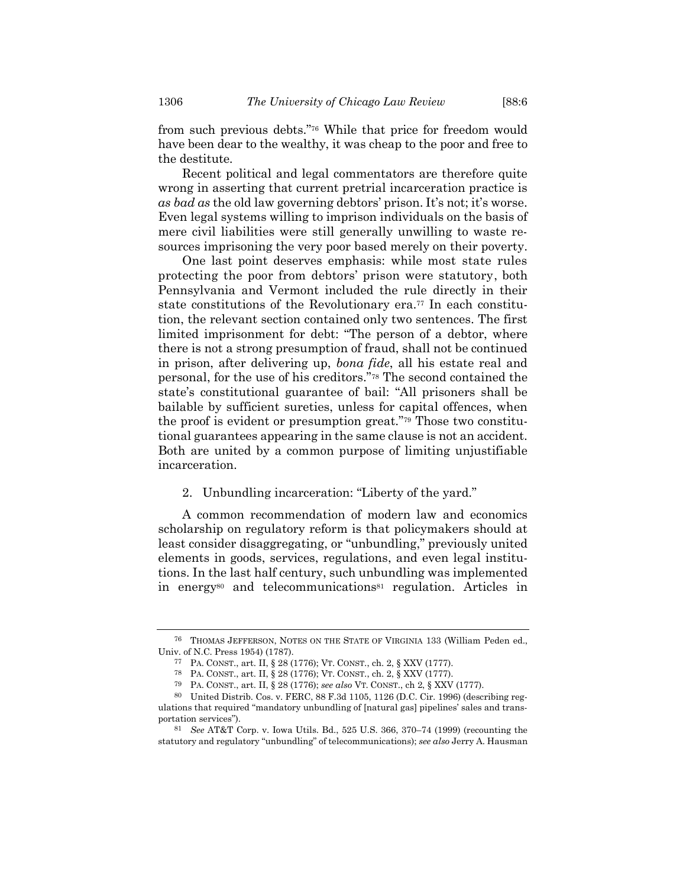from such previous debts."[76] While that price for freedom would have been dear to the wealthy, it was cheap to the poor and free to the destitute.

Recent political and legal commentators are therefore quite wrong in asserting that current pretrial incarceration practice is *as bad as* the old law governing debtors' prison. It's not; it's worse. Even legal systems willing to imprison individuals on the basis of mere civil liabilities were still generally unwilling to waste resources imprisoning the very poor based merely on their poverty.

One last point deserves emphasis: while most state rules protecting the poor from debtors' prison were statutory, both Pennsylvania and Vermont included the rule directly in their state constitutions of the Revolutionary era.[77] In each constitution, the relevant section contained only two sentences. The first limited imprisonment for debt: "The person of a debtor, where there is not a strong presumption of fraud, shall not be continued in prison, after delivering up, *bona fide*, all his estate real and personal, for the use of his creditors."[78] The second contained the state's constitutional guarantee of bail: "All prisoners shall be bailable by sufficient sureties, unless for capital offences, when the proof is evident or presumption great."[79] Those two constitutional guarantees appearing in the same clause is not an accident. Both are united by a common purpose of limiting unjustifiable incarceration.

### 2. Unbundling incarceration: "Liberty of the yard."

A common recommendation of modern law and economics scholarship on regulatory reform is that policymakers should at least consider disaggregating, or "unbundling," previously united elements in goods, services, regulations, and even legal institutions. In the last half century, such unbundling was implemented in energy[80] and telecommunications[81] regulation. Articles in

---

[76] THOMAS JEFFERSON, NOTES ON THE STATE OF VIRGINIA 133 (William Peden ed., Univ. of N.C. Press 1954) (1787).

[77] PA. CONST., art. II, § 28 (1776); VT. CONST., ch. 2, § XXV (1777).

[78] PA. CONST., art. II, § 28 (1776); VT. CONST., ch. 2, § XXV (1777).

[79] PA. CONST., art. II, § 28 (1776); *see also* VT. CONST., ch 2, § XXV (1777).

[80] United Distrib. Cos. v. FERC, 88 F.3d 1105, 1126 (D.C. Cir. 1996) (describing regulations that required "mandatory unbundling of [natural gas] pipelines' sales and transportation services").

[81] *See* AT&T Corp. v. Iowa Utils. Bd., 525 U.S. 366, 370–74 (1999) (recounting the statutory and regulatory "unbundling" of telecommunications); *see also* Jerry A. Hausman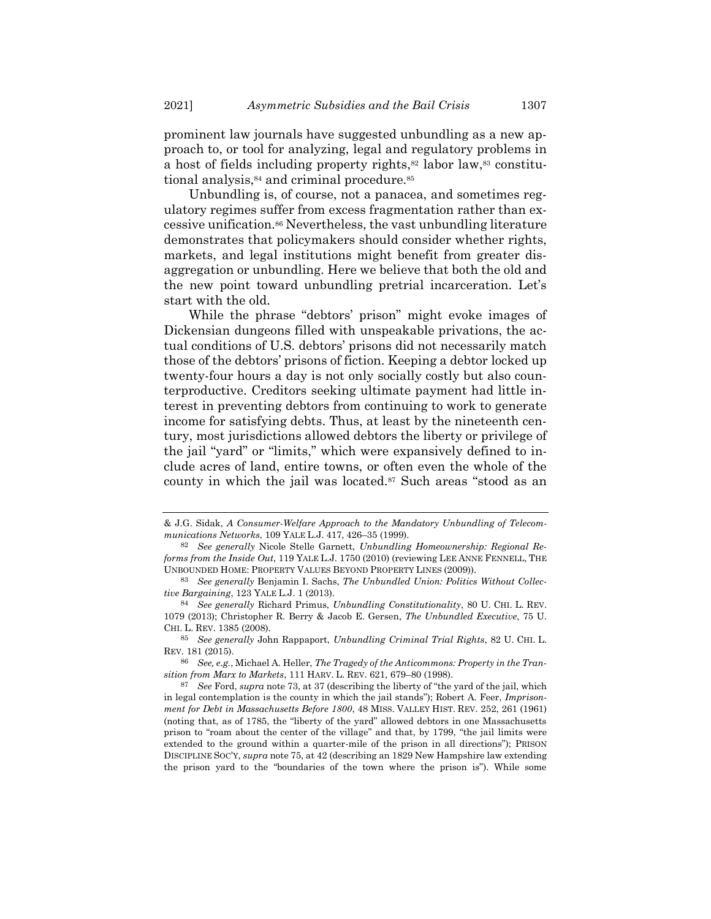prominent law journals have suggested unbundling as a new approach to, or tool for analyzing, legal and regulatory problems in a host of fields including property rights,[82] labor law,[83] constitutional analysis,[84] and criminal procedure.[85]

Unbundling is, of course, not a panacea, and sometimes regulatory regimes suffer from excess fragmentation rather than excessive unification.[86] Nevertheless, the vast unbundling literature demonstrates that policymakers should consider whether rights, markets, and legal institutions might benefit from greater disaggregation or unbundling. Here we believe that both the old and the new point toward unbundling pretrial incarceration. Let's start with the old.

While the phrase "debtors' prison" might evoke images of Dickensian dungeons filled with unspeakable privations, the actual conditions of U.S. debtors' prisons did not necessarily match those of the debtors' prisons of fiction. Keeping a debtor locked up twenty-four hours a day is not only socially costly but also counterproductive. Creditors seeking ultimate payment had little interest in preventing debtors from continuing to work to generate income for satisfying debts. Thus, at least by the nineteenth century, most jurisdictions allowed debtors the liberty or privilege of the jail "yard" or "limits," which were expansively defined to include acres of land, entire towns, or often even the whole of the county in which the jail was located.[87] Such areas "stood as an

---

& J.G. Sidak, *A Consumer-Welfare Approach to the Mandatory Unbundling of Telecommunications Networks*, 109 YALE L.J. 417, 426–35 (1999).

[82] *See generally* Nicole Stelle Garnett, *Unbundling Homeownership: Regional Reforms from the Inside Out*, 119 YALE L.J. 1750 (2010) (reviewing LEE ANNE FENNELL, THE UNBOUNDED HOME: PROPERTY VALUES BEYOND PROPERTY LINES (2009)).

[83] *See generally* Benjamin I. Sachs, *The Unbundled Union: Politics Without Collective Bargaining*, 123 YALE L.J. 1 (2013).

[84] *See generally* Richard Primus, *Unbundling Constitutionality*, 80 U. CHI. L. REV. 1079 (2013); Christopher R. Berry & Jacob E. Gersen, *The Unbundled Executive*, 75 U. CHI. L. REV. 1385 (2008).

[85] *See generally* John Rappaport, *Unbundling Criminal Trial Rights*, 82 U. CHI. L. REV. 181 (2015).

[86] *See, e.g.*, Michael A. Heller, *The Tragedy of the Anticommons: Property in the Transition from Marx to Markets*, 111 HARV. L. REV. 621, 679–80 (1998).

[87] *See* Ford, *supra* note 73, at 37 (describing the liberty of "the yard of the jail, which in legal contemplation is the county in which the jail stands"); Robert A. Feer, *Imprisonment for Debt in Massachusetts Before 1800*, 48 MISS. VALLEY HIST. REV. 252, 261 (1961) (noting that, as of 1785, the "liberty of the yard" allowed debtors in one Massachusetts prison to "roam about the center of the village" and that, by 1799, "the jail limits were extended to the ground within a quarter-mile of the prison in all directions"); PRISON DISCIPLINE SOC'Y, *supra* note 75, at 42 (describing an 1829 New Hampshire law extending the prison yard to the "boundaries of the town where the prison is"). While some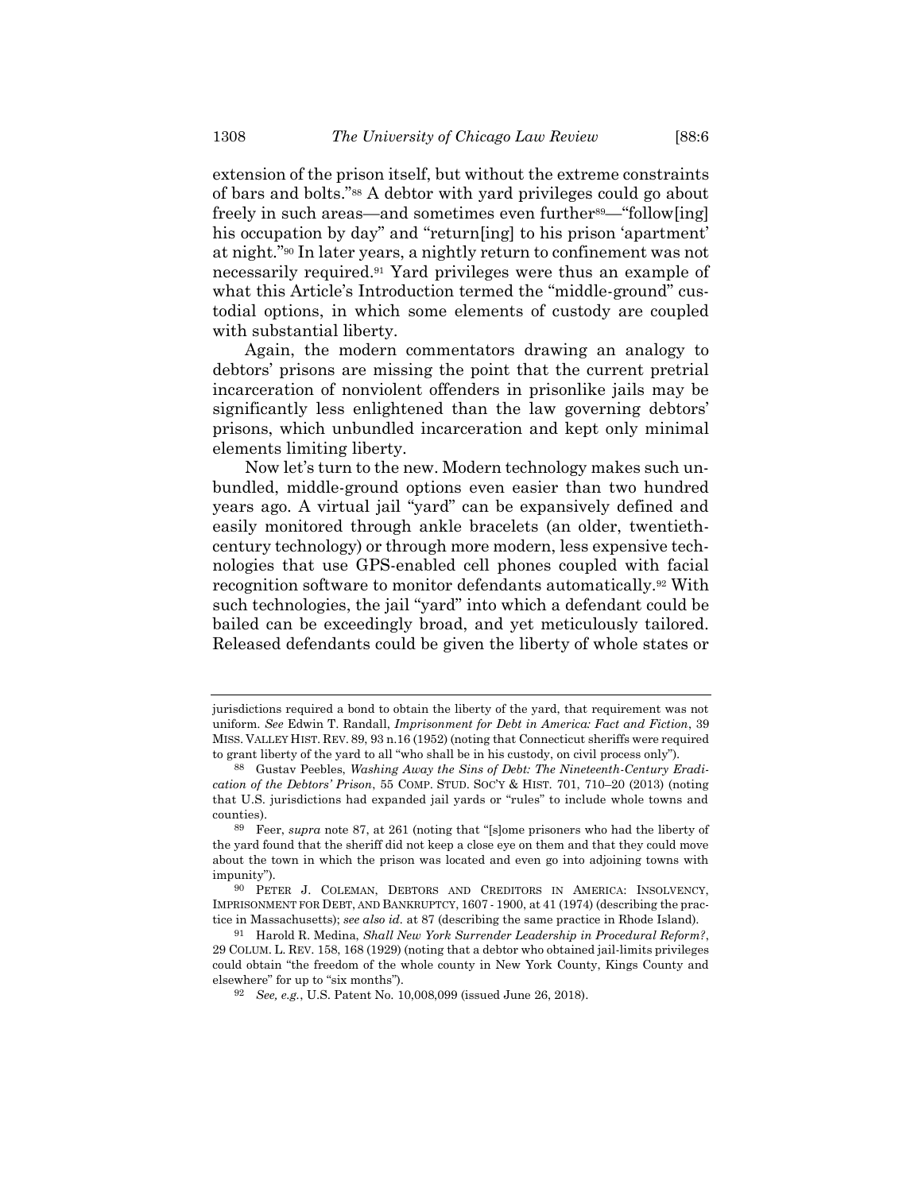extension of the prison itself, but without the extreme constraints of bars and bolts."[88] A debtor with yard privileges could go about freely in such areas—and sometimes even further[89]—"follow[ing] his occupation by day" and "return[ing] to his prison 'apartment' at night."[90] In later years, a nightly return to confinement was not necessarily required.[91] Yard privileges were thus an example of what this Article's Introduction termed the "middle-ground" custodial options, in which some elements of custody are coupled with substantial liberty.

Again, the modern commentators drawing an analogy to debtors' prisons are missing the point that the current pretrial incarceration of nonviolent offenders in prisonlike jails may be significantly less enlightened than the law governing debtors' prisons, which unbundled incarceration and kept only minimal elements limiting liberty.

Now let's turn to the new. Modern technology makes such unbundled, middle-ground options even easier than two hundred years ago. A virtual jail "yard" can be expansively defined and easily monitored through ankle bracelets (an older, twentieth-century technology) or through more modern, less expensive technologies that use GPS-enabled cell phones coupled with facial recognition software to monitor defendants automatically.[92] With such technologies, the jail "yard" into which a defendant could be bailed can be exceedingly broad, and yet meticulously tailored. Released defendants could be given the liberty of whole states or

---

jurisdictions required a bond to obtain the liberty of the yard, that requirement was not uniform. *See* Edwin T. Randall, *Imprisonment for Debt in America: Fact and Fiction*, 39 MISS. VALLEY HIST. REV. 89, 93 n.16 (1952) (noting that Connecticut sheriffs were required to grant liberty of the yard to all "who shall be in his custody, on civil process only").

[88] Gustav Peebles, *Washing Away the Sins of Debt: The Nineteenth-Century Eradication of the Debtors' Prison*, 55 COMP. STUD. SOC'Y & HIST. 701, 710–20 (2013) (noting that U.S. jurisdictions had expanded jail yards or "rules" to include whole towns and counties).

[89] Feer, *supra* note 87, at 261 (noting that "[s]ome prisoners who had the liberty of the yard found that the sheriff did not keep a close eye on them and that they could move about the town in which the prison was located and even go into adjoining towns with impunity").

[90] PETER J. COLEMAN, DEBTORS AND CREDITORS IN AMERICA: INSOLVENCY, IMPRISONMENT FOR DEBT, AND BANKRUPTCY, 1607 - 1900, at 41 (1974) (describing the practice in Massachusetts); *see also id.* at 87 (describing the same practice in Rhode Island).

[91] Harold R. Medina, *Shall New York Surrender Leadership in Procedural Reform?*, 29 COLUM. L. REV. 158, 168 (1929) (noting that a debtor who obtained jail-limits privileges could obtain "the freedom of the whole county in New York County, Kings County and elsewhere" for up to "six months").

[92] *See, e.g.*, U.S. Patent No. 10,008,099 (issued June 26, 2018).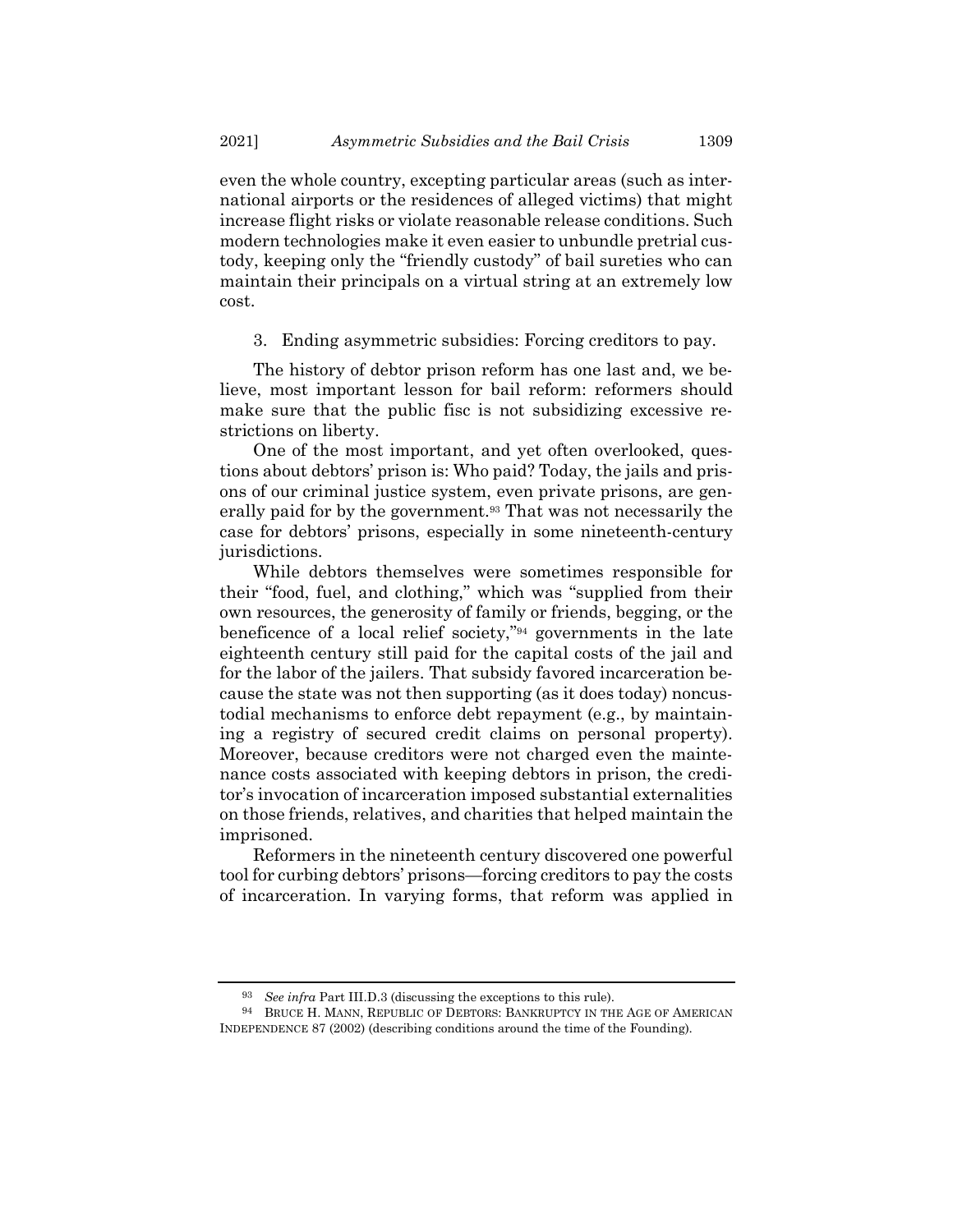even the whole country, excepting particular areas (such as international airports or the residences of alleged victims) that might increase flight risks or violate reasonable release conditions. Such modern technologies make it even easier to unbundle pretrial custody, keeping only the "friendly custody" of bail sureties who can maintain their principals on a virtual string at an extremely low cost.

3. Ending asymmetric subsidies: Forcing creditors to pay.

The history of debtor prison reform has one last and, we believe, most important lesson for bail reform: reformers should make sure that the public fisc is not subsidizing excessive restrictions on liberty.

One of the most important, and yet often overlooked, questions about debtors' prison is: Who paid? Today, the jails and prisons of our criminal justice system, even private prisons, are generally paid for by the government.[93] That was not necessarily the case for debtors' prisons, especially in some nineteenth-century jurisdictions.

While debtors themselves were sometimes responsible for their "food, fuel, and clothing," which was "supplied from their own resources, the generosity of family or friends, begging, or the beneficence of a local relief society,"[94] governments in the late eighteenth century still paid for the capital costs of the jail and for the labor of the jailers. That subsidy favored incarceration because the state was not then supporting (as it does today) noncustodial mechanisms to enforce debt repayment (e.g., by maintaining a registry of secured credit claims on personal property). Moreover, because creditors were not charged even the maintenance costs associated with keeping debtors in prison, the creditor's invocation of incarceration imposed substantial externalities on those friends, relatives, and charities that helped maintain the imprisoned.

Reformers in the nineteenth century discovered one powerful tool for curbing debtors' prisons—forcing creditors to pay the costs of incarceration. In varying forms, that reform was applied in

---

[93] *See infra* Part III.D.3 (discussing the exceptions to this rule).

[94] BRUCE H. MANN, REPUBLIC OF DEBTORS: BANKRUPTCY IN THE AGE OF AMERICAN INDEPENDENCE 87 (2002) (describing conditions around the time of the Founding).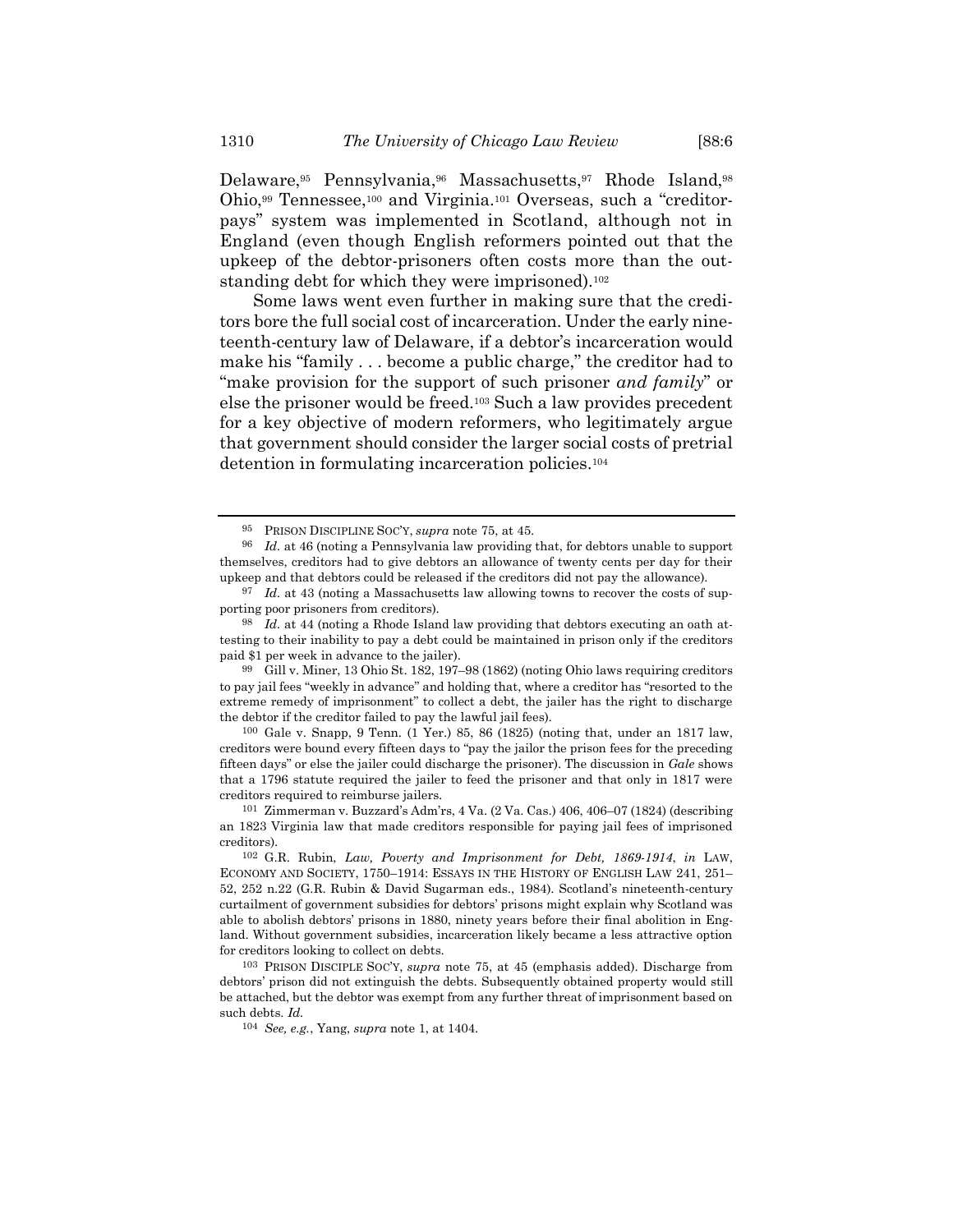Delaware,[95] Pennsylvania,[96] Massachusetts,[97] Rhode Island,[98] Ohio,[99] Tennessee,[100] and Virginia.[101] Overseas, such a "creditor-pays" system was implemented in Scotland, although not in England (even though English reformers pointed out that the upkeep of the debtor-prisoners often costs more than the outstanding debt for which they were imprisoned).[102]

Some laws went even further in making sure that the creditors bore the full social cost of incarceration. Under the early nineteenth-century law of Delaware, if a debtor's incarceration would make his "family . . . become a public charge," the creditor had to "make provision for the support of such prisoner *and family*" or else the prisoner would be freed.[103] Such a law provides precedent for a key objective of modern reformers, who legitimately argue that government should consider the larger social costs of pretrial detention in formulating incarceration policies.[104]

---

[95] PRISON DISCIPLINE SOC'Y, *supra* note 75, at 45.

[96] *Id.* at 46 (noting a Pennsylvania law providing that, for debtors unable to support themselves, creditors had to give debtors an allowance of twenty cents per day for their upkeep and that debtors could be released if the creditors did not pay the allowance).

[97] *Id.* at 43 (noting a Massachusetts law allowing towns to recover the costs of supporting poor prisoners from creditors).

[98] *Id.* at 44 (noting a Rhode Island law providing that debtors executing an oath attesting to their inability to pay a debt could be maintained in prison only if the creditors paid $1 per week in advance to the jailer).

[99] Gill v. Miner, 13 Ohio St. 182, 197–98 (1862) (noting Ohio laws requiring creditors to pay jail fees "weekly in advance" and holding that, where a creditor has "resorted to the extreme remedy of imprisonment" to collect a debt, the jailer has the right to discharge the debtor if the creditor failed to pay the lawful jail fees).

[100] Gale v. Snapp, 9 Tenn. (1 Yer.) 85, 86 (1825) (noting that, under an 1817 law, creditors were bound every fifteen days to "pay the jailor the prison fees for the preceding fifteen days" or else the jailer could discharge the prisoner). The discussion in *Gale* shows that a 1796 statute required the jailer to feed the prisoner and that only in 1817 were creditors required to reimburse jailers.

[101] Zimmerman v. Buzzard's Adm'rs, 4 Va. (2 Va. Cas.) 406, 406–07 (1824) (describing an 1823 Virginia law that made creditors responsible for paying jail fees of imprisoned creditors).

[102] G.R. Rubin, *Law, Poverty and Imprisonment for Debt, 1869-1914*, *in* LAW, ECONOMY AND SOCIETY, 1750–1914: ESSAYS IN THE HISTORY OF ENGLISH LAW 241, 251–52, 252 n.22 (G.R. Rubin & David Sugarman eds., 1984). Scotland's nineteenth-century curtailment of government subsidies for debtors' prisons might explain why Scotland was able to abolish debtors' prisons in 1880, ninety years before their final abolition in England. Without government subsidies, incarceration likely became a less attractive option for creditors looking to collect on debts.

[103] PRISON DISCIPLE SOC'Y, *supra* note 75, at 45 (emphasis added). Discharge from debtors' prison did not extinguish the debts. Subsequently obtained property would still be attached, but the debtor was exempt from any further threat of imprisonment based on such debts. *Id.*

[104] *See, e.g.*, Yang, *supra* note 1, at 1404.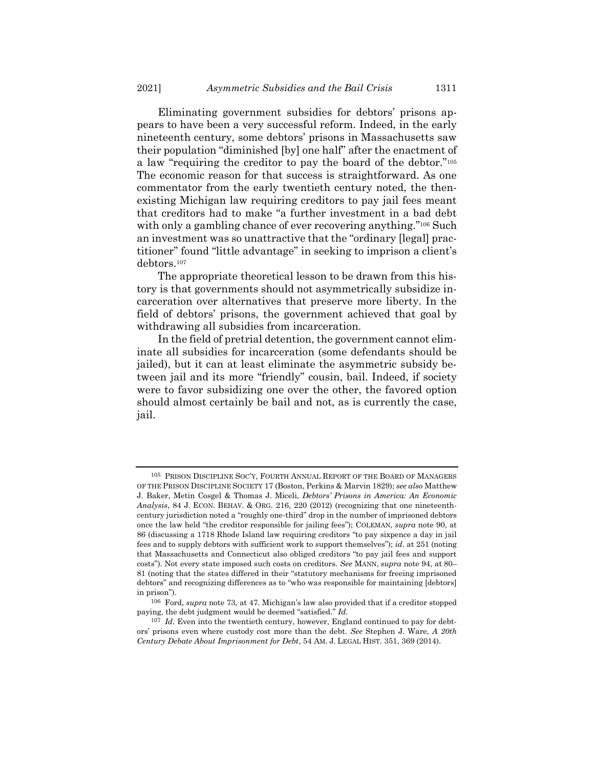Eliminating government subsidies for debtors' prisons appears to have been a very successful reform. Indeed, in the early nineteenth century, some debtors' prisons in Massachusetts saw their population "diminished [by] one half" after the enactment of a law "requiring the creditor to pay the board of the debtor."[105] The economic reason for that success is straightforward. As one commentator from the early twentieth century noted, the then-existing Michigan law requiring creditors to pay jail fees meant that creditors had to make "a further investment in a bad debt with only a gambling chance of ever recovering anything."[106] Such an investment was so unattractive that the "ordinary [legal] practitioner" found "little advantage" in seeking to imprison a client's debtors.[107]

The appropriate theoretical lesson to be drawn from this history is that governments should not asymmetrically subsidize incarceration over alternatives that preserve more liberty. In the field of debtors' prisons, the government achieved that goal by withdrawing all subsidies from incarceration.

In the field of pretrial detention, the government cannot eliminate all subsidies for incarceration (some defendants should be jailed), but it can at least eliminate the asymmetric subsidy between jail and its more "friendly" cousin, bail. Indeed, if society were to favor subsidizing one over the other, the favored option should almost certainly be bail and not, as is currently the case, jail.

---

[105] PRISON DISCIPLINE SOC'Y, FOURTH ANNUAL REPORT OF THE BOARD OF MANAGERS OF THE PRISON DISCIPLINE SOCIETY 17 (Boston, Perkins & Marvin 1829); *see also* Matthew J. Baker, Metin Cosgel & Thomas J. Miceli, *Debtors' Prisons in America: An Economic Analysis*, 84 J. ECON. BEHAV. & ORG. 216, 220 (2012) (recognizing that one nineteenth-century jurisdiction noted a "roughly one-third" drop in the number of imprisoned debtors once the law held "the creditor responsible for jailing fees"); COLEMAN, *supra* note 90, at 86 (discussing a 1718 Rhode Island law requiring creditors "to pay sixpence a day in jail fees and to supply debtors with sufficient work to support themselves"); *id*. at 251 (noting that Massachusetts and Connecticut also obliged creditors "to pay jail fees and support costs"). Not every state imposed such costs on creditors. *See* MANN, *supra* note 94, at 80–81 (noting that the states differed in their "statutory mechanisms for freeing imprisoned debtors" and recognizing differences as to "who was responsible for maintaining [debtors] in prison").

[106] Ford, *supra* note 73, at 47. Michigan's law also provided that if a creditor stopped paying, the debt judgment would be deemed "satisfied." *Id.*

[107] *Id.* Even into the twentieth century, however, England continued to pay for debtors' prisons even where custody cost more than the debt. *See* Stephen J. Ware, *A 20th Century Debate About Imprisonment for Debt*, 54 AM. J. LEGAL HIST. 351, 369 (2014).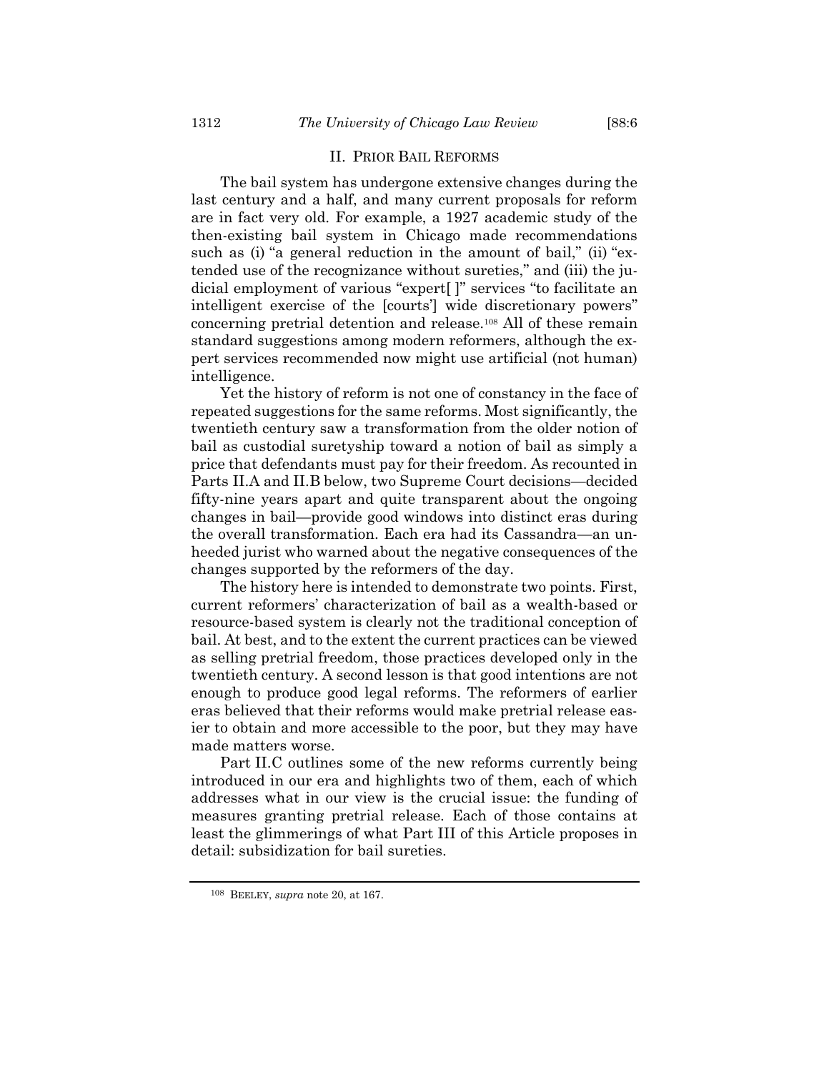## II. PRIOR BAIL REFORMS

The bail system has undergone extensive changes during the last century and a half, and many current proposals for reform are in fact very old. For example, a 1927 academic study of the then-existing bail system in Chicago made recommendations such as (i) "a general reduction in the amount of bail," (ii) "extended use of the recognizance without sureties," and (iii) the judicial employment of various "expert[ ]" services "to facilitate an intelligent exercise of the [courts'] wide discretionary powers" concerning pretrial detention and release.[108] All of these remain standard suggestions among modern reformers, although the expert services recommended now might use artificial (not human) intelligence.

Yet the history of reform is not one of constancy in the face of repeated suggestions for the same reforms. Most significantly, the twentieth century saw a transformation from the older notion of bail as custodial suretyship toward a notion of bail as simply a price that defendants must pay for their freedom. As recounted in Parts II.A and II.B below, two Supreme Court decisions—decided fifty-nine years apart and quite transparent about the ongoing changes in bail—provide good windows into distinct eras during the overall transformation. Each era had its Cassandra—an unheeded jurist who warned about the negative consequences of the changes supported by the reformers of the day.

The history here is intended to demonstrate two points. First, current reformers' characterization of bail as a wealth-based or resource-based system is clearly not the traditional conception of bail. At best, and to the extent the current practices can be viewed as selling pretrial freedom, those practices developed only in the twentieth century. A second lesson is that good intentions are not enough to produce good legal reforms. The reformers of earlier eras believed that their reforms would make pretrial release easier to obtain and more accessible to the poor, but they may have made matters worse.

Part II.C outlines some of the new reforms currently being introduced in our era and highlights two of them, each of which addresses what in our view is the crucial issue: the funding of measures granting pretrial release. Each of those contains at least the glimmerings of what Part III of this Article proposes in detail: subsidization for bail sureties.

---

[108] BEELEY, *supra* note 20, at 167.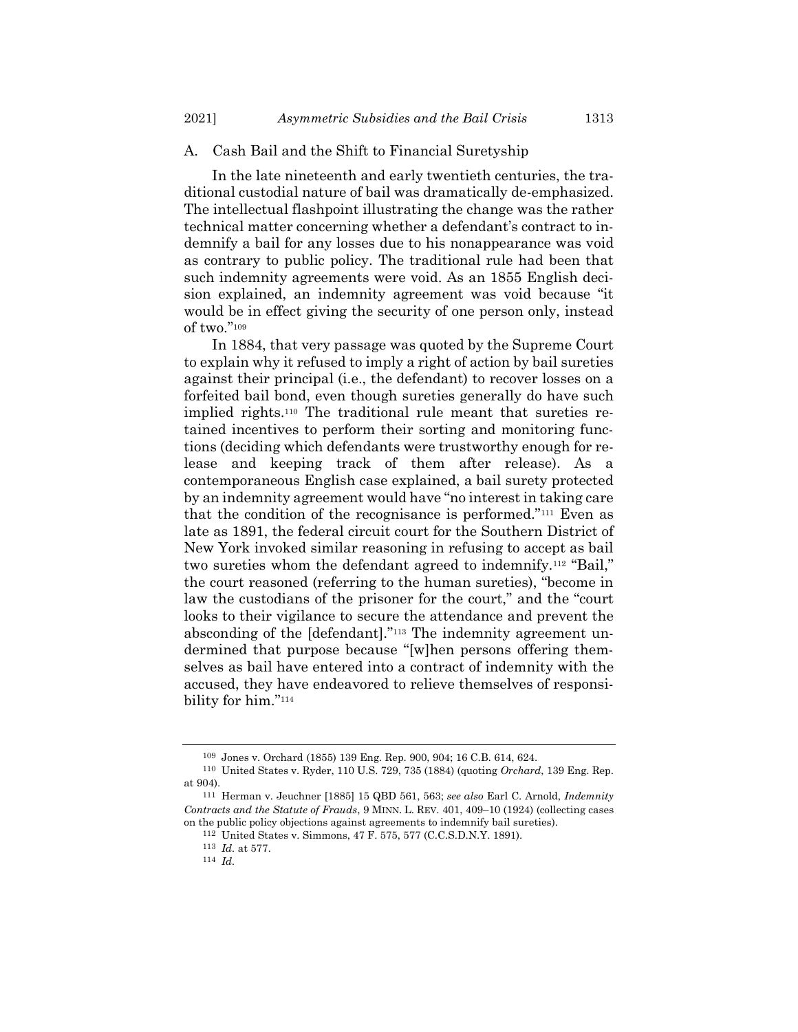### A. Cash Bail and the Shift to Financial Suretyship

In the late nineteenth and early twentieth centuries, the traditional custodial nature of bail was dramatically de-emphasized. The intellectual flashpoint illustrating the change was the rather technical matter concerning whether a defendant's contract to indemnify a bail for any losses due to his nonappearance was void as contrary to public policy. The traditional rule had been that such indemnity agreements were void. As an 1855 English decision explained, an indemnity agreement was void because "it would be in effect giving the security of one person only, instead of two."[109]

In 1884, that very passage was quoted by the Supreme Court to explain why it refused to imply a right of action by bail sureties against their principal (i.e., the defendant) to recover losses on a forfeited bail bond, even though sureties generally do have such implied rights.[110] The traditional rule meant that sureties retained incentives to perform their sorting and monitoring functions (deciding which defendants were trustworthy enough for release and keeping track of them after release). As a contemporaneous English case explained, a bail surety protected by an indemnity agreement would have "no interest in taking care that the condition of the recognisance is performed."[111] Even as late as 1891, the federal circuit court for the Southern District of New York invoked similar reasoning in refusing to accept as bail two sureties whom the defendant agreed to indemnify.[112] "Bail," the court reasoned (referring to the human sureties), "become in law the custodians of the prisoner for the court," and the "court looks to their vigilance to secure the attendance and prevent the absconding of the [defendant]."[113] The indemnity agreement undermined that purpose because "[w]hen persons offering themselves as bail have entered into a contract of indemnity with the accused, they have endeavored to relieve themselves of responsibility for him."[114]

---

[109] Jones v. Orchard (1855) 139 Eng. Rep. 900, 904; 16 C.B. 614, 624.

[110] United States v. Ryder, 110 U.S. 729, 735 (1884) (quoting *Orchard*, 139 Eng. Rep. at 904).

[111] Herman v. Jeuchner [1885] 15 QBD 561, 563; *see also* Earl C. Arnold, *Indemnity Contracts and the Statute of Frauds*, 9 MINN. L. REV. 401, 409–10 (1924) (collecting cases on the public policy objections against agreements to indemnify bail sureties).

[112] United States v. Simmons, 47 F. 575, 577 (C.C.S.D.N.Y. 1891).

[113] *Id.* at 577.

[114] *Id.*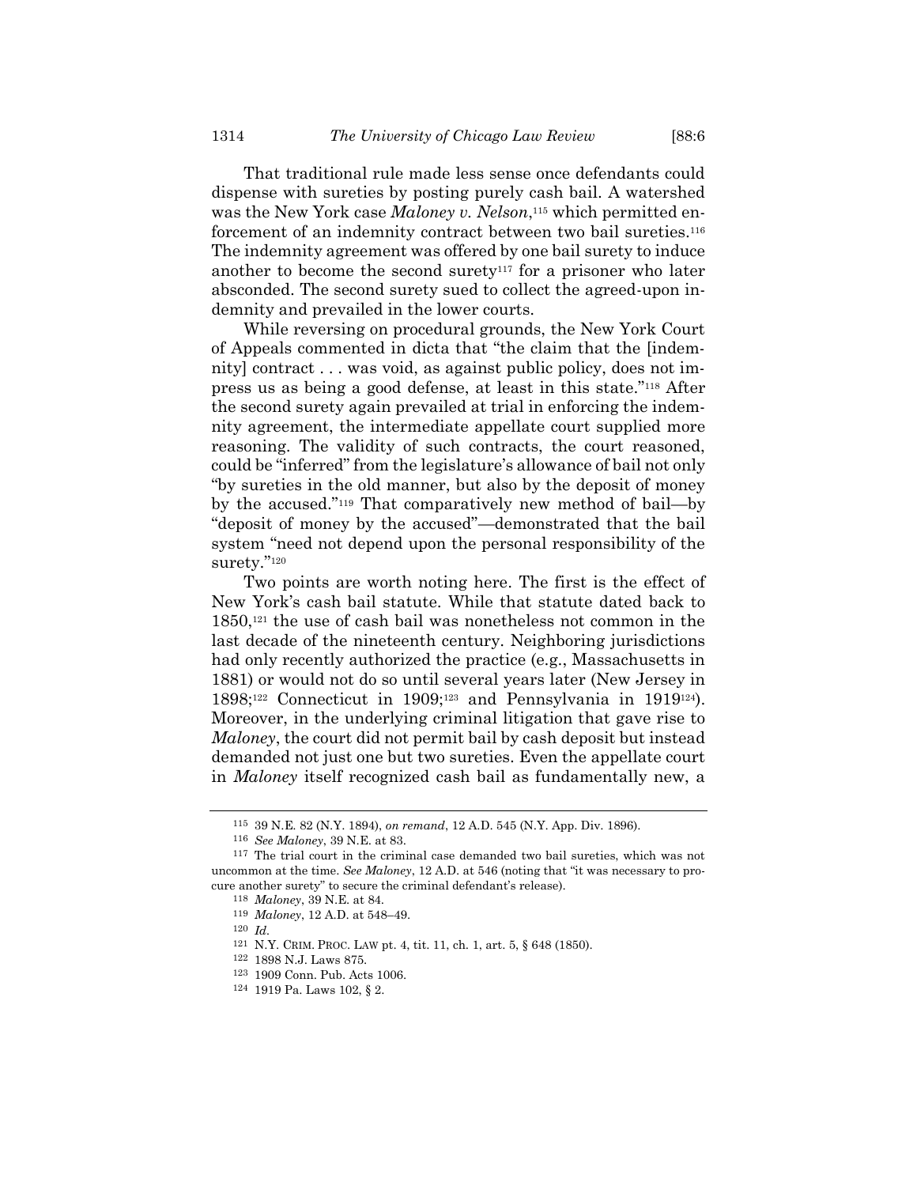That traditional rule made less sense once defendants could dispense with sureties by posting purely cash bail. A watershed was the New York case *Maloney v. Nelson*,[115] which permitted enforcement of an indemnity contract between two bail sureties.[116] The indemnity agreement was offered by one bail surety to induce another to become the second surety[117] for a prisoner who later absconded. The second surety sued to collect the agreed-upon indemnity and prevailed in the lower courts.

While reversing on procedural grounds, the New York Court of Appeals commented in dicta that "the claim that the [indemnity] contract . . . was void, as against public policy, does not impress us as being a good defense, at least in this state."[118] After the second surety again prevailed at trial in enforcing the indemnity agreement, the intermediate appellate court supplied more reasoning. The validity of such contracts, the court reasoned, could be "inferred" from the legislature's allowance of bail not only "by sureties in the old manner, but also by the deposit of money by the accused."[119] That comparatively new method of bail—by "deposit of money by the accused"—demonstrated that the bail system "need not depend upon the personal responsibility of the surety."[120]

Two points are worth noting here. The first is the effect of New York's cash bail statute. While that statute dated back to 1850,[121] the use of cash bail was nonetheless not common in the last decade of the nineteenth century. Neighboring jurisdictions had only recently authorized the practice (e.g., Massachusetts in 1881) or would not do so until several years later (New Jersey in 1898;[122] Connecticut in 1909;[123] and Pennsylvania in 1919[124]). Moreover, in the underlying criminal litigation that gave rise to *Maloney*, the court did not permit bail by cash deposit but instead demanded not just one but two sureties. Even the appellate court in *Maloney* itself recognized cash bail as fundamentally new, a

---

115 39 N.E. 82 (N.Y. 1894), *on remand*, 12 A.D. 545 (N.Y. App. Div. 1896).

116 *See Maloney*, 39 N.E. at 83.

117 The trial court in the criminal case demanded two bail sureties, which was not uncommon at the time. *See Maloney*, 12 A.D. at 546 (noting that "it was necessary to procure another surety" to secure the criminal defendant's release).

118 *Maloney*, 39 N.E. at 84.

119 *Maloney*, 12 A.D. at 548–49.

120 *Id.*

121 N.Y. CRIM. PROC. LAW pt. 4, tit. 11, ch. 1, art. 5, § 648 (1850).

122 1898 N.J. Laws 875.

123 1909 Conn. Pub. Acts 1006.

124 1919 Pa. Laws 102, § 2.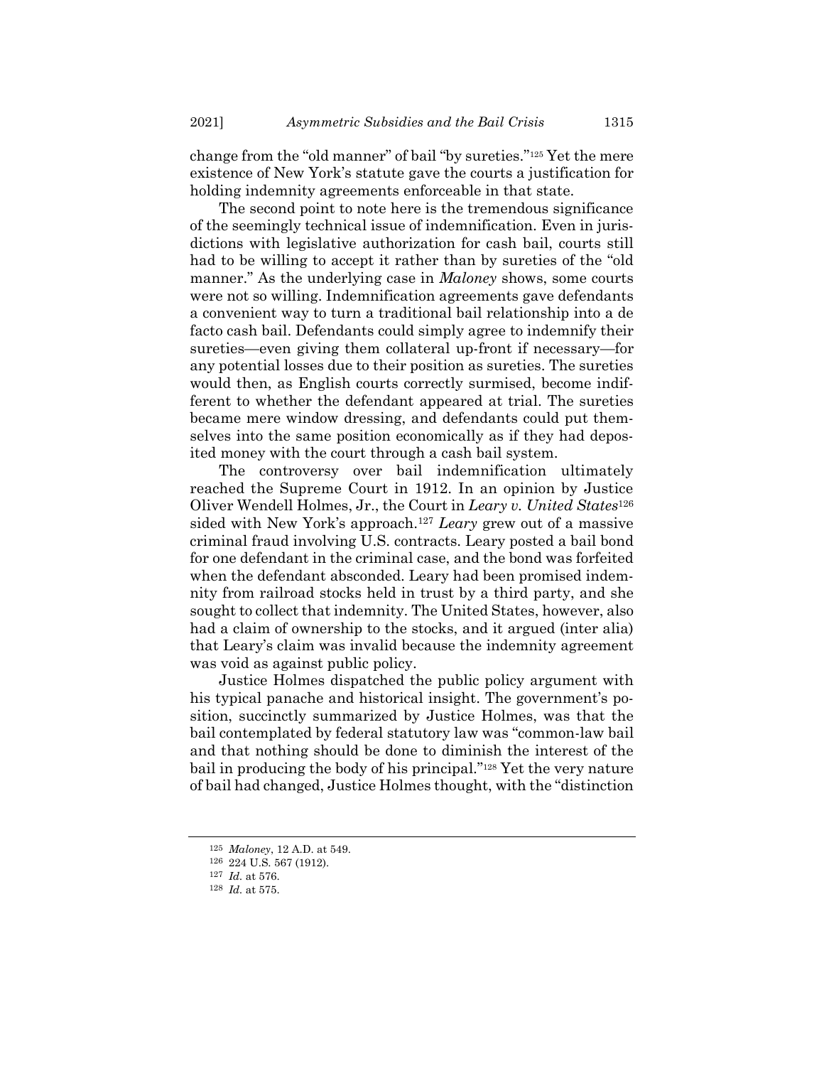change from the "old manner" of bail "by sureties."[125] Yet the mere existence of New York's statute gave the courts a justification for holding indemnity agreements enforceable in that state.

The second point to note here is the tremendous significance of the seemingly technical issue of indemnification. Even in jurisdictions with legislative authorization for cash bail, courts still had to be willing to accept it rather than by sureties of the "old manner." As the underlying case in *Maloney* shows, some courts were not so willing. Indemnification agreements gave defendants a convenient way to turn a traditional bail relationship into a de facto cash bail. Defendants could simply agree to indemnify their sureties—even giving them collateral up-front if necessary—for any potential losses due to their position as sureties. The sureties would then, as English courts correctly surmised, become indifferent to whether the defendant appeared at trial. The sureties became mere window dressing, and defendants could put themselves into the same position economically as if they had deposited money with the court through a cash bail system.

The controversy over bail indemnification ultimately reached the Supreme Court in 1912. In an opinion by Justice Oliver Wendell Holmes, Jr., the Court in *Leary v. United States*[126] sided with New York's approach.[127] *Leary* grew out of a massive criminal fraud involving U.S. contracts. Leary posted a bail bond for one defendant in the criminal case, and the bond was forfeited when the defendant absconded. Leary had been promised indemnity from railroad stocks held in trust by a third party, and she sought to collect that indemnity. The United States, however, also had a claim of ownership to the stocks, and it argued (inter alia) that Leary's claim was invalid because the indemnity agreement was void as against public policy.

Justice Holmes dispatched the public policy argument with his typical panache and historical insight. The government's position, succinctly summarized by Justice Holmes, was that the bail contemplated by federal statutory law was "common-law bail and that nothing should be done to diminish the interest of the bail in producing the body of his principal."[128] Yet the very nature of bail had changed, Justice Holmes thought, with the "distinction

---

[125] *Maloney*, 12 A.D. at 549.

[126] 224 U.S. 567 (1912).

[127] *Id.* at 576.

[128] *Id.* at 575.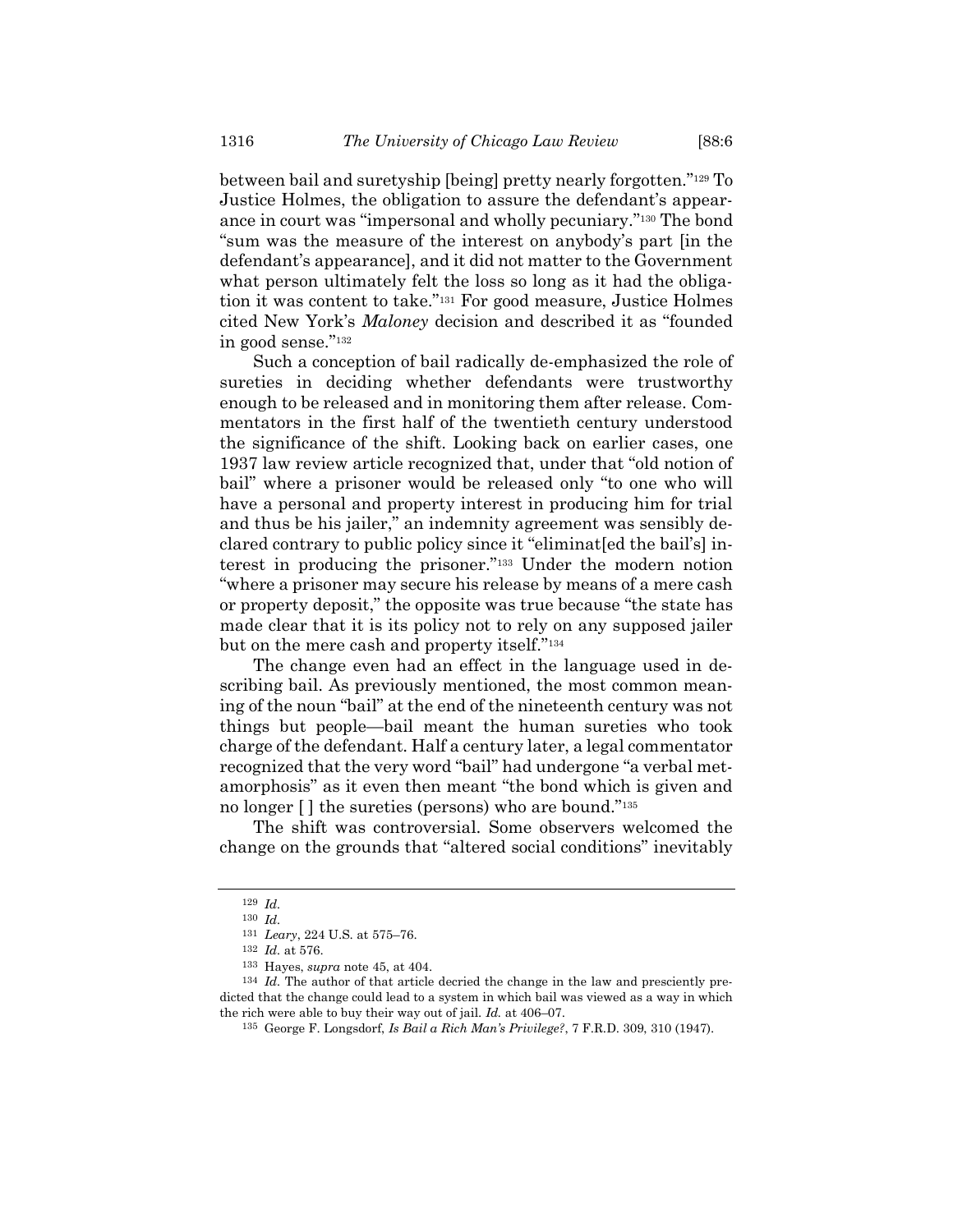between bail and suretyship [being] pretty nearly forgotten."[129] To Justice Holmes, the obligation to assure the defendant's appearance in court was "impersonal and wholly pecuniary."[130] The bond "sum was the measure of the interest on anybody's part [in the defendant's appearance], and it did not matter to the Government what person ultimately felt the loss so long as it had the obligation it was content to take."[131] For good measure, Justice Holmes cited New York's *Maloney* decision and described it as "founded in good sense."[132]

Such a conception of bail radically de-emphasized the role of sureties in deciding whether defendants were trustworthy enough to be released and in monitoring them after release. Commentators in the first half of the twentieth century understood the significance of the shift. Looking back on earlier cases, one 1937 law review article recognized that, under that "old notion of bail" where a prisoner would be released only "to one who will have a personal and property interest in producing him for trial and thus be his jailer," an indemnity agreement was sensibly declared contrary to public policy since it "eliminat[ed the bail's] interest in producing the prisoner."[133] Under the modern notion "where a prisoner may secure his release by means of a mere cash or property deposit," the opposite was true because "the state has made clear that it is its policy not to rely on any supposed jailer but on the mere cash and property itself."[134]

The change even had an effect in the language used in describing bail. As previously mentioned, the most common meaning of the noun "bail" at the end of the nineteenth century was not things but people—bail meant the human sureties who took charge of the defendant. Half a century later, a legal commentator recognized that the very word "bail" had undergone "a verbal metamorphosis" as it even then meant "the bond which is given and no longer [ ] the sureties (persons) who are bound."[135]

The shift was controversial. Some observers welcomed the change on the grounds that "altered social conditions" inevitably

---

[129] *Id.*

[130] *Id.*

[131] *Leary*, 224 U.S. at 575–76.

[132] *Id.* at 576.

[133] Hayes, *supra* note 45, at 404.

[134] *Id.* The author of that article decried the change in the law and presciently predicted that the change could lead to a system in which bail was viewed as a way in which the rich were able to buy their way out of jail. *Id.* at 406–07.

[135] George F. Longsdorf, *Is Bail a Rich Man's Privilege?*, 7 F.R.D. 309, 310 (1947).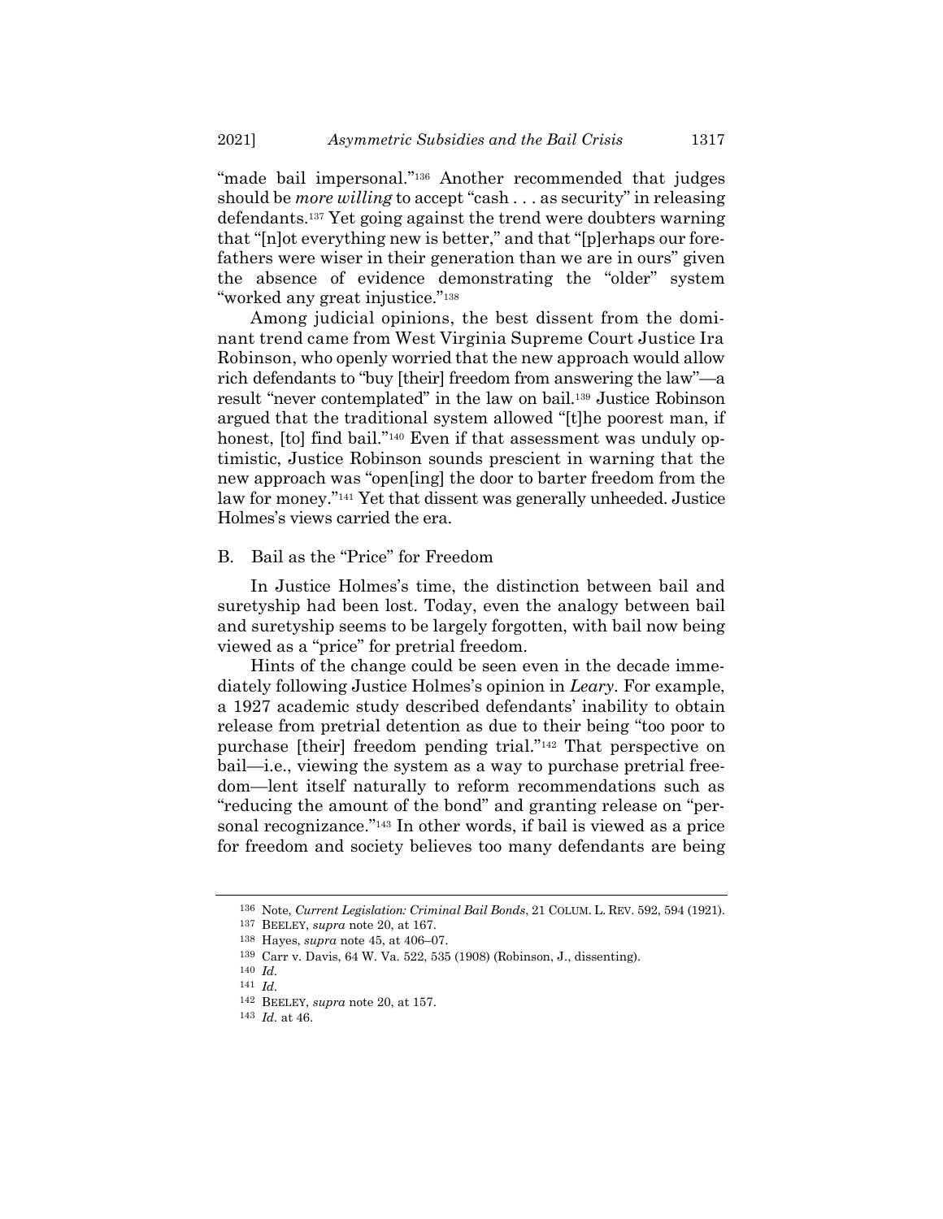"made bail impersonal."[136] Another recommended that judges should be *more willing* to accept "cash . . . as security" in releasing defendants.[137] Yet going against the trend were doubters warning that "[n]ot everything new is better," and that "[p]erhaps our forefathers were wiser in their generation than we are in ours" given the absence of evidence demonstrating the "older" system "worked any great injustice."[138]

Among judicial opinions, the best dissent from the dominant trend came from West Virginia Supreme Court Justice Ira Robinson, who openly worried that the new approach would allow rich defendants to "buy [their] freedom from answering the law"—a result "never contemplated" in the law on bail.[139] Justice Robinson argued that the traditional system allowed "[t]he poorest man, if honest, [to] find bail."[140] Even if that assessment was unduly optimistic, Justice Robinson sounds prescient in warning that the new approach was "open[ing] the door to barter freedom from the law for money."[141] Yet that dissent was generally unheeded. Justice Holmes's views carried the era.

### B. Bail as the "Price" for Freedom

In Justice Holmes's time, the distinction between bail and suretyship had been lost. Today, even the analogy between bail and suretyship seems to be largely forgotten, with bail now being viewed as a "price" for pretrial freedom.

Hints of the change could be seen even in the decade immediately following Justice Holmes's opinion in *Leary*. For example, a 1927 academic study described defendants' inability to obtain release from pretrial detention as due to their being "too poor to purchase [their] freedom pending trial."[142] That perspective on bail—i.e., viewing the system as a way to purchase pretrial freedom—lent itself naturally to reform recommendations such as "reducing the amount of the bond" and granting release on "personal recognizance."[143] In other words, if bail is viewed as a price for freedom and society believes too many defendants are being

---

[136] Note, *Current Legislation: Criminal Bail Bonds*, 21 COLUM. L. REV. 592, 594 (1921).

[137] BEELEY, *supra* note 20, at 167.

[138] Hayes, *supra* note 45, at 406–07.

[139] Carr v. Davis, 64 W. Va. 522, 535 (1908) (Robinson, J., dissenting).

[140] *Id.*

[141] *Id.*

[142] BEELEY, *supra* note 20, at 157.

[143] *Id.* at 46.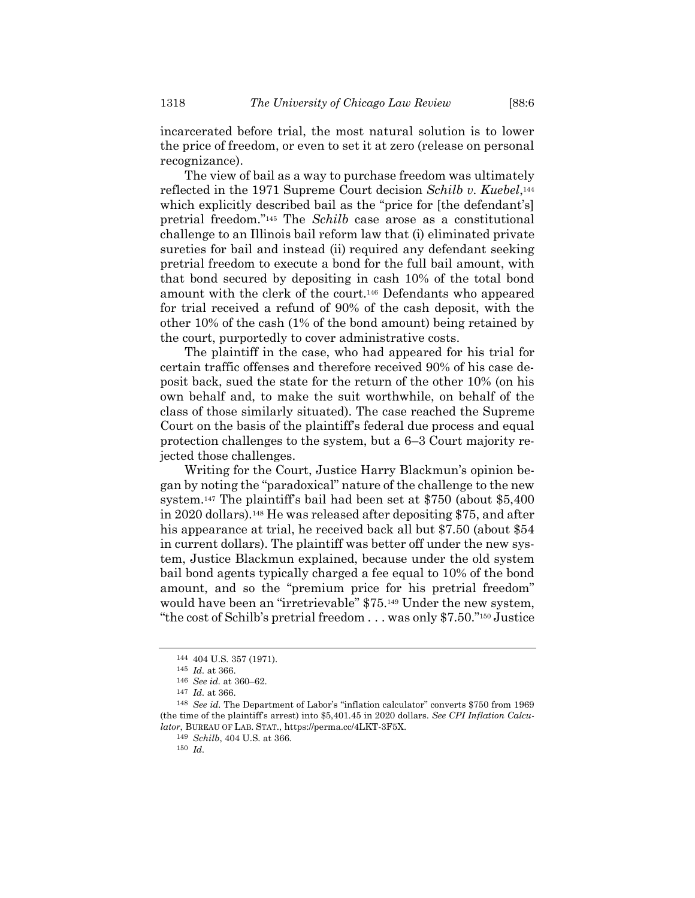incarcerated before trial, the most natural solution is to lower the price of freedom, or even to set it at zero (release on personal recognizance).

The view of bail as a way to purchase freedom was ultimately reflected in the 1971 Supreme Court decision *Schilb v. Kuebel*,[144] which explicitly described bail as the "price for [the defendant's] pretrial freedom."[145] The *Schilb* case arose as a constitutional challenge to an Illinois bail reform law that (i) eliminated private sureties for bail and instead (ii) required any defendant seeking pretrial freedom to execute a bond for the full bail amount, with that bond secured by depositing in cash 10% of the total bond amount with the clerk of the court.[146] Defendants who appeared for trial received a refund of 90% of the cash deposit, with the other 10% of the cash (1% of the bond amount) being retained by the court, purportedly to cover administrative costs.

The plaintiff in the case, who had appeared for his trial for certain traffic offenses and therefore received 90% of his case deposit back, sued the state for the return of the other 10% (on his own behalf and, to make the suit worthwhile, on behalf of the class of those similarly situated). The case reached the Supreme Court on the basis of the plaintiff's federal due process and equal protection challenges to the system, but a 6–3 Court majority rejected those challenges.

Writing for the Court, Justice Harry Blackmun's opinion began by noting the "paradoxical" nature of the challenge to the new system.[147] The plaintiff's bail had been set at $750 (about $5,400 in 2020 dollars).[148] He was released after depositing $75, and after his appearance at trial, he received back all but $7.50 (about $54 in current dollars). The plaintiff was better off under the new system, Justice Blackmun explained, because under the old system bail bond agents typically charged a fee equal to 10% of the bond amount, and so the "premium price for his pretrial freedom" would have been an "irretrievable" $75.[149] Under the new system, "the cost of Schilb's pretrial freedom . . . was only $7.50."[150] Justice

---

[144] 404 U.S. 357 (1971).

[145] *Id.* at 366.

[146] *See id.* at 360–62.

[147] *Id.* at 366.

[148] *See id.* The Department of Labor's "inflation calculator" converts $750 from 1969 (the time of the plaintiff's arrest) into $5,401.45 in 2020 dollars. *See CPI Inflation Calculator*, BUREAU OF LAB. STAT., https://perma.cc/4LKT-3F5X.

[149] *Schilb*, 404 U.S. at 366.

[150] *Id.*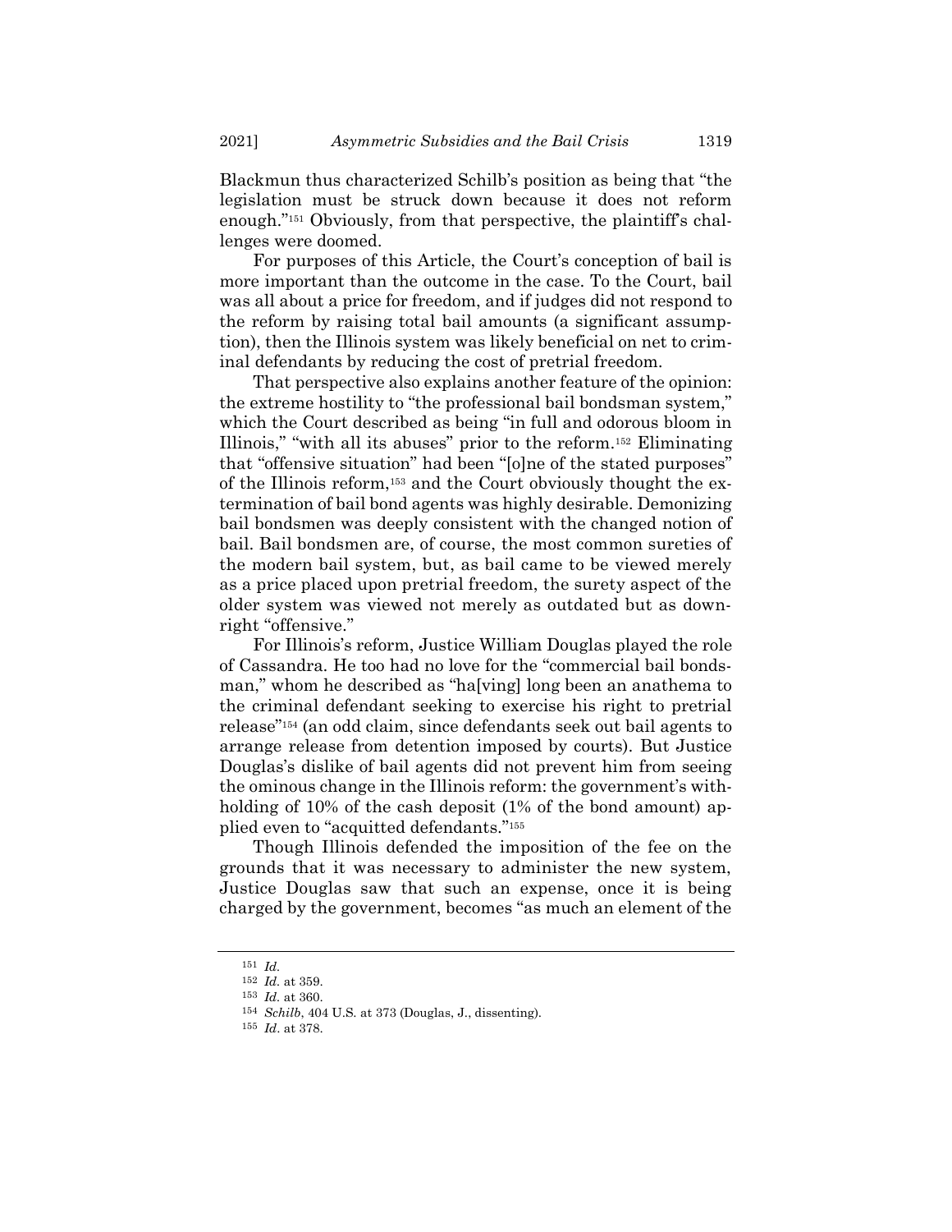Blackmun thus characterized Schilb's position as being that "the legislation must be struck down because it does not reform enough."[151] Obviously, from that perspective, the plaintiff's challenges were doomed.

For purposes of this Article, the Court's conception of bail is more important than the outcome in the case. To the Court, bail was all about a price for freedom, and if judges did not respond to the reform by raising total bail amounts (a significant assumption), then the Illinois system was likely beneficial on net to criminal defendants by reducing the cost of pretrial freedom.

That perspective also explains another feature of the opinion: the extreme hostility to "the professional bail bondsman system," which the Court described as being "in full and odorous bloom in Illinois," "with all its abuses" prior to the reform.[152] Eliminating that "offensive situation" had been "[o]ne of the stated purposes" of the Illinois reform,[153] and the Court obviously thought the extermination of bail bond agents was highly desirable. Demonizing bail bondsmen was deeply consistent with the changed notion of bail. Bail bondsmen are, of course, the most common sureties of the modern bail system, but, as bail came to be viewed merely as a price placed upon pretrial freedom, the surety aspect of the older system was viewed not merely as outdated but as downright "offensive."

For Illinois's reform, Justice William Douglas played the role of Cassandra. He too had no love for the "commercial bail bondsman," whom he described as "ha[ving] long been an anathema to the criminal defendant seeking to exercise his right to pretrial release"[154] (an odd claim, since defendants seek out bail agents to arrange release from detention imposed by courts). But Justice Douglas's dislike of bail agents did not prevent him from seeing the ominous change in the Illinois reform: the government's withholding of 10% of the cash deposit (1% of the bond amount) applied even to "acquitted defendants."[155]

Though Illinois defended the imposition of the fee on the grounds that it was necessary to administer the new system, Justice Douglas saw that such an expense, once it is being charged by the government, becomes "as much an element of the

---

[151] *Id.*

[152] *Id.* at 359.

[153] *Id.* at 360.

[154] *Schilb*, 404 U.S. at 373 (Douglas, J., dissenting).

[155] *Id.* at 378.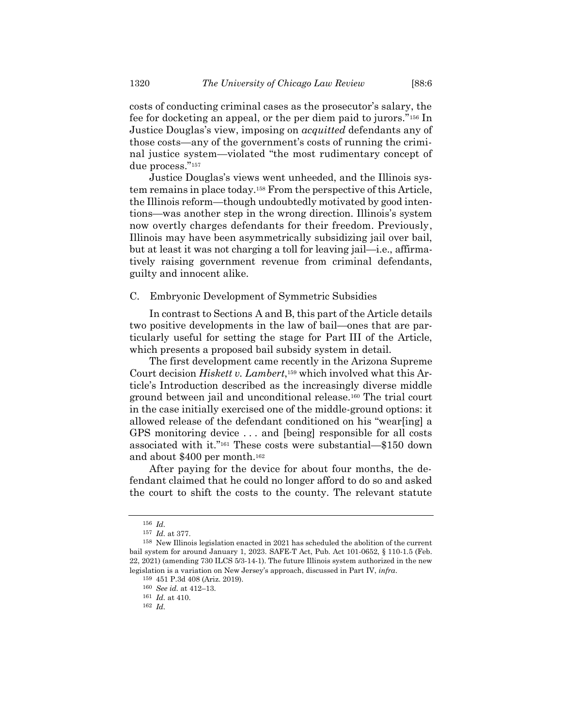costs of conducting criminal cases as the prosecutor's salary, the fee for docketing an appeal, or the per diem paid to jurors."[156] In Justice Douglas's view, imposing on *acquitted* defendants any of those costs—any of the government's costs of running the criminal justice system—violated "the most rudimentary concept of due process."[157]

Justice Douglas's views went unheeded, and the Illinois system remains in place today.[158] From the perspective of this Article, the Illinois reform—though undoubtedly motivated by good intentions—was another step in the wrong direction. Illinois's system now overtly charges defendants for their freedom. Previously, Illinois may have been asymmetrically subsidizing jail over bail, but at least it was not charging a toll for leaving jail—i.e., affirmatively raising government revenue from criminal defendants, guilty and innocent alike.

### C. Embryonic Development of Symmetric Subsidies

In contrast to Sections A and B, this part of the Article details two positive developments in the law of bail—ones that are particularly useful for setting the stage for Part III of the Article, which presents a proposed bail subsidy system in detail.

The first development came recently in the Arizona Supreme Court decision *Hiskett v. Lambert*,[159] which involved what this Article's Introduction described as the increasingly diverse middle ground between jail and unconditional release.[160] The trial court in the case initially exercised one of the middle-ground options: it allowed release of the defendant conditioned on his "wear[ing] a GPS monitoring device . . . and [being] responsible for all costs associated with it."[161] These costs were substantial—$150 down and about $400 per month.[162]

After paying for the device for about four months, the defendant claimed that he could no longer afford to do so and asked the court to shift the costs to the county. The relevant statute

---

[156] *Id.*

[157] *Id.* at 377.

[158] New Illinois legislation enacted in 2021 has scheduled the abolition of the current bail system for around January 1, 2023. SAFE-T Act, Pub. Act 101-0652, § 110-1.5 (Feb. 22, 2021) (amending 730 ILCS 5/3-14-1). The future Illinois system authorized in the new legislation is a variation on New Jersey's approach, discussed in Part IV, *infra*.

[159] 451 P.3d 408 (Ariz. 2019).

[160] *See id.* at 412–13.

[161] *Id.* at 410.

[162] *Id.*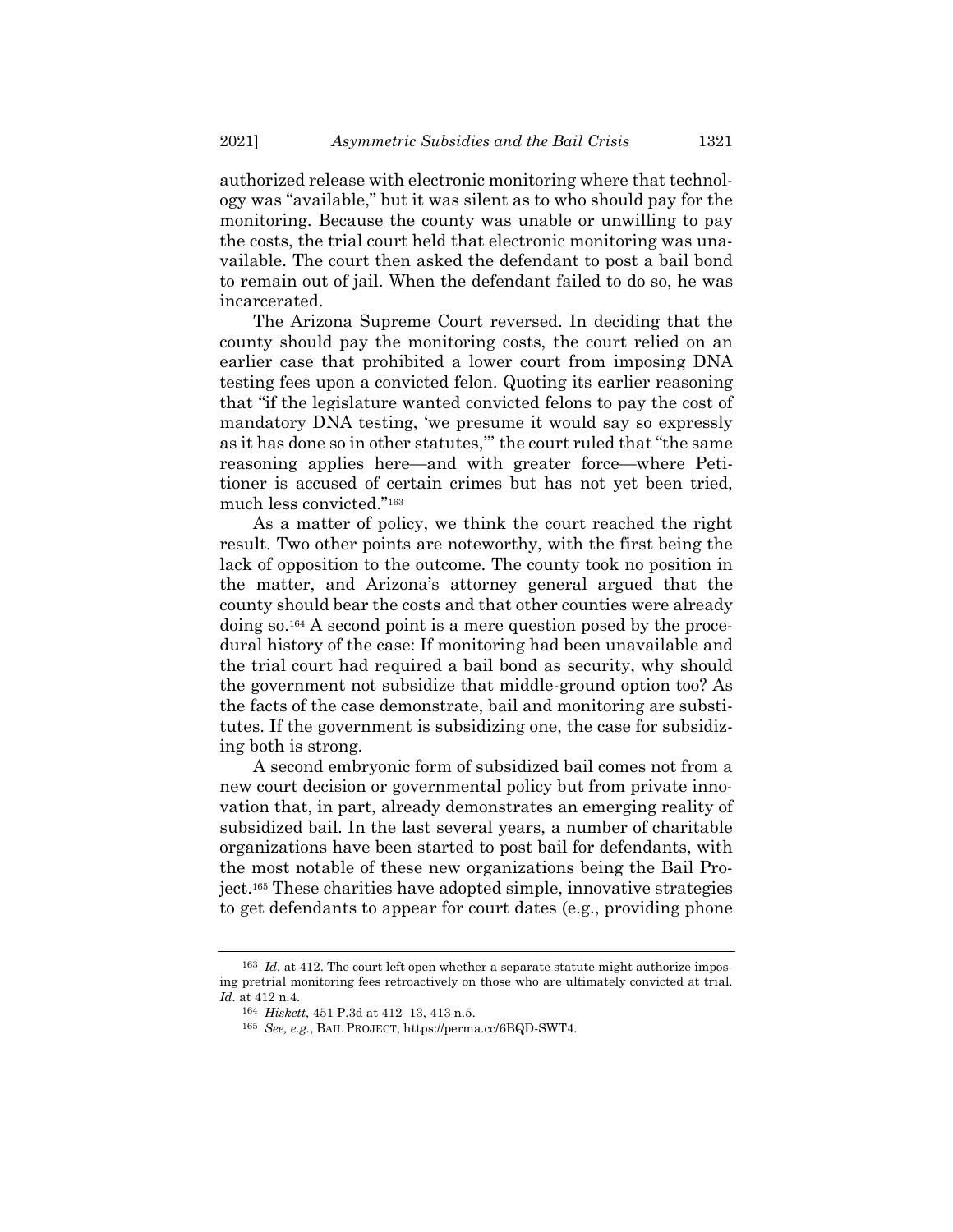authorized release with electronic monitoring where that technology was "available," but it was silent as to who should pay for the monitoring. Because the county was unable or unwilling to pay the costs, the trial court held that electronic monitoring was unavailable. The court then asked the defendant to post a bail bond to remain out of jail. When the defendant failed to do so, he was incarcerated.

The Arizona Supreme Court reversed. In deciding that the county should pay the monitoring costs, the court relied on an earlier case that prohibited a lower court from imposing DNA testing fees upon a convicted felon. Quoting its earlier reasoning that "if the legislature wanted convicted felons to pay the cost of mandatory DNA testing, 'we presume it would say so expressly as it has done so in other statutes,'" the court ruled that "the same reasoning applies here—and with greater force—where Petitioner is accused of certain crimes but has not yet been tried, much less convicted."[163]

As a matter of policy, we think the court reached the right result. Two other points are noteworthy, with the first being the lack of opposition to the outcome. The county took no position in the matter, and Arizona's attorney general argued that the county should bear the costs and that other counties were already doing so.[164] A second point is a mere question posed by the procedural history of the case: If monitoring had been unavailable and the trial court had required a bail bond as security, why should the government not subsidize that middle-ground option too? As the facts of the case demonstrate, bail and monitoring are substitutes. If the government is subsidizing one, the case for subsidizing both is strong.

A second embryonic form of subsidized bail comes not from a new court decision or governmental policy but from private innovation that, in part, already demonstrates an emerging reality of subsidized bail. In the last several years, a number of charitable organizations have been started to post bail for defendants, with the most notable of these new organizations being the Bail Project.[165] These charities have adopted simple, innovative strategies to get defendants to appear for court dates (e.g., providing phone

---

[163] *Id.* at 412. The court left open whether a separate statute might authorize imposing pretrial monitoring fees retroactively on those who are ultimately convicted at trial. *Id.* at 412 n.4.

[164] *Hiskett*, 451 P.3d at 412–13, 413 n.5.

[165] *See, e.g.*, BAIL PROJECT, https://perma.cc/6BQD-SWT4.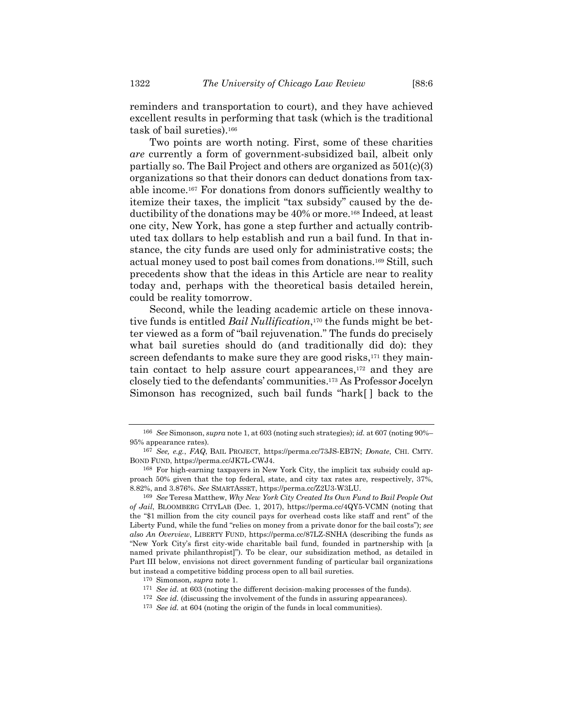reminders and transportation to court), and they have achieved excellent results in performing that task (which is the traditional task of bail sureties).[166]

Two points are worth noting. First, some of these charities *are* currently a form of government-subsidized bail, albeit only partially so. The Bail Project and others are organized as 501(c)(3) organizations so that their donors can deduct donations from taxable income.[167] For donations from donors sufficiently wealthy to itemize their taxes, the implicit "tax subsidy" caused by the deductibility of the donations may be 40% or more.[168] Indeed, at least one city, New York, has gone a step further and actually contributed tax dollars to help establish and run a bail fund. In that instance, the city funds are used only for administrative costs; the actual money used to post bail comes from donations.[169] Still, such precedents show that the ideas in this Article are near to reality today and, perhaps with the theoretical basis detailed herein, could be reality tomorrow.

Second, while the leading academic article on these innovative funds is entitled *Bail Nullification*,[170] the funds might be better viewed as a form of "bail rejuvenation." The funds do precisely what bail sureties should do (and traditionally did do): they screen defendants to make sure they are good risks,[171] they maintain contact to help assure court appearances,[172] and they are closely tied to the defendants' communities.[173] As Professor Jocelyn Simonson has recognized, such bail funds "hark[ ] back to the

---

[166] *See* Simonson, *supra* note 1, at 603 (noting such strategies); *id.* at 607 (noting 90%–95% appearance rates).

[167] *See, e.g.*, *FAQ*, BAIL PROJECT, https://perma.cc/73JS-EB7N; *Donate*, CHI. CMTY. BOND FUND, https://perma.cc/JK7L-CWJ4.

[168] For high-earning taxpayers in New York City, the implicit tax subsidy could approach 50% given that the top federal, state, and city tax rates are, respectively, 37%, 8.82%, and 3.876%. *See* SMARTASSET, https://perma.cc/Z2U3-W3LU.

[169] *See* Teresa Matthew, *Why New York City Created Its Own Fund to Bail People Out of Jail*, BLOOMBERG CITYLAB (Dec. 1, 2017), https://perma.cc/4QY5-VCMN (noting that the "$1 million from the city council pays for overhead costs like staff and rent" of the Liberty Fund, while the fund "relies on money from a private donor for the bail costs"); *see also An Overview*, LIBERTY FUND, https://perma.cc/87LZ-SNHA (describing the funds as "New York City's first city-wide charitable bail fund, founded in partnership with [a named private philanthropist]"). To be clear, our subsidization method, as detailed in Part III below, envisions not direct government funding of particular bail organizations but instead a competitive bidding process open to all bail sureties.

[170] Simonson, *supra* note 1.

[171] *See id.* at 603 (noting the different decision-making processes of the funds).

[172] *See id.* (discussing the involvement of the funds in assuring appearances).

[173] *See id.* at 604 (noting the origin of the funds in local communities).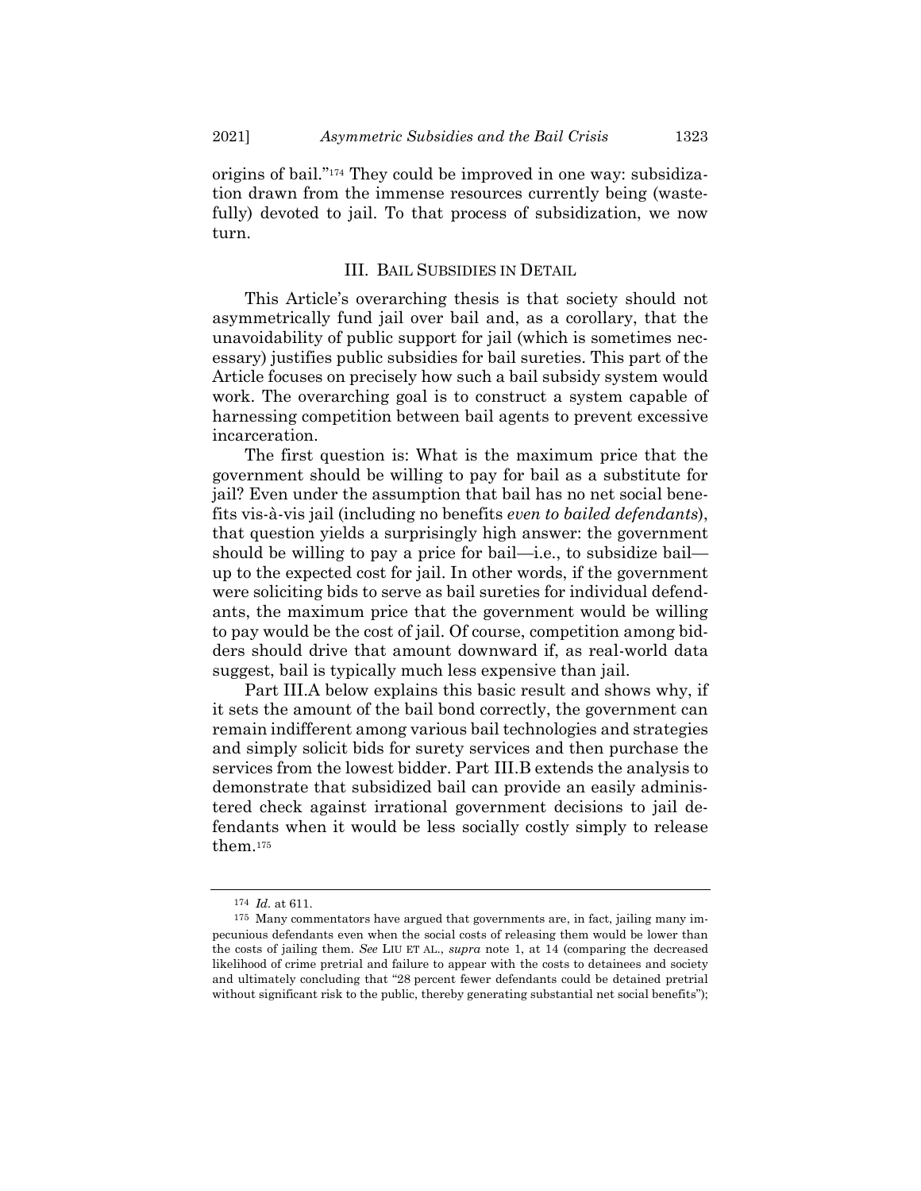origins of bail."[174] They could be improved in one way: subsidization drawn from the immense resources currently being (wastefully) devoted to jail. To that process of subsidization, we now turn.

## III. BAIL SUBSIDIES IN DETAIL

This Article's overarching thesis is that society should not asymmetrically fund jail over bail and, as a corollary, that the unavoidability of public support for jail (which is sometimes necessary) justifies public subsidies for bail sureties. This part of the Article focuses on precisely how such a bail subsidy system would work. The overarching goal is to construct a system capable of harnessing competition between bail agents to prevent excessive incarceration.

The first question is: What is the maximum price that the government should be willing to pay for bail as a substitute for jail? Even under the assumption that bail has no net social benefits vis-à-vis jail (including no benefits *even to bailed defendants*), that question yields a surprisingly high answer: the government should be willing to pay a price for bail—i.e., to subsidize bail—up to the expected cost for jail. In other words, if the government were soliciting bids to serve as bail sureties for individual defendants, the maximum price that the government would be willing to pay would be the cost of jail. Of course, competition among bidders should drive that amount downward if, as real-world data suggest, bail is typically much less expensive than jail.

Part III.A below explains this basic result and shows why, if it sets the amount of the bail bond correctly, the government can remain indifferent among various bail technologies and strategies and simply solicit bids for surety services and then purchase the services from the lowest bidder. Part III.B extends the analysis to demonstrate that subsidized bail can provide an easily administered check against irrational government decisions to jail defendants when it would be less socially costly simply to release them.[175]

---

[174] *Id.* at 611.

[175] Many commentators have argued that governments are, in fact, jailing many impecunious defendants even when the social costs of releasing them would be lower than the costs of jailing them. *See* LIU ET AL., *supra* note 1, at 14 (comparing the decreased likelihood of crime pretrial and failure to appear with the costs to detainees and society and ultimately concluding that "28 percent fewer defendants could be detained pretrial without significant risk to the public, thereby generating substantial net social benefits");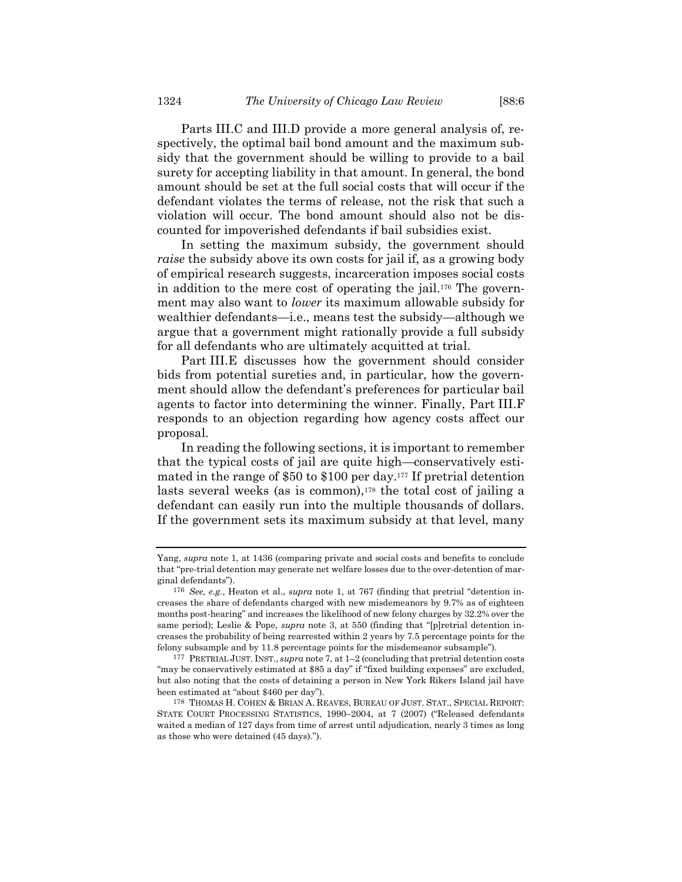Parts III.C and III.D provide a more general analysis of, respectively, the optimal bail bond amount and the maximum subsidy that the government should be willing to provide to a bail surety for accepting liability in that amount. In general, the bond amount should be set at the full social costs that will occur if the defendant violates the terms of release, not the risk that such a violation will occur. The bond amount should also not be discounted for impoverished defendants if bail subsidies exist.

In setting the maximum subsidy, the government should *raise* the subsidy above its own costs for jail if, as a growing body of empirical research suggests, incarceration imposes social costs in addition to the mere cost of operating the jail.[176] The government may also want to *lower* its maximum allowable subsidy for wealthier defendants—i.e., means test the subsidy—although we argue that a government might rationally provide a full subsidy for all defendants who are ultimately acquitted at trial.

Part III.E discusses how the government should consider bids from potential sureties and, in particular, how the government should allow the defendant's preferences for particular bail agents to factor into determining the winner. Finally, Part III.F responds to an objection regarding how agency costs affect our proposal.

In reading the following sections, it is important to remember that the typical costs of jail are quite high—conservatively estimated in the range of $50 to $100 per day.[177] If pretrial detention lasts several weeks (as is common),[178] the total cost of jailing a defendant can easily run into the multiple thousands of dollars. If the government sets its maximum subsidy at that level, many

---

Yang, *supra* note 1, at 1436 (comparing private and social costs and benefits to conclude that "pre-trial detention may generate net welfare losses due to the over-detention of marginal defendants").

[176] *See, e.g.*, Heaton et al., *supra* note 1, at 767 (finding that pretrial "detention increases the share of defendants charged with new misdemeanors by 9.7% as of eighteen months post-hearing" and increases the likelihood of new felony charges by 32.2% over the same period); Leslie & Pope, *supra* note 3, at 550 (finding that "[p]retrial detention increases the probability of being rearrested within 2 years by 7.5 percentage points for the felony subsample and by 11.8 percentage points for the misdemeanor subsample").

[177] PRETRIAL JUST. INST., *supra* note 7, at 1–2 (concluding that pretrial detention costs "may be conservatively estimated at $85 a day" if "fixed building expenses" are excluded, but also noting that the costs of detaining a person in New York Rikers Island jail have been estimated at "about $460 per day").

[178] THOMAS H. COHEN & BRIAN A. REAVES, BUREAU OF JUST. STAT., SPECIAL REPORT: STATE COURT PROCESSING STATISTICS, 1990–2004, at 7 (2007) ("Released defendants waited a median of 127 days from time of arrest until adjudication, nearly 3 times as long as those who were detained (45 days).").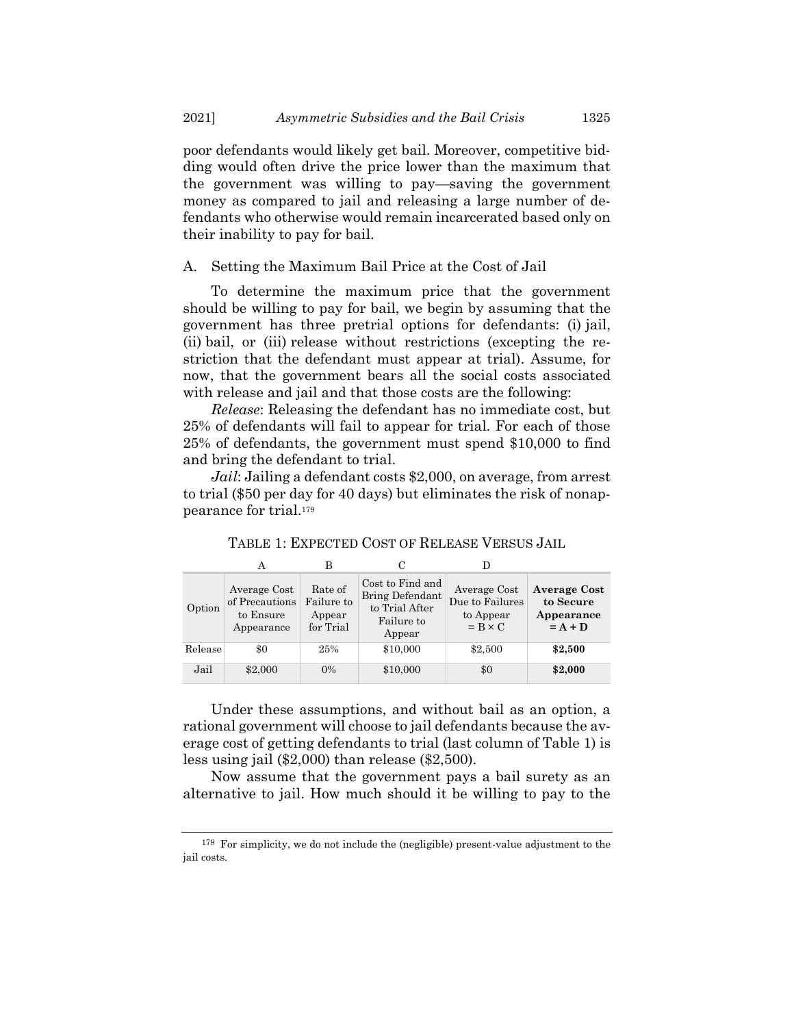poor defendants would likely get bail. Moreover, competitive bidding would often drive the price lower than the maximum that the government was willing to pay—saving the government money as compared to jail and releasing a large number of defendants who otherwise would remain incarcerated based only on their inability to pay for bail.

## A. Setting the Maximum Bail Price at the Cost of Jail

To determine the maximum price that the government should be willing to pay for bail, we begin by assuming that the government has three pretrial options for defendants: (i) jail, (ii) bail, or (iii) release without restrictions (excepting the restriction that the defendant must appear at trial). Assume, for now, that the government bears all the social costs associated with release and jail and that those costs are the following:

*Release*: Releasing the defendant has no immediate cost, but 25% of defendants will fail to appear for trial. For each of those 25% of defendants, the government must spend $10,000 to find and bring the defendant to trial.

*Jail*: Jailing a defendant costs $2,000, on average, from arrest to trial ($50 per day for 40 days) but eliminates the risk of nonappearance for trial.[179]

TABLE 1: EXPECTED COST OF RELEASE VERSUS JAIL

| | A | B | C | D | |
|---|---|---|---|---|---|
| Option | Average Cost of Precautions to Ensure Appearance | Rate of Failure to Appear for Trial | Cost to Find and Bring Defendant to Trial After Failure to Appear | Average Cost Due to Failures to Appear = B × C | **Average Cost to Secure Appearance = A + D** |
| Release | $0 | 25% | $10,000 | $2,500 | **$2,500** |
| Jail | $2,000 | 0% | $10,000 | $0 | **$2,000** |

Under these assumptions, and without bail as an option, a rational government will choose to jail defendants because the average cost of getting defendants to trial (last column of Table 1) is less using jail ($2,000) than release ($2,500).

Now assume that the government pays a bail surety as an alternative to jail. How much should it be willing to pay to the

[179] For simplicity, we do not include the (negligible) present-value adjustment to the jail costs.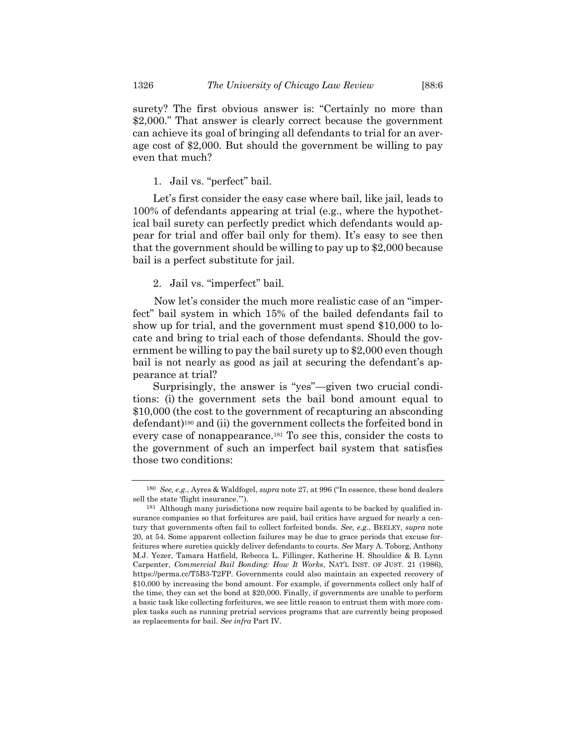surety? The first obvious answer is: "Certainly no more than \$2,000." That answer is clearly correct because the government can achieve its goal of bringing all defendants to trial for an average cost of \$2,000. But should the government be willing to pay even that much?

1. Jail vs. "perfect" bail.

Let's first consider the easy case where bail, like jail, leads to 100% of defendants appearing at trial (e.g., where the hypothetical bail surety can perfectly predict which defendants would appear for trial and offer bail only for them). It's easy to see then that the government should be willing to pay up to \$2,000 because bail is a perfect substitute for jail.

2. Jail vs. "imperfect" bail.

Now let's consider the much more realistic case of an "imperfect" bail system in which 15% of the bailed defendants fail to show up for trial, and the government must spend \$10,000 to locate and bring to trial each of those defendants. Should the government be willing to pay the bail surety up to \$2,000 even though bail is not nearly as good as jail at securing the defendant's appearance at trial?

Surprisingly, the answer is "yes"—given two crucial conditions: (i) the government sets the bail bond amount equal to \$10,000 (the cost to the government of recapturing an absconding defendant)[180] and (ii) the government collects the forfeited bond in every case of nonappearance.[181] To see this, consider the costs to the government of such an imperfect bail system that satisfies those two conditions:

---

[180] *See, e.g.*, Ayres & Waldfogel, *supra* note 27, at 996 ("In essence, these bond dealers sell the state 'flight insurance.'").

[181] Although many jurisdictions now require bail agents to be backed by qualified insurance companies so that forfeitures are paid, bail critics have argued for nearly a century that governments often fail to collect forfeited bonds. *See, e.g.*, BEELEY, *supra* note 20, at 54. Some apparent collection failures may be due to grace periods that excuse forfeitures where sureties quickly deliver defendants to courts. *See* Mary A. Toborg, Anthony M.J. Yezer, Tamara Hatfield, Rebecca L. Fillinger, Katherine H. Shouldice & B. Lynn Carpenter, *Commercial Bail Bonding: How It Works*, NAT'L INST. OF JUST. 21 (1986), https://perma.cc/T5B3-T2FP. Governments could also maintain an expected recovery of \$10,000 by increasing the bond amount. For example, if governments collect only half of the time, they can set the bond at \$20,000. Finally, if governments are unable to perform a basic task like collecting forfeitures, we see little reason to entrust them with more complex tasks such as running pretrial services programs that are currently being proposed as replacements for bail. *See infra* Part IV.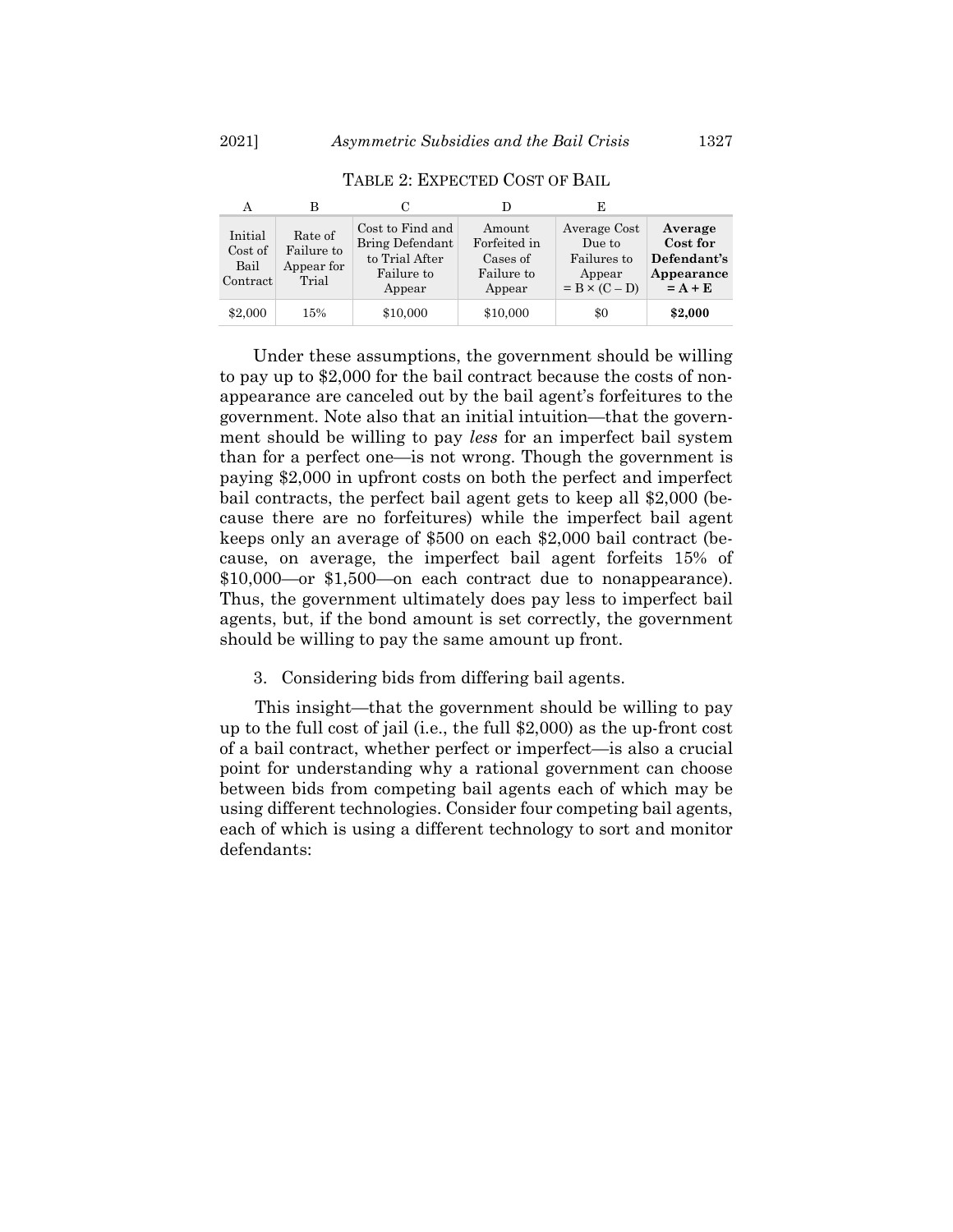TABLE 2: EXPECTED COST OF BAIL

| A | B | C | D | E | |
|---|---|---|---|---|---|
| Initial Cost of Bail Contract | Rate of Failure to Appear for Trial | Cost to Find and Bring Defendant to Trial After Failure to Appear | Amount Forfeited in Cases of Failure to Appear | Average Cost Due to Failures to Appear = B × (C – D) | **Average Cost for Defendant's Appearance = A + E** |
| $2,000 | 15% | $10,000 | $10,000 | $0 | **$2,000** |

Under these assumptions, the government should be willing to pay up to $2,000 for the bail contract because the costs of non-appearance are canceled out by the bail agent's forfeitures to the government. Note also that an initial intuition—that the government should be willing to pay *less* for an imperfect bail system than for a perfect one—is not wrong. Though the government is paying $2,000 in upfront costs on both the perfect and imperfect bail contracts, the perfect bail agent gets to keep all $2,000 (because there are no forfeitures) while the imperfect bail agent keeps only an average of $500 on each $2,000 bail contract (because, on average, the imperfect bail agent forfeits 15% of $10,000—or $1,500—on each contract due to nonappearance). Thus, the government ultimately does pay less to imperfect bail agents, but, if the bond amount is set correctly, the government should be willing to pay the same amount up front.

3. Considering bids from differing bail agents.

This insight—that the government should be willing to pay up to the full cost of jail (i.e., the full $2,000) as the up-front cost of a bail contract, whether perfect or imperfect—is also a crucial point for understanding why a rational government can choose between bids from competing bail agents each of which may be using different technologies. Consider four competing bail agents, each of which is using a different technology to sort and monitor defendants: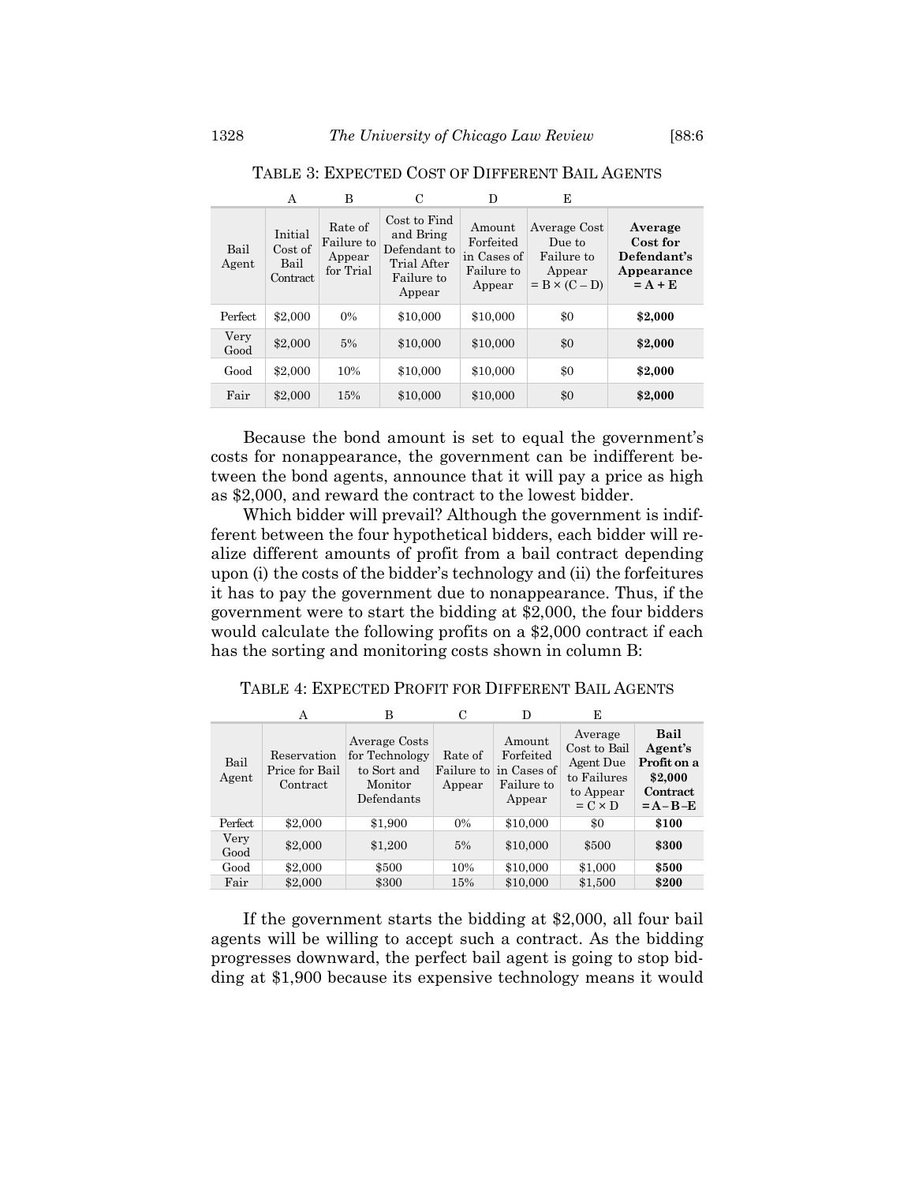TABLE 3: EXPECTED COST OF DIFFERENT BAIL AGENTS

| | A | B | C | D | E | |
|---|---|---|---|---|---|---|
| Bail Agent | Initial Cost of Bail Contract | Rate of Failure to Appear for Trial | Cost to Find and Bring Defendant to Trial After Failure to Appear | Amount Forfeited in Cases of Failure to Appear | Average Cost Due to Failure to Appear = B × (C – D) | **Average Cost for Defendant's Appearance = A + E** |
| Perfect | $2,000 | 0% | $10,000 | $10,000 | $0 | **$2,000** |
| Very Good | $2,000 | 5% | $10,000 | $10,000 | $0 | **$2,000** |
| Good | $2,000 | 10% | $10,000 | $10,000 | $0 | **$2,000** |
| Fair | $2,000 | 15% | $10,000 | $10,000 | $0 | **$2,000** |

Because the bond amount is set to equal the government's costs for nonappearance, the government can be indifferent between the bond agents, announce that it will pay a price as high as $2,000, and reward the contract to the lowest bidder.

Which bidder will prevail? Although the government is indifferent between the four hypothetical bidders, each bidder will realize different amounts of profit from a bail contract depending upon (i) the costs of the bidder's technology and (ii) the forfeitures it has to pay the government due to nonappearance. Thus, if the government were to start the bidding at $2,000, the four bidders would calculate the following profits on a $2,000 contract if each has the sorting and monitoring costs shown in column B:

TABLE 4: EXPECTED PROFIT FOR DIFFERENT BAIL AGENTS

| | A | B | C | D | E | |
|---|---|---|---|---|---|---|
| Bail Agent | Reservation Price for Bail Contract | Average Costs for Technology to Sort and Monitor Defendants | Rate of Failure to Appear | Amount Forfeited in Cases of Failure to Appear | Average Cost to Bail Agent Due to Failures to Appear = C × D | **Bail Agent's Profit on a $2,000 Contract = A – B – E** |
| Perfect | $2,000 | $1,900 | 0% | $10,000 | $0 | **$100** |
| Very Good | $2,000 | $1,200 | 5% | $10,000 | $500 | **$300** |
| Good | $2,000 | $500 | 10% | $10,000 | $1,000 | **$500** |
| Fair | $2,000 | $300 | 15% | $10,000 | $1,500 | **$200** |

If the government starts the bidding at $2,000, all four bail agents will be willing to accept such a contract. As the bidding progresses downward, the perfect bail agent is going to stop bidding at $1,900 because its expensive technology means it would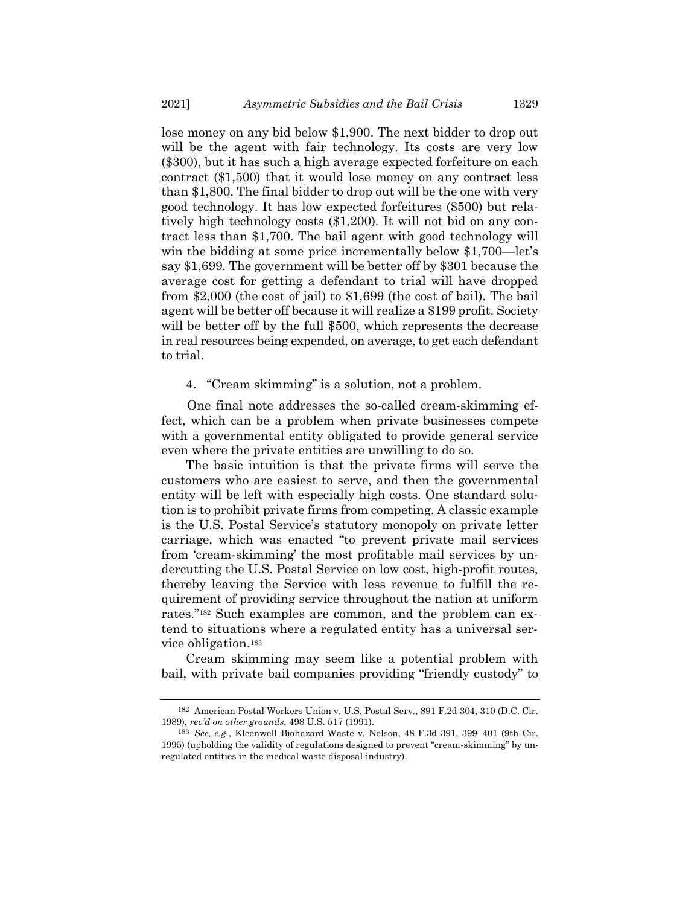lose money on any bid below $1,900. The next bidder to drop out will be the agent with fair technology. Its costs are very low ($300), but it has such a high average expected forfeiture on each contract ($1,500) that it would lose money on any contract less than $1,800. The final bidder to drop out will be the one with very good technology. It has low expected forfeitures ($500) but relatively high technology costs ($1,200). It will not bid on any contract less than $1,700. The bail agent with good technology will win the bidding at some price incrementally below $1,700—let's say $1,699. The government will be better off by $301 because the average cost for getting a defendant to trial will have dropped from $2,000 (the cost of jail) to $1,699 (the cost of bail). The bail agent will be better off because it will realize a $199 profit. Society will be better off by the full $500, which represents the decrease in real resources being expended, on average, to get each defendant to trial.

4. "Cream skimming" is a solution, not a problem.

One final note addresses the so-called cream-skimming effect, which can be a problem when private businesses compete with a governmental entity obligated to provide general service even where the private entities are unwilling to do so.

The basic intuition is that the private firms will serve the customers who are easiest to serve, and then the governmental entity will be left with especially high costs. One standard solution is to prohibit private firms from competing. A classic example is the U.S. Postal Service's statutory monopoly on private letter carriage, which was enacted "to prevent private mail services from 'cream-skimming' the most profitable mail services by undercutting the U.S. Postal Service on low cost, high-profit routes, thereby leaving the Service with less revenue to fulfill the requirement of providing service throughout the nation at uniform rates."[182] Such examples are common, and the problem can extend to situations where a regulated entity has a universal service obligation.[183]

Cream skimming may seem like a potential problem with bail, with private bail companies providing "friendly custody" to

---

[182] American Postal Workers Union v. U.S. Postal Serv., 891 F.2d 304, 310 (D.C. Cir. 1989), *rev'd on other grounds*, 498 U.S. 517 (1991).

[183] *See, e.g.*, Kleenwell Biohazard Waste v. Nelson, 48 F.3d 391, 399–401 (9th Cir. 1995) (upholding the validity of regulations designed to prevent "cream-skimming" by unregulated entities in the medical waste disposal industry).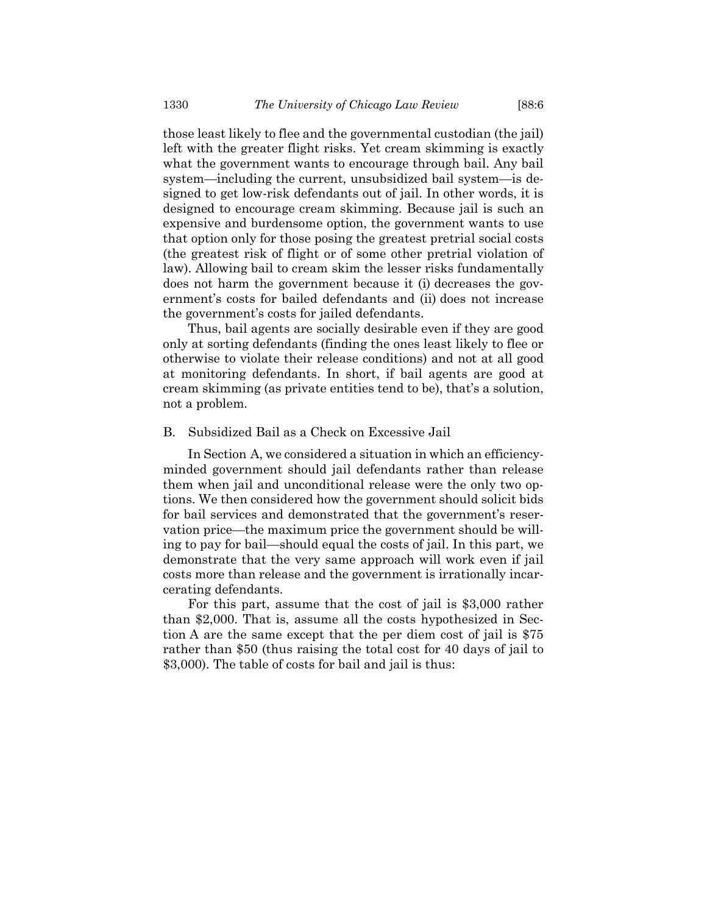those least likely to flee and the governmental custodian (the jail) left with the greater flight risks. Yet cream skimming is exactly what the government wants to encourage through bail. Any bail system—including the current, unsubsidized bail system—is designed to get low-risk defendants out of jail. In other words, it is designed to encourage cream skimming. Because jail is such an expensive and burdensome option, the government wants to use that option only for those posing the greatest pretrial social costs (the greatest risk of flight or of some other pretrial violation of law). Allowing bail to cream skim the lesser risks fundamentally does not harm the government because it (i) decreases the government's costs for bailed defendants and (ii) does not increase the government's costs for jailed defendants.

Thus, bail agents are socially desirable even if they are good only at sorting defendants (finding the ones least likely to flee or otherwise to violate their release conditions) and not at all good at monitoring defendants. In short, if bail agents are good at cream skimming (as private entities tend to be), that's a solution, not a problem.

## B. Subsidized Bail as a Check on Excessive Jail

In Section A, we considered a situation in which an efficiency-minded government should jail defendants rather than release them when jail and unconditional release were the only two options. We then considered how the government should solicit bids for bail services and demonstrated that the government's reservation price—the maximum price the government should be willing to pay for bail—should equal the costs of jail. In this part, we demonstrate that the very same approach will work even if jail costs more than release and the government is irrationally incarcerating defendants.

For this part, assume that the cost of jail is \$3,000 rather than \$2,000. That is, assume all the costs hypothesized in Section A are the same except that the per diem cost of jail is \$75 rather than \$50 (thus raising the total cost for 40 days of jail to \$3,000). The table of costs for bail and jail is thus: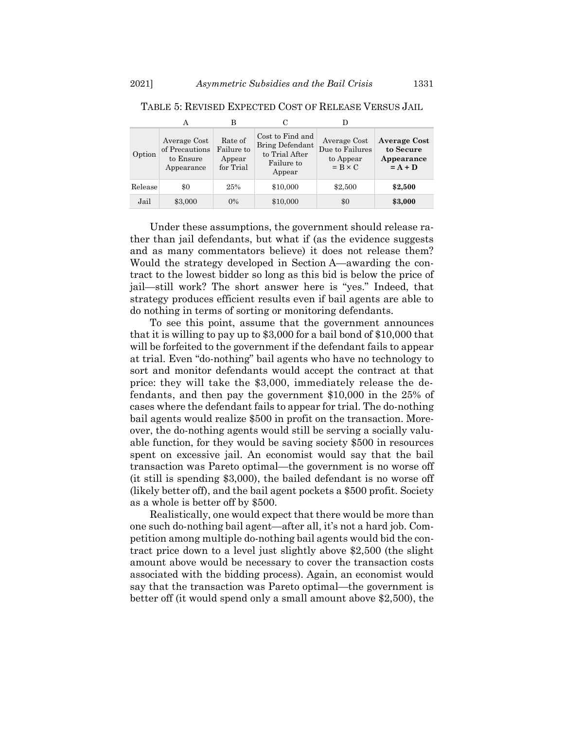TABLE 5: REVISED EXPECTED COST OF RELEASE VERSUS JAIL

| | A | B | C | D | |
|---|---|---|---|---|---|
| Option | Average Cost of Precautions to Ensure Appearance | Rate of Failure to Appear for Trial | Cost to Find and Bring Defendant to Trial After Failure to Appear | Average Cost Due to Failures to Appear = B × C | **Average Cost to Secure Appearance = A + D** |
| Release | $0 | 25% | $10,000 | $2,500 | **$2,500** |
| Jail | $3,000 | 0% | $10,000 | $0 | **$3,000** |

Under these assumptions, the government should release rather than jail defendants, but what if (as the evidence suggests and as many commentators believe) it does not release them? Would the strategy developed in Section A—awarding the contract to the lowest bidder so long as this bid is below the price of jail—still work? The short answer here is "yes." Indeed, that strategy produces efficient results even if bail agents are able to do nothing in terms of sorting or monitoring defendants.

To see this point, assume that the government announces that it is willing to pay up to $3,000 for a bail bond of $10,000 that will be forfeited to the government if the defendant fails to appear at trial. Even "do-nothing" bail agents who have no technology to sort and monitor defendants would accept the contract at that price: they will take the $3,000, immediately release the defendants, and then pay the government $10,000 in the 25% of cases where the defendant fails to appear for trial. The do-nothing bail agents would realize $500 in profit on the transaction. Moreover, the do-nothing agents would still be serving a socially valuable function, for they would be saving society $500 in resources spent on excessive jail. An economist would say that the bail transaction was Pareto optimal—the government is no worse off (it still is spending $3,000), the bailed defendant is no worse off (likely better off), and the bail agent pockets a $500 profit. Society as a whole is better off by $500.

Realistically, one would expect that there would be more than one such do-nothing bail agent—after all, it's not a hard job. Competition among multiple do-nothing bail agents would bid the contract price down to a level just slightly above $2,500 (the slight amount above would be necessary to cover the transaction costs associated with the bidding process). Again, an economist would say that the transaction was Pareto optimal—the government is better off (it would spend only a small amount above $2,500), the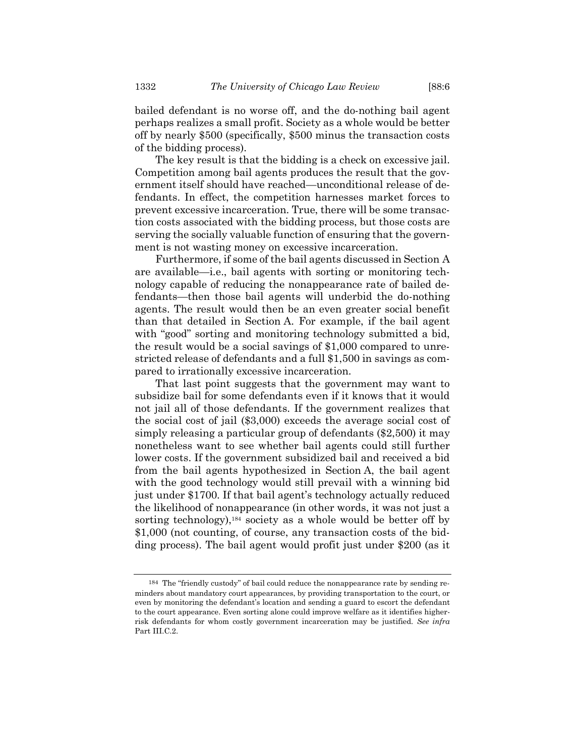bailed defendant is no worse off, and the do-nothing bail agent perhaps realizes a small profit. Society as a whole would be better off by nearly $500 (specifically, $500 minus the transaction costs of the bidding process).

The key result is that the bidding is a check on excessive jail. Competition among bail agents produces the result that the government itself should have reached—unconditional release of defendants. In effect, the competition harnesses market forces to prevent excessive incarceration. True, there will be some transaction costs associated with the bidding process, but those costs are serving the socially valuable function of ensuring that the government is not wasting money on excessive incarceration.

Furthermore, if some of the bail agents discussed in Section A are available—i.e., bail agents with sorting or monitoring technology capable of reducing the nonappearance rate of bailed defendants—then those bail agents will underbid the do-nothing agents. The result would then be an even greater social benefit than that detailed in Section A. For example, if the bail agent with "good" sorting and monitoring technology submitted a bid, the result would be a social savings of $1,000 compared to unrestricted release of defendants and a full $1,500 in savings as compared to irrationally excessive incarceration.

That last point suggests that the government may want to subsidize bail for some defendants even if it knows that it would not jail all of those defendants. If the government realizes that the social cost of jail ($3,000) exceeds the average social cost of simply releasing a particular group of defendants ($2,500) it may nonetheless want to see whether bail agents could still further lower costs. If the government subsidized bail and received a bid from the bail agents hypothesized in Section A, the bail agent with the good technology would still prevail with a winning bid just under $1700. If that bail agent's technology actually reduced the likelihood of nonappearance (in other words, it was not just a sorting technology),[184] society as a whole would be better off by $1,000 (not counting, of course, any transaction costs of the bidding process). The bail agent would profit just under $200 (as it

---

[184] The "friendly custody" of bail could reduce the nonappearance rate by sending reminders about mandatory court appearances, by providing transportation to the court, or even by monitoring the defendant's location and sending a guard to escort the defendant to the court appearance. Even sorting alone could improve welfare as it identifies higher-risk defendants for whom costly government incarceration may be justified. *See infra* Part III.C.2.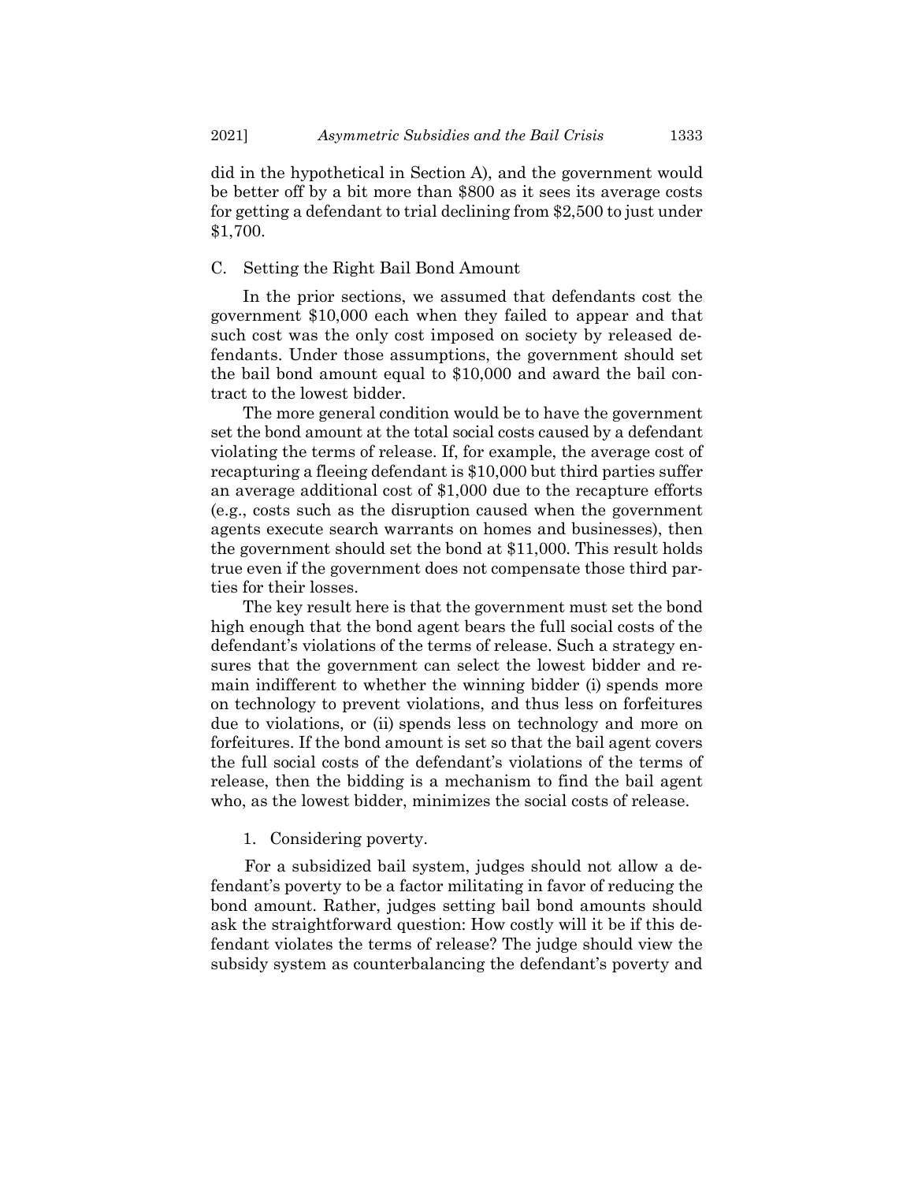did in the hypothetical in Section A), and the government would be better off by a bit more than $800 as it sees its average costs for getting a defendant to trial declining from $2,500 to just under $1,700.

## C. Setting the Right Bail Bond Amount

In the prior sections, we assumed that defendants cost the government $10,000 each when they failed to appear and that such cost was the only cost imposed on society by released defendants. Under those assumptions, the government should set the bail bond amount equal to $10,000 and award the bail contract to the lowest bidder.

The more general condition would be to have the government set the bond amount at the total social costs caused by a defendant violating the terms of release. If, for example, the average cost of recapturing a fleeing defendant is $10,000 but third parties suffer an average additional cost of $1,000 due to the recapture efforts (e.g., costs such as the disruption caused when the government agents execute search warrants on homes and businesses), then the government should set the bond at $11,000. This result holds true even if the government does not compensate those third parties for their losses.

The key result here is that the government must set the bond high enough that the bond agent bears the full social costs of the defendant's violations of the terms of release. Such a strategy ensures that the government can select the lowest bidder and remain indifferent to whether the winning bidder (i) spends more on technology to prevent violations, and thus less on forfeitures due to violations, or (ii) spends less on technology and more on forfeitures. If the bond amount is set so that the bail agent covers the full social costs of the defendant's violations of the terms of release, then the bidding is a mechanism to find the bail agent who, as the lowest bidder, minimizes the social costs of release.

### 1. Considering poverty.

For a subsidized bail system, judges should not allow a defendant's poverty to be a factor militating in favor of reducing the bond amount. Rather, judges setting bail bond amounts should ask the straightforward question: How costly will it be if this defendant violates the terms of release? The judge should view the subsidy system as counterbalancing the defendant's poverty and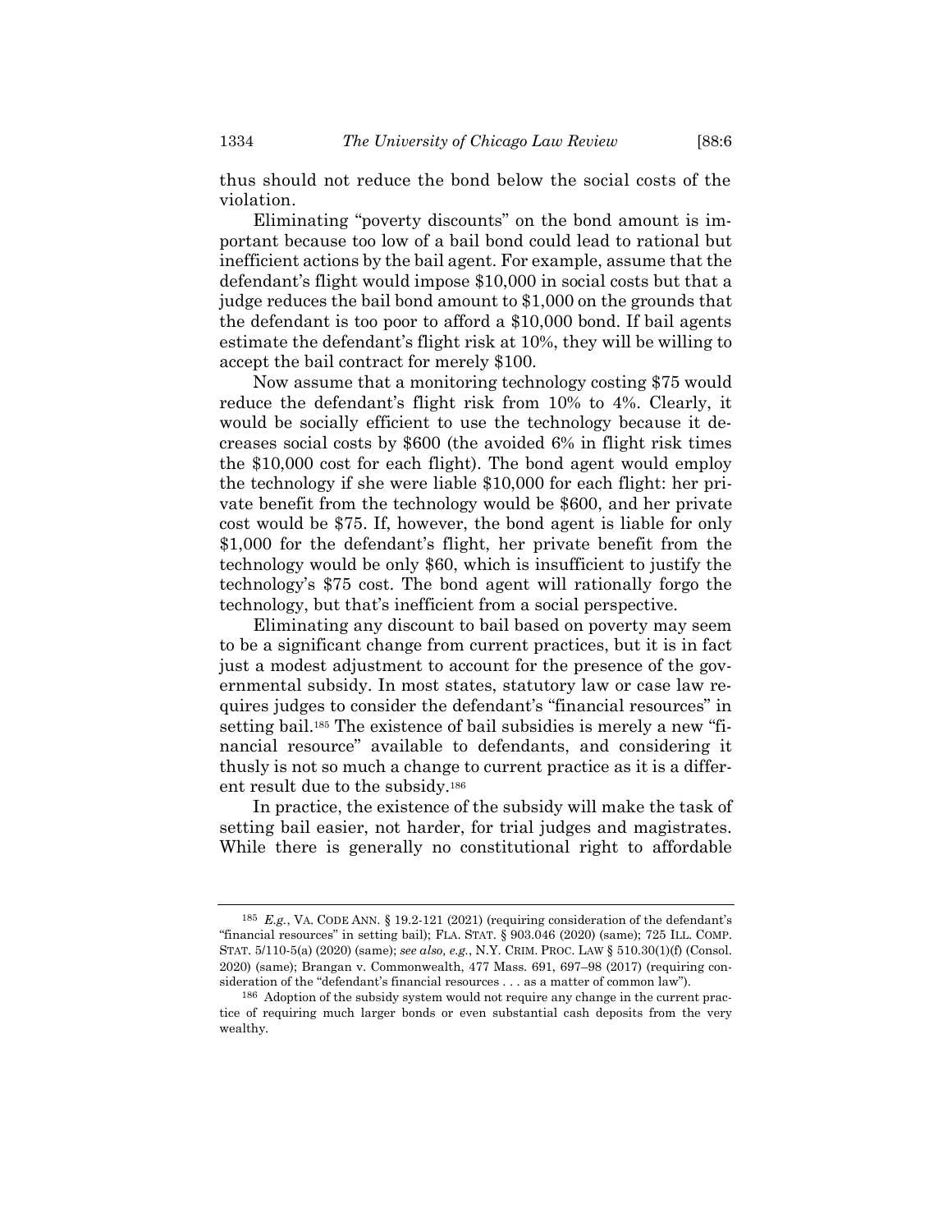thus should not reduce the bond below the social costs of the violation.

Eliminating "poverty discounts" on the bond amount is important because too low of a bail bond could lead to rational but inefficient actions by the bail agent. For example, assume that the defendant's flight would impose $10,000 in social costs but that a judge reduces the bail bond amount to $1,000 on the grounds that the defendant is too poor to afford a $10,000 bond. If bail agents estimate the defendant's flight risk at 10%, they will be willing to accept the bail contract for merely $100.

Now assume that a monitoring technology costing $75 would reduce the defendant's flight risk from 10% to 4%. Clearly, it would be socially efficient to use the technology because it decreases social costs by $600 (the avoided 6% in flight risk times the $10,000 cost for each flight). The bond agent would employ the technology if she were liable $10,000 for each flight: her private benefit from the technology would be $600, and her private cost would be $75. If, however, the bond agent is liable for only $1,000 for the defendant's flight, her private benefit from the technology would be only $60, which is insufficient to justify the technology's $75 cost. The bond agent will rationally forgo the technology, but that's inefficient from a social perspective.

Eliminating any discount to bail based on poverty may seem to be a significant change from current practices, but it is in fact just a modest adjustment to account for the presence of the governmental subsidy. In most states, statutory law or case law requires judges to consider the defendant's "financial resources" in setting bail.[185] The existence of bail subsidies is merely a new "financial resource" available to defendants, and considering it thusly is not so much a change to current practice as it is a different result due to the subsidy.[186]

In practice, the existence of the subsidy will make the task of setting bail easier, not harder, for trial judges and magistrates. While there is generally no constitutional right to affordable

---

[185] *E.g.*, VA. CODE ANN. § 19.2-121 (2021) (requiring consideration of the defendant's "financial resources" in setting bail); FLA. STAT. § 903.046 (2020) (same); 725 ILL. COMP. STAT. 5/110-5(a) (2020) (same); *see also, e.g.*, N.Y. CRIM. PROC. LAW § 510.30(1)(f) (Consol. 2020) (same); Brangan v. Commonwealth, 477 Mass. 691, 697–98 (2017) (requiring consideration of the "defendant's financial resources . . . as a matter of common law").

[186] Adoption of the subsidy system would not require any change in the current practice of requiring much larger bonds or even substantial cash deposits from the very wealthy.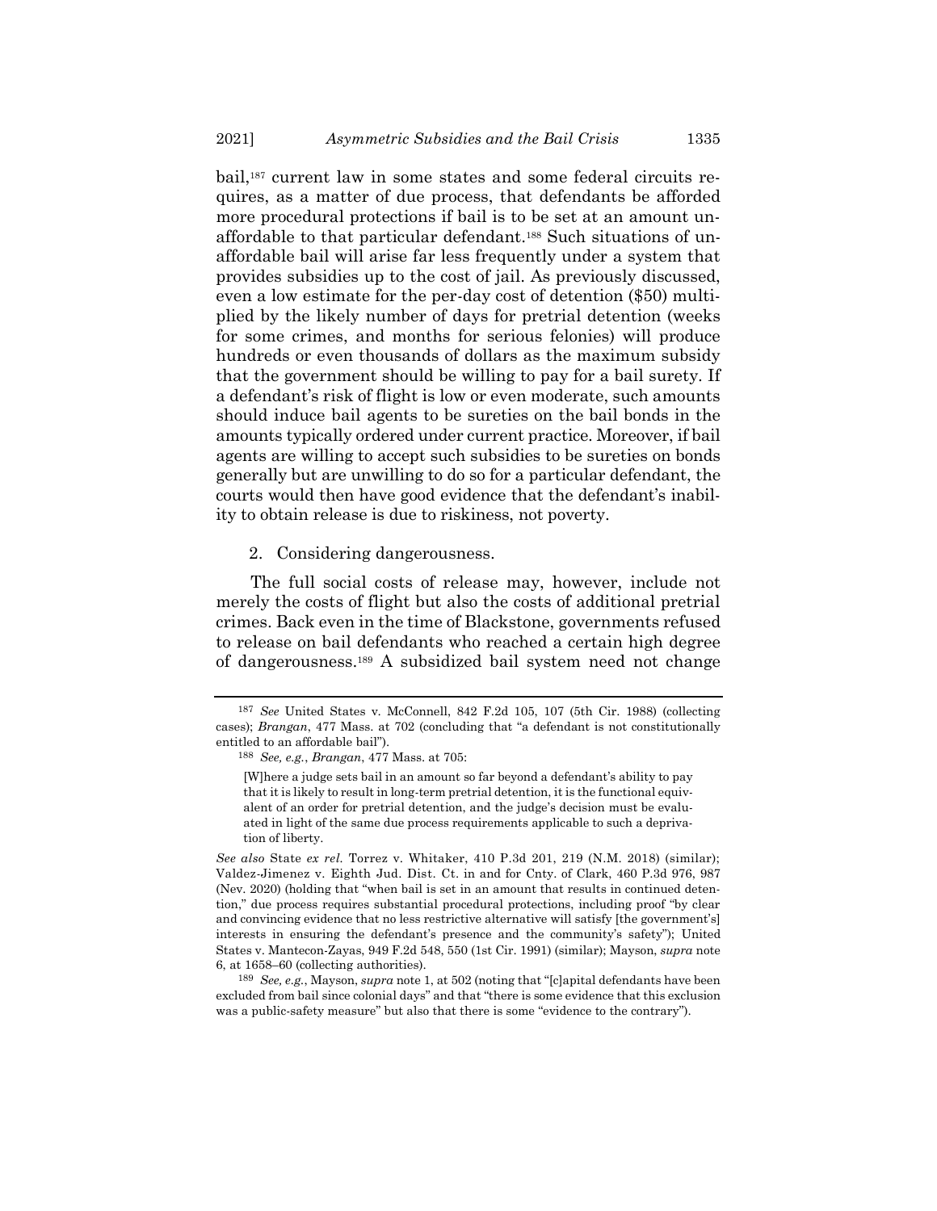bail,[187] current law in some states and some federal circuits requires, as a matter of due process, that defendants be afforded more procedural protections if bail is to be set at an amount unaffordable to that particular defendant.[188] Such situations of unaffordable bail will arise far less frequently under a system that provides subsidies up to the cost of jail. As previously discussed, even a low estimate for the per-day cost of detention ($50) multiplied by the likely number of days for pretrial detention (weeks for some crimes, and months for serious felonies) will produce hundreds or even thousands of dollars as the maximum subsidy that the government should be willing to pay for a bail surety. If a defendant's risk of flight is low or even moderate, such amounts should induce bail agents to be sureties on the bail bonds in the amounts typically ordered under current practice. Moreover, if bail agents are willing to accept such subsidies to be sureties on bonds generally but are unwilling to do so for a particular defendant, the courts would then have good evidence that the defendant's inability to obtain release is due to riskiness, not poverty.

2. Considering dangerousness.

The full social costs of release may, however, include not merely the costs of flight but also the costs of additional pretrial crimes. Back even in the time of Blackstone, governments refused to release on bail defendants who reached a certain high degree of dangerousness.[189] A subsidized bail system need not change

---

[187] *See* United States v. McConnell, 842 F.2d 105, 107 (5th Cir. 1988) (collecting cases); *Brangan*, 477 Mass. at 702 (concluding that "a defendant is not constitutionally entitled to an affordable bail").

[188] *See, e.g.*, *Brangan*, 477 Mass. at 705:

> [W]here a judge sets bail in an amount so far beyond a defendant's ability to pay that it is likely to result in long-term pretrial detention, it is the functional equivalent of an order for pretrial detention, and the judge's decision must be evaluated in light of the same due process requirements applicable to such a deprivation of liberty.

*See also* State *ex rel.* Torrez v. Whitaker, 410 P.3d 201, 219 (N.M. 2018) (similar); Valdez-Jimenez v. Eighth Jud. Dist. Ct. in and for Cnty. of Clark, 460 P.3d 976, 987 (Nev. 2020) (holding that "when bail is set in an amount that results in continued detention," due process requires substantial procedural protections, including proof "by clear and convincing evidence that no less restrictive alternative will satisfy [the government's] interests in ensuring the defendant's presence and the community's safety"); United States v. Mantecon-Zayas, 949 F.2d 548, 550 (1st Cir. 1991) (similar); Mayson, *supra* note 6, at 1658–60 (collecting authorities).

[189] *See, e.g.*, Mayson, *supra* note 1, at 502 (noting that "[c]apital defendants have been excluded from bail since colonial days" and that "there is some evidence that this exclusion was a public-safety measure" but also that there is some "evidence to the contrary").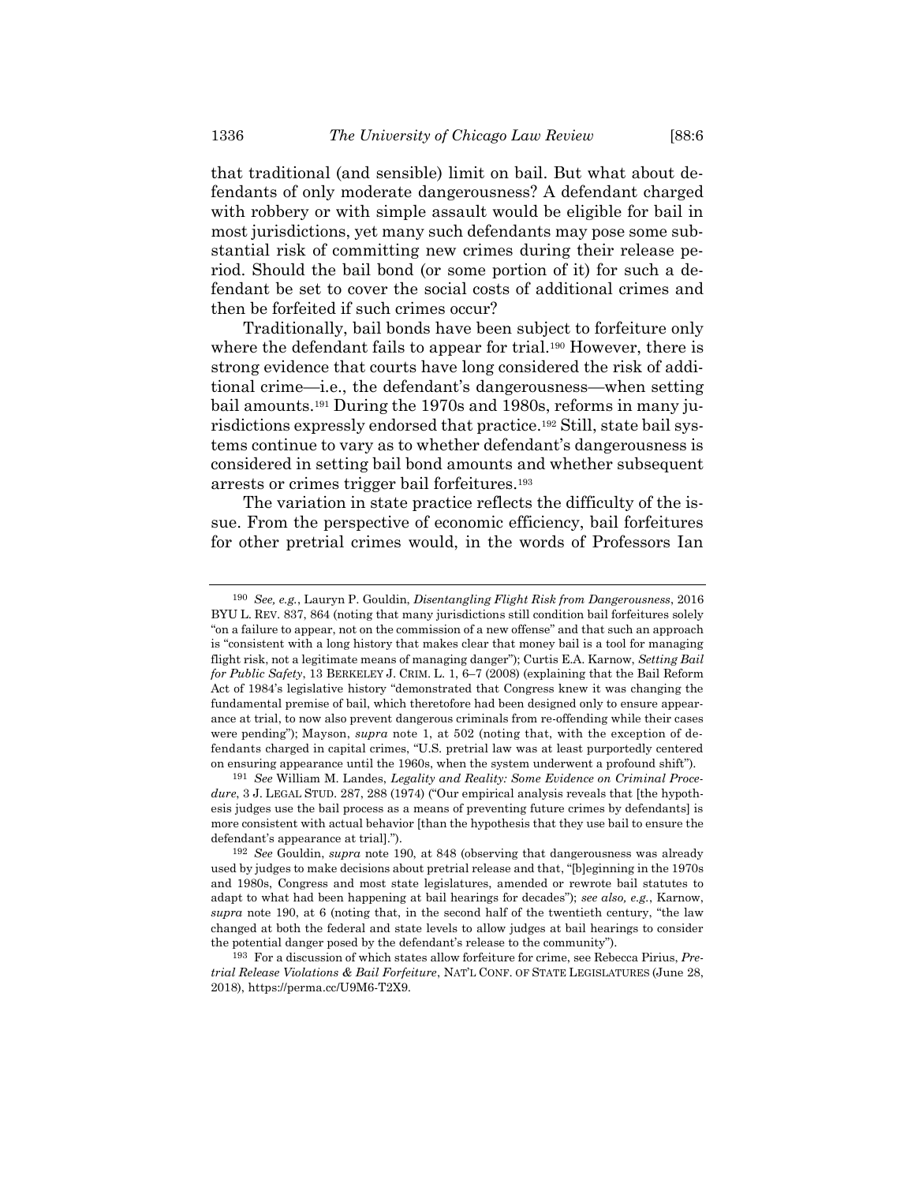that traditional (and sensible) limit on bail. But what about defendants of only moderate dangerousness? A defendant charged with robbery or with simple assault would be eligible for bail in most jurisdictions, yet many such defendants may pose some substantial risk of committing new crimes during their release period. Should the bail bond (or some portion of it) for such a defendant be set to cover the social costs of additional crimes and then be forfeited if such crimes occur?

Traditionally, bail bonds have been subject to forfeiture only where the defendant fails to appear for trial.[190] However, there is strong evidence that courts have long considered the risk of additional crime—i.e., the defendant's dangerousness—when setting bail amounts.[191] During the 1970s and 1980s, reforms in many jurisdictions expressly endorsed that practice.[192] Still, state bail systems continue to vary as to whether defendant's dangerousness is considered in setting bail bond amounts and whether subsequent arrests or crimes trigger bail forfeitures.[193]

The variation in state practice reflects the difficulty of the issue. From the perspective of economic efficiency, bail forfeitures for other pretrial crimes would, in the words of Professors Ian

---

[190] *See, e.g.*, Lauryn P. Gouldin, *Disentangling Flight Risk from Dangerousness*, 2016 BYU L. REV. 837, 864 (noting that many jurisdictions still condition bail forfeitures solely "on a failure to appear, not on the commission of a new offense" and that such an approach is "consistent with a long history that makes clear that money bail is a tool for managing flight risk, not a legitimate means of managing danger"); Curtis E.A. Karnow, *Setting Bail for Public Safety*, 13 BERKELEY J. CRIM. L. 1, 6–7 (2008) (explaining that the Bail Reform Act of 1984's legislative history "demonstrated that Congress knew it was changing the fundamental premise of bail, which theretofore had been designed only to ensure appearance at trial, to now also prevent dangerous criminals from re-offending while their cases were pending"); Mayson, *supra* note 1, at 502 (noting that, with the exception of defendants charged in capital crimes, "U.S. pretrial law was at least purportedly centered on ensuring appearance until the 1960s, when the system underwent a profound shift").

[191] *See* William M. Landes, *Legality and Reality: Some Evidence on Criminal Procedure*, 3 J. LEGAL STUD. 287, 288 (1974) ("Our empirical analysis reveals that [the hypothesis judges use the bail process as a means of preventing future crimes by defendants] is more consistent with actual behavior [than the hypothesis that they use bail to ensure the defendant's appearance at trial].").

[192] *See* Gouldin, *supra* note 190, at 848 (observing that dangerousness was already used by judges to make decisions about pretrial release and that, "[b]eginning in the 1970s and 1980s, Congress and most state legislatures, amended or rewrote bail statutes to adapt to what had been happening at bail hearings for decades"); *see also, e.g.*, Karnow, *supra* note 190, at 6 (noting that, in the second half of the twentieth century, "the law changed at both the federal and state levels to allow judges at bail hearings to consider the potential danger posed by the defendant's release to the community").

[193] For a discussion of which states allow forfeiture for crime, see Rebecca Pirius, *Pretrial Release Violations & Bail Forfeiture*, NAT'L CONF. OF STATE LEGISLATURES (June 28, 2018), https://perma.cc/U9M6-T2X9.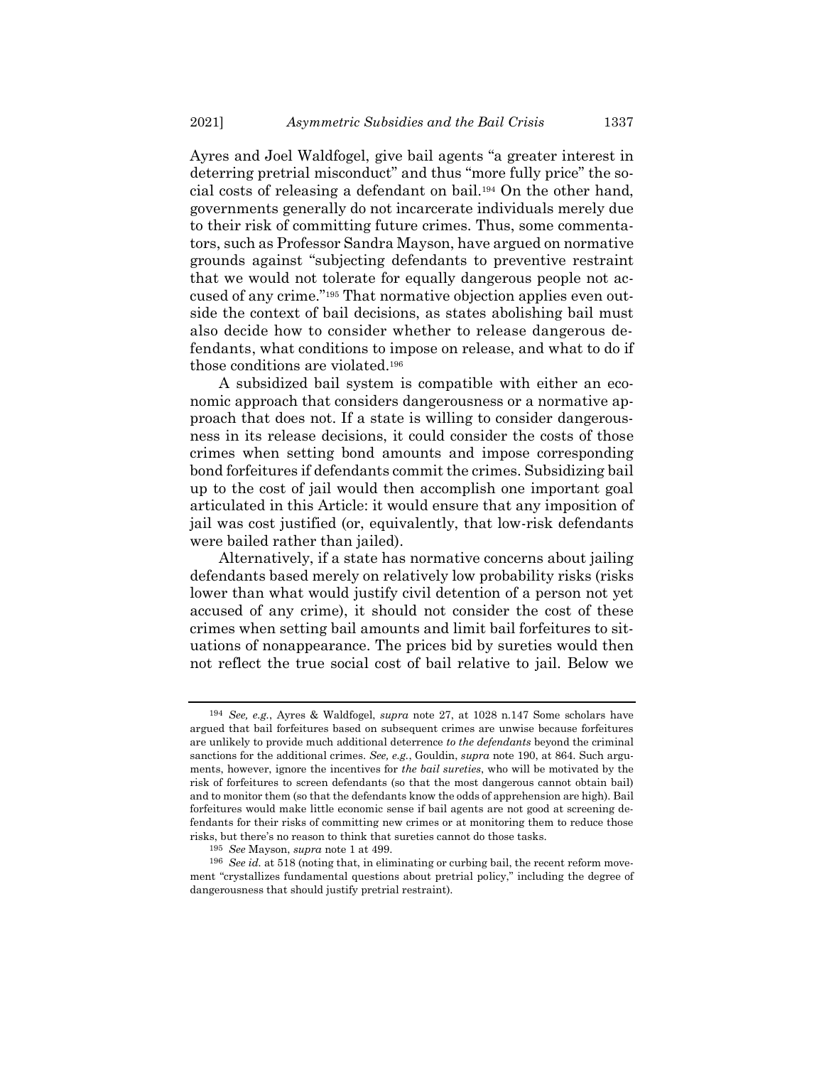Ayres and Joel Waldfogel, give bail agents "a greater interest in deterring pretrial misconduct" and thus "more fully price" the social costs of releasing a defendant on bail.[194] On the other hand, governments generally do not incarcerate individuals merely due to their risk of committing future crimes. Thus, some commentators, such as Professor Sandra Mayson, have argued on normative grounds against "subjecting defendants to preventive restraint that we would not tolerate for equally dangerous people not accused of any crime."[195] That normative objection applies even outside the context of bail decisions, as states abolishing bail must also decide how to consider whether to release dangerous defendants, what conditions to impose on release, and what to do if those conditions are violated.[196]

A subsidized bail system is compatible with either an economic approach that considers dangerousness or a normative approach that does not. If a state is willing to consider dangerousness in its release decisions, it could consider the costs of those crimes when setting bond amounts and impose corresponding bond forfeitures if defendants commit the crimes. Subsidizing bail up to the cost of jail would then accomplish one important goal articulated in this Article: it would ensure that any imposition of jail was cost justified (or, equivalently, that low-risk defendants were bailed rather than jailed).

Alternatively, if a state has normative concerns about jailing defendants based merely on relatively low probability risks (risks lower than what would justify civil detention of a person not yet accused of any crime), it should not consider the cost of these crimes when setting bail amounts and limit bail forfeitures to situations of nonappearance. The prices bid by sureties would then not reflect the true social cost of bail relative to jail. Below we

---

[194] *See, e.g.*, Ayres & Waldfogel, *supra* note 27, at 1028 n.147 Some scholars have argued that bail forfeitures based on subsequent crimes are unwise because forfeitures are unlikely to provide much additional deterrence *to the defendants* beyond the criminal sanctions for the additional crimes. *See, e.g.*, Gouldin, *supra* note 190, at 864. Such arguments, however, ignore the incentives for *the bail sureties*, who will be motivated by the risk of forfeitures to screen defendants (so that the most dangerous cannot obtain bail) and to monitor them (so that the defendants know the odds of apprehension are high). Bail forfeitures would make little economic sense if bail agents are not good at screening defendants for their risks of committing new crimes or at monitoring them to reduce those risks, but there's no reason to think that sureties cannot do those tasks.

[195] *See* Mayson, *supra* note 1 at 499.

[196] *See id.* at 518 (noting that, in eliminating or curbing bail, the recent reform movement "crystallizes fundamental questions about pretrial policy," including the degree of dangerousness that should justify pretrial restraint).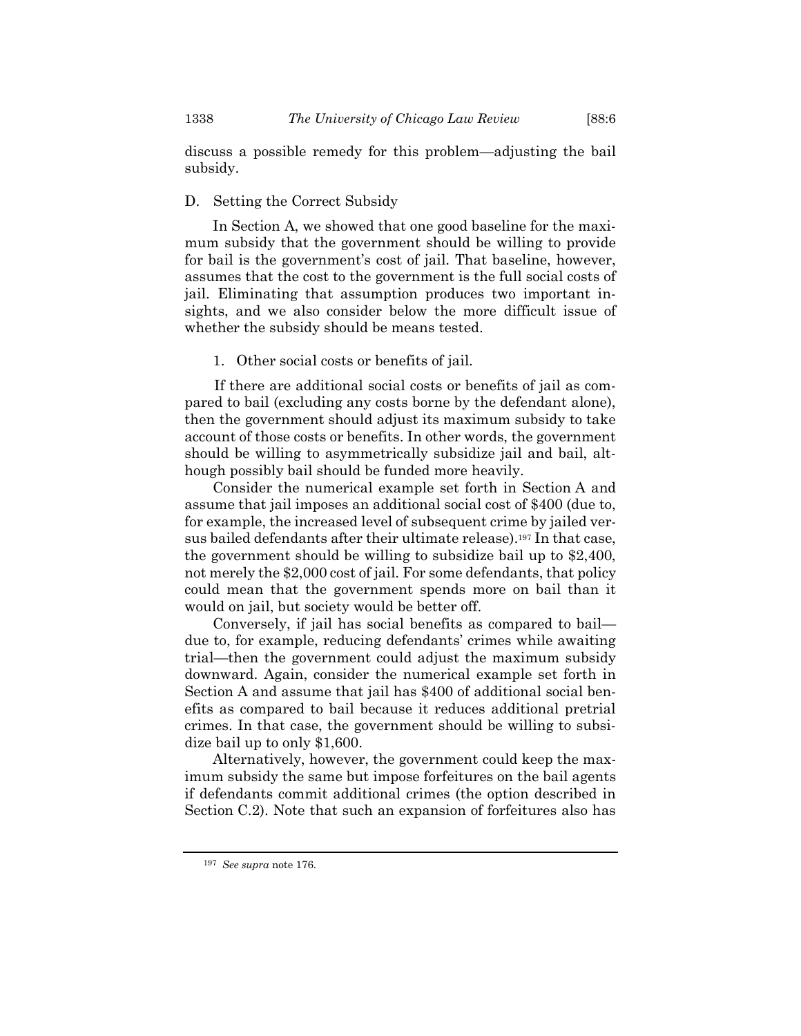discuss a possible remedy for this problem—adjusting the bail subsidy.

### D. Setting the Correct Subsidy

In Section A, we showed that one good baseline for the maximum subsidy that the government should be willing to provide for bail is the government's cost of jail. That baseline, however, assumes that the cost to the government is the full social costs of jail. Eliminating that assumption produces two important insights, and we also consider below the more difficult issue of whether the subsidy should be means tested.

#### 1. Other social costs or benefits of jail.

If there are additional social costs or benefits of jail as compared to bail (excluding any costs borne by the defendant alone), then the government should adjust its maximum subsidy to take account of those costs or benefits. In other words, the government should be willing to asymmetrically subsidize jail and bail, although possibly bail should be funded more heavily.

Consider the numerical example set forth in Section A and assume that jail imposes an additional social cost of $400 (due to, for example, the increased level of subsequent crime by jailed versus bailed defendants after their ultimate release).[197] In that case, the government should be willing to subsidize bail up to $2,400, not merely the $2,000 cost of jail. For some defendants, that policy could mean that the government spends more on bail than it would on jail, but society would be better off.

Conversely, if jail has social benefits as compared to bail—due to, for example, reducing defendants' crimes while awaiting trial—then the government could adjust the maximum subsidy downward. Again, consider the numerical example set forth in Section A and assume that jail has $400 of additional social benefits as compared to bail because it reduces additional pretrial crimes. In that case, the government should be willing to subsidize bail up to only $1,600.

Alternatively, however, the government could keep the maximum subsidy the same but impose forfeitures on the bail agents if defendants commit additional crimes (the option described in Section C.2). Note that such an expansion of forfeitures also has

---

[197] *See supra* note 176.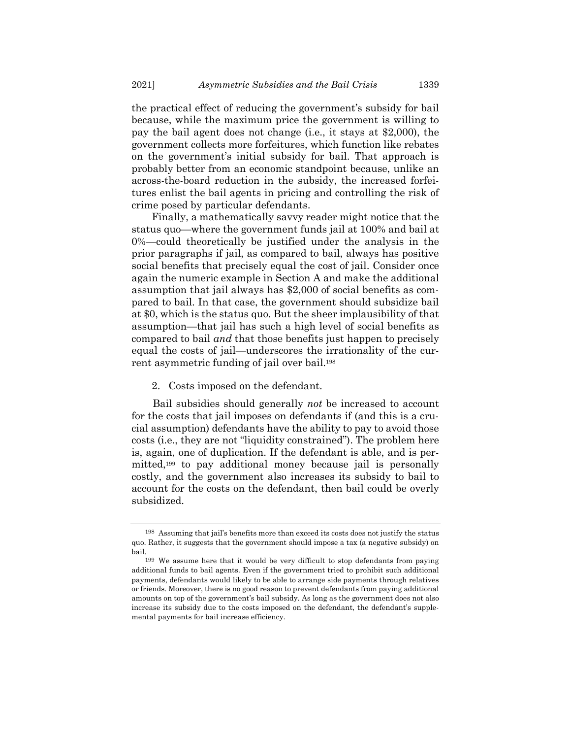the practical effect of reducing the government's subsidy for bail because, while the maximum price the government is willing to pay the bail agent does not change (i.e., it stays at $2,000), the government collects more forfeitures, which function like rebates on the government's initial subsidy for bail. That approach is probably better from an economic standpoint because, unlike an across-the-board reduction in the subsidy, the increased forfeitures enlist the bail agents in pricing and controlling the risk of crime posed by particular defendants.

Finally, a mathematically savvy reader might notice that the status quo—where the government funds jail at 100% and bail at 0%—could theoretically be justified under the analysis in the prior paragraphs if jail, as compared to bail, always has positive social benefits that precisely equal the cost of jail. Consider once again the numeric example in Section A and make the additional assumption that jail always has $2,000 of social benefits as compared to bail. In that case, the government should subsidize bail at $0, which is the status quo. But the sheer implausibility of that assumption—that jail has such a high level of social benefits as compared to bail *and* that those benefits just happen to precisely equal the costs of jail—underscores the irrationality of the current asymmetric funding of jail over bail.[198]

2. Costs imposed on the defendant.

Bail subsidies should generally *not* be increased to account for the costs that jail imposes on defendants if (and this is a crucial assumption) defendants have the ability to pay to avoid those costs (i.e., they are not "liquidity constrained"). The problem here is, again, one of duplication. If the defendant is able, and is permitted,[199] to pay additional money because jail is personally costly, and the government also increases its subsidy to bail to account for the costs on the defendant, then bail could be overly subsidized.

---

[198] Assuming that jail's benefits more than exceed its costs does not justify the status quo. Rather, it suggests that the government should impose a tax (a negative subsidy) on bail.

[199] We assume here that it would be very difficult to stop defendants from paying additional funds to bail agents. Even if the government tried to prohibit such additional payments, defendants would likely to be able to arrange side payments through relatives or friends. Moreover, there is no good reason to prevent defendants from paying additional amounts on top of the government's bail subsidy. As long as the government does not also increase its subsidy due to the costs imposed on the defendant, the defendant's supplemental payments for bail increase efficiency.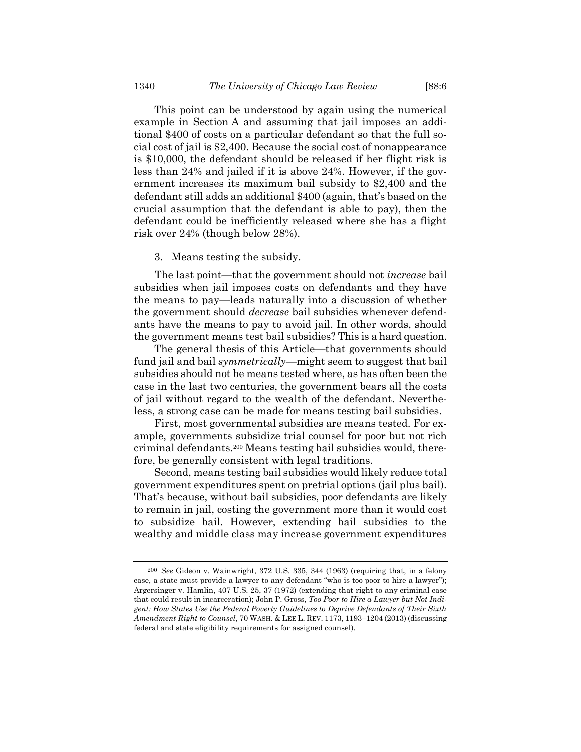This point can be understood by again using the numerical example in Section A and assuming that jail imposes an additional $400 of costs on a particular defendant so that the full social cost of jail is $2,400. Because the social cost of nonappearance is $10,000, the defendant should be released if her flight risk is less than 24% and jailed if it is above 24%. However, if the government increases its maximum bail subsidy to $2,400 and the defendant still adds an additional $400 (again, that's based on the crucial assumption that the defendant is able to pay), then the defendant could be inefficiently released where she has a flight risk over 24% (though below 28%).

### 3. Means testing the subsidy.

The last point—that the government should not *increase* bail subsidies when jail imposes costs on defendants and they have the means to pay—leads naturally into a discussion of whether the government should *decrease* bail subsidies whenever defendants have the means to pay to avoid jail. In other words, should the government means test bail subsidies? This is a hard question.

The general thesis of this Article—that governments should fund jail and bail *symmetrically*—might seem to suggest that bail subsidies should not be means tested where, as has often been the case in the last two centuries, the government bears all the costs of jail without regard to the wealth of the defendant. Nevertheless, a strong case can be made for means testing bail subsidies.

First, most governmental subsidies are means tested. For example, governments subsidize trial counsel for poor but not rich criminal defendants.[200] Means testing bail subsidies would, therefore, be generally consistent with legal traditions.

Second, means testing bail subsidies would likely reduce total government expenditures spent on pretrial options (jail plus bail). That's because, without bail subsidies, poor defendants are likely to remain in jail, costing the government more than it would cost to subsidize bail. However, extending bail subsidies to the wealthy and middle class may increase government expenditures

---

[200] *See* Gideon v. Wainwright, 372 U.S. 335, 344 (1963) (requiring that, in a felony case, a state must provide a lawyer to any defendant "who is too poor to hire a lawyer"); Argersinger v. Hamlin, 407 U.S. 25, 37 (1972) (extending that right to any criminal case that could result in incarceration); John P. Gross, *Too Poor to Hire a Lawyer but Not Indigent: How States Use the Federal Poverty Guidelines to Deprive Defendants of Their Sixth Amendment Right to Counsel*, 70 WASH. & LEE L. REV. 1173, 1193–1204 (2013) (discussing federal and state eligibility requirements for assigned counsel).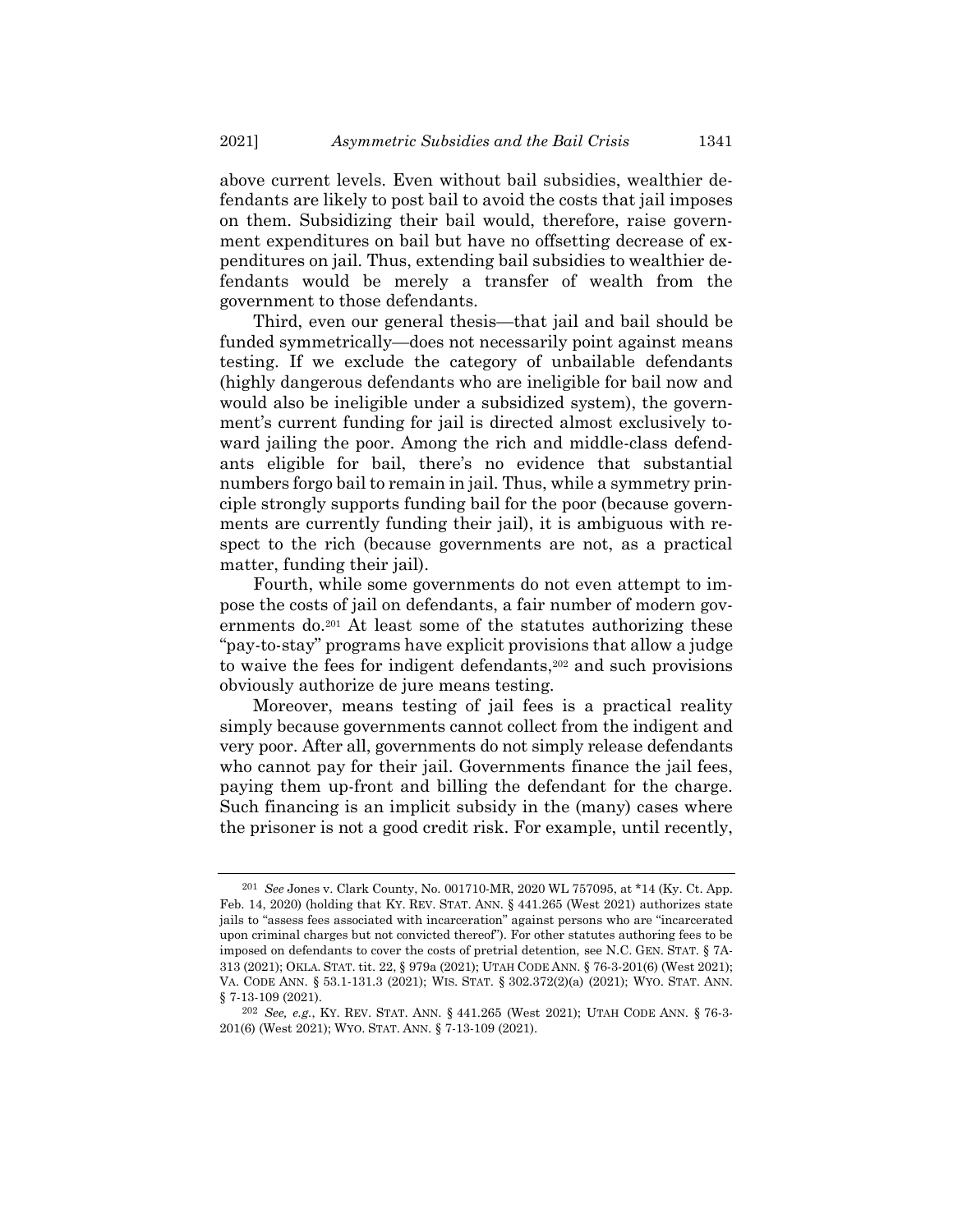above current levels. Even without bail subsidies, wealthier defendants are likely to post bail to avoid the costs that jail imposes on them. Subsidizing their bail would, therefore, raise government expenditures on bail but have no offsetting decrease of expenditures on jail. Thus, extending bail subsidies to wealthier defendants would be merely a transfer of wealth from the government to those defendants.

Third, even our general thesis—that jail and bail should be funded symmetrically—does not necessarily point against means testing. If we exclude the category of unbailable defendants (highly dangerous defendants who are ineligible for bail now and would also be ineligible under a subsidized system), the government's current funding for jail is directed almost exclusively toward jailing the poor. Among the rich and middle-class defendants eligible for bail, there's no evidence that substantial numbers forgo bail to remain in jail. Thus, while a symmetry principle strongly supports funding bail for the poor (because governments are currently funding their jail), it is ambiguous with respect to the rich (because governments are not, as a practical matter, funding their jail).

Fourth, while some governments do not even attempt to impose the costs of jail on defendants, a fair number of modern governments do.[201] At least some of the statutes authorizing these "pay-to-stay" programs have explicit provisions that allow a judge to waive the fees for indigent defendants,[202] and such provisions obviously authorize de jure means testing.

Moreover, means testing of jail fees is a practical reality simply because governments cannot collect from the indigent and very poor. After all, governments do not simply release defendants who cannot pay for their jail. Governments finance the jail fees, paying them up-front and billing the defendant for the charge. Such financing is an implicit subsidy in the (many) cases where the prisoner is not a good credit risk. For example, until recently,

---

[201] *See* Jones v. Clark County, No. 001710-MR, 2020 WL 757095, at *14 (Ky. Ct. App. Feb. 14, 2020) (holding that KY. REV. STAT. ANN. § 441.265 (West 2021) authorizes state jails to "assess fees associated with incarceration" against persons who are "incarcerated upon criminal charges but not convicted thereof"). For other statutes authoring fees to be imposed on defendants to cover the costs of pretrial detention, see N.C. GEN. STAT. § 7A-313 (2021); OKLA. STAT. tit. 22, § 979a (2021); UTAH CODE ANN. § 76-3-201(6) (West 2021); VA. CODE ANN. § 53.1-131.3 (2021); WIS. STAT. § 302.372(2)(a) (2021); WYO. STAT. ANN. § 7-13-109 (2021).

[202] *See, e.g.*, KY. REV. STAT. ANN. § 441.265 (West 2021); UTAH CODE ANN. § 76-3-201(6) (West 2021); WYO. STAT. ANN. § 7-13-109 (2021).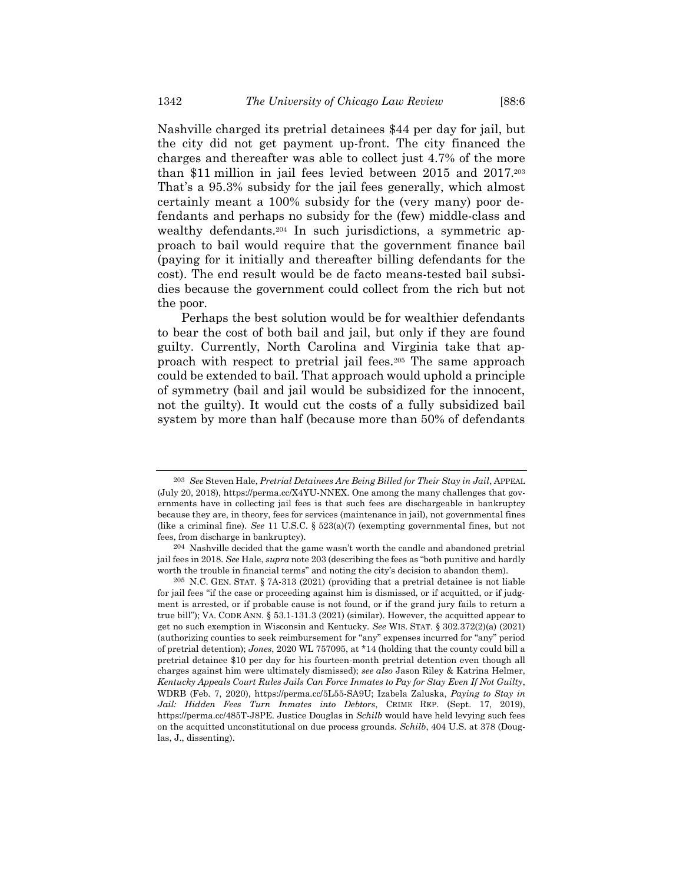Nashville charged its pretrial detainees $44 per day for jail, but the city did not get payment up-front. The city financed the charges and thereafter was able to collect just 4.7% of the more than $11 million in jail fees levied between 2015 and 2017.[203] That's a 95.3% subsidy for the jail fees generally, which almost certainly meant a 100% subsidy for the (very many) poor defendants and perhaps no subsidy for the (few) middle-class and wealthy defendants.[204] In such jurisdictions, a symmetric approach to bail would require that the government finance bail (paying for it initially and thereafter billing defendants for the cost). The end result would be de facto means-tested bail subsidies because the government could collect from the rich but not the poor.

Perhaps the best solution would be for wealthier defendants to bear the cost of both bail and jail, but only if they are found guilty. Currently, North Carolina and Virginia take that approach with respect to pretrial jail fees.[205] The same approach could be extended to bail. That approach would uphold a principle of symmetry (bail and jail would be subsidized for the innocent, not the guilty). It would cut the costs of a fully subsidized bail system by more than half (because more than 50% of defendants

---

[203] *See* Steven Hale, *Pretrial Detainees Are Being Billed for Their Stay in Jail*, APPEAL (July 20, 2018), https://perma.cc/X4YU-NNEX. One among the many challenges that governments have in collecting jail fees is that such fees are dischargeable in bankruptcy because they are, in theory, fees for services (maintenance in jail), not governmental fines (like a criminal fine). *See* 11 U.S.C. § 523(a)(7) (exempting governmental fines, but not fees, from discharge in bankruptcy).

[204] Nashville decided that the game wasn't worth the candle and abandoned pretrial jail fees in 2018. *See* Hale, *supra* note 203 (describing the fees as "both punitive and hardly worth the trouble in financial terms" and noting the city's decision to abandon them).

[205] N.C. GEN. STAT. § 7A-313 (2021) (providing that a pretrial detainee is not liable for jail fees "if the case or proceeding against him is dismissed, or if acquitted, or if judgment is arrested, or if probable cause is not found, or if the grand jury fails to return a true bill"); VA. CODE ANN. § 53.1-131.3 (2021) (similar). However, the acquitted appear to get no such exemption in Wisconsin and Kentucky. *See* WIS. STAT. § 302.372(2)(a) (2021) (authorizing counties to seek reimbursement for "any" expenses incurred for "any" period of pretrial detention); *Jones*, 2020 WL 757095, at *14 (holding that the county could bill a pretrial detainee $10 per day for his fourteen-month pretrial detention even though all charges against him were ultimately dismissed); *see also* Jason Riley & Katrina Helmer, *Kentucky Appeals Court Rules Jails Can Force Inmates to Pay for Stay Even If Not Guilty*, WDRB (Feb. 7, 2020), https://perma.cc/5L55-SA9U; Izabela Zaluska, *Paying to Stay in Jail: Hidden Fees Turn Inmates into Debtors*, CRIME REP. (Sept. 17, 2019), https://perma.cc/485T-J8PE. Justice Douglas in *Schilb* would have held levying such fees on the acquitted unconstitutional on due process grounds. *Schilb*, 404 U.S. at 378 (Douglas, J., dissenting).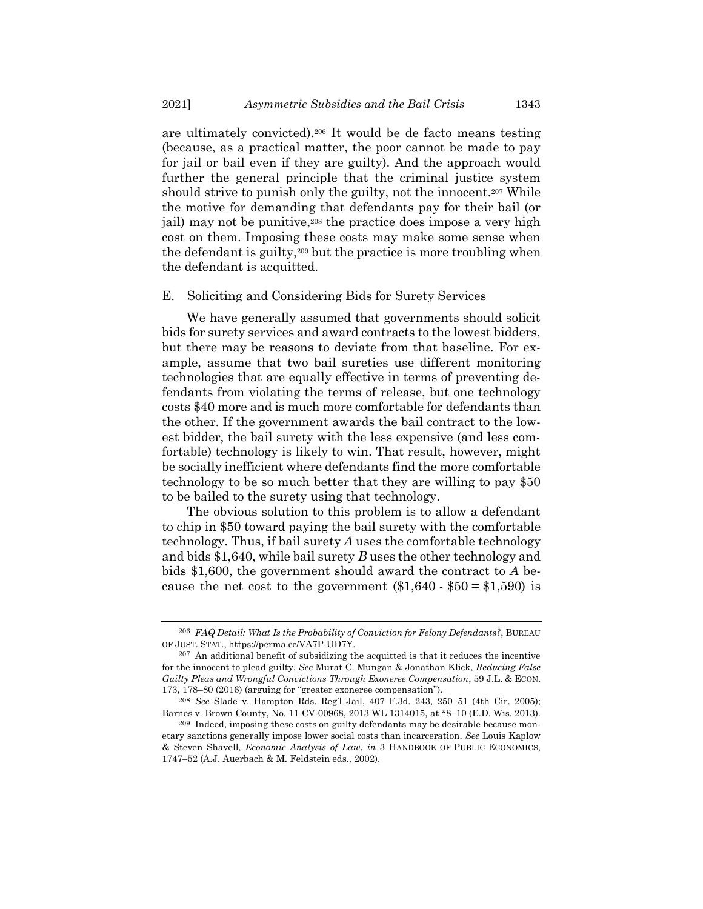are ultimately convicted).[206] It would be de facto means testing (because, as a practical matter, the poor cannot be made to pay for jail or bail even if they are guilty). And the approach would further the general principle that the criminal justice system should strive to punish only the guilty, not the innocent.[207] While the motive for demanding that defendants pay for their bail (or jail) may not be punitive,[208] the practice does impose a very high cost on them. Imposing these costs may make some sense when the defendant is guilty,[209] but the practice is more troubling when the defendant is acquitted.

## E. Soliciting and Considering Bids for Surety Services

We have generally assumed that governments should solicit bids for surety services and award contracts to the lowest bidders, but there may be reasons to deviate from that baseline. For example, assume that two bail sureties use different monitoring technologies that are equally effective in terms of preventing defendants from violating the terms of release, but one technology costs $40 more and is much more comfortable for defendants than the other. If the government awards the bail contract to the lowest bidder, the bail surety with the less expensive (and less comfortable) technology is likely to win. That result, however, might be socially inefficient where defendants find the more comfortable technology to be so much better that they are willing to pay $50 to be bailed to the surety using that technology.

The obvious solution to this problem is to allow a defendant to chip in $50 toward paying the bail surety with the comfortable technology. Thus, if bail surety *A* uses the comfortable technology and bids $1,640, while bail surety *B* uses the other technology and bids $1,600, the government should award the contract to *A* because the net cost to the government ($1,640 - $50 = $1,590) is

---

[206] *FAQ Detail: What Is the Probability of Conviction for Felony Defendants?*, BUREAU OF JUST. STAT., https://perma.cc/VA7P-UD7Y.

[207] An additional benefit of subsidizing the acquitted is that it reduces the incentive for the innocent to plead guilty. *See* Murat C. Mungan & Jonathan Klick, *Reducing False Guilty Pleas and Wrongful Convictions Through Exoneree Compensation*, 59 J.L. & ECON. 173, 178–80 (2016) (arguing for "greater exoneree compensation").

[208] *See* Slade v. Hampton Rds. Reg'l Jail, 407 F.3d. 243, 250–51 (4th Cir. 2005); Barnes v. Brown County, No. 11-CV-00968, 2013 WL 1314015, at *8–10 (E.D. Wis. 2013).

[209] Indeed, imposing these costs on guilty defendants may be desirable because monetary sanctions generally impose lower social costs than incarceration. *See* Louis Kaplow & Steven Shavell, *Economic Analysis of Law*, *in* 3 HANDBOOK OF PUBLIC ECONOMICS, 1747–52 (A.J. Auerbach & M. Feldstein eds., 2002).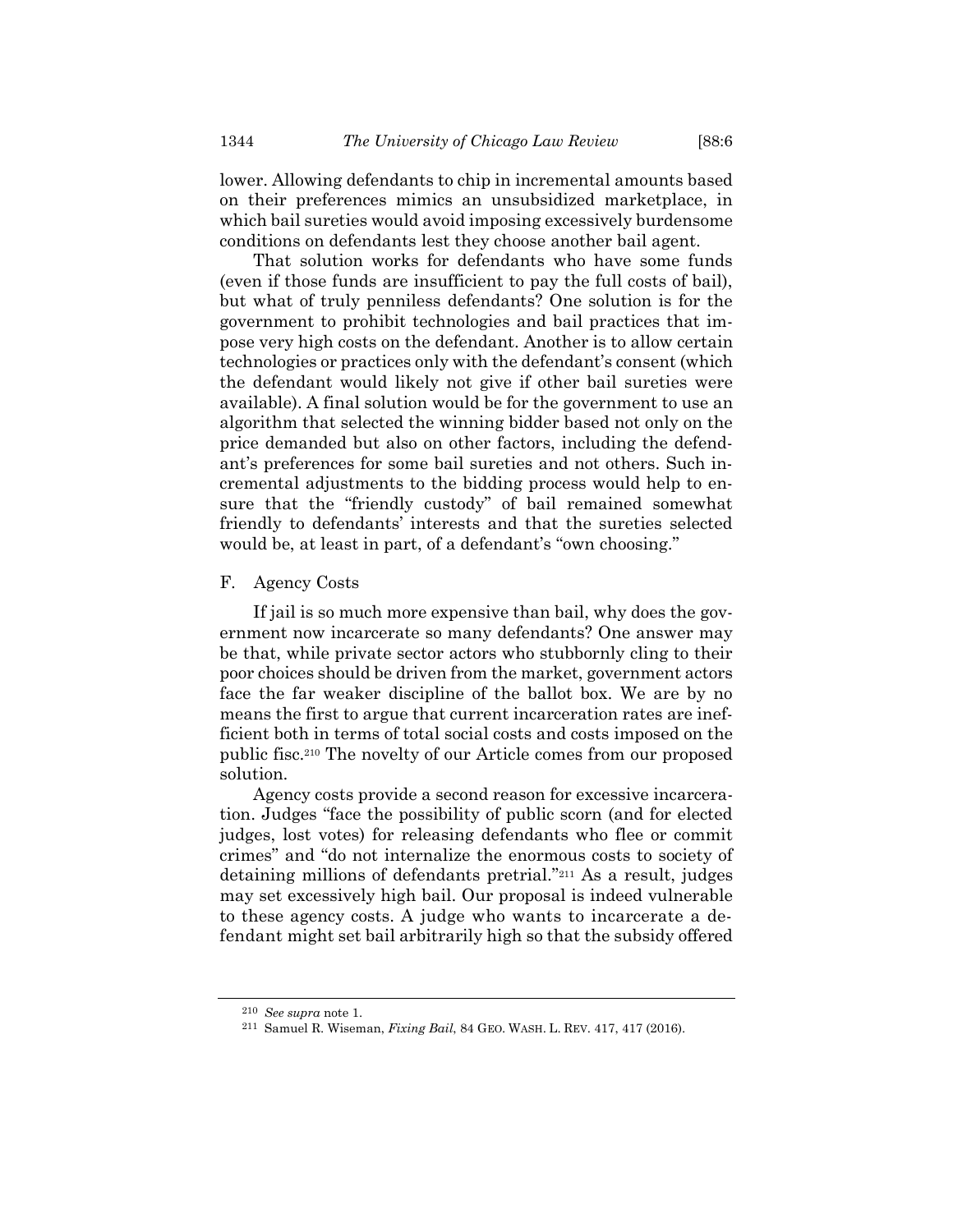lower. Allowing defendants to chip in incremental amounts based on their preferences mimics an unsubsidized marketplace, in which bail sureties would avoid imposing excessively burdensome conditions on defendants lest they choose another bail agent.

That solution works for defendants who have some funds (even if those funds are insufficient to pay the full costs of bail), but what of truly penniless defendants? One solution is for the government to prohibit technologies and bail practices that impose very high costs on the defendant. Another is to allow certain technologies or practices only with the defendant's consent (which the defendant would likely not give if other bail sureties were available). A final solution would be for the government to use an algorithm that selected the winning bidder based not only on the price demanded but also on other factors, including the defendant's preferences for some bail sureties and not others. Such incremental adjustments to the bidding process would help to ensure that the "friendly custody" of bail remained somewhat friendly to defendants' interests and that the sureties selected would be, at least in part, of a defendant's "own choosing."

### F. Agency Costs

If jail is so much more expensive than bail, why does the government now incarcerate so many defendants? One answer may be that, while private sector actors who stubbornly cling to their poor choices should be driven from the market, government actors face the far weaker discipline of the ballot box. We are by no means the first to argue that current incarceration rates are inefficient both in terms of total social costs and costs imposed on the public fisc.[210] The novelty of our Article comes from our proposed solution.

Agency costs provide a second reason for excessive incarceration. Judges "face the possibility of public scorn (and for elected judges, lost votes) for releasing defendants who flee or commit crimes" and "do not internalize the enormous costs to society of detaining millions of defendants pretrial."[211] As a result, judges may set excessively high bail. Our proposal is indeed vulnerable to these agency costs. A judge who wants to incarcerate a defendant might set bail arbitrarily high so that the subsidy offered

---

[210] *See supra* note 1.

[211] Samuel R. Wiseman, *Fixing Bail*, 84 GEO. WASH. L. REV. 417, 417 (2016).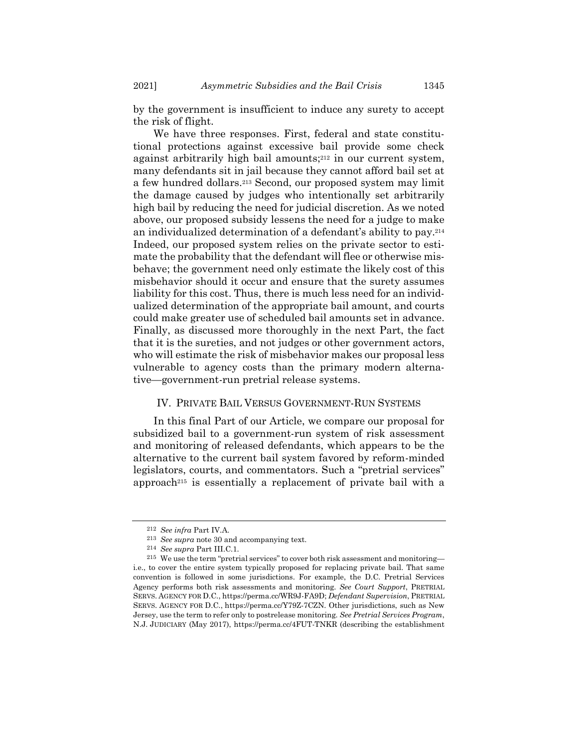by the government is insufficient to induce any surety to accept the risk of flight.

We have three responses. First, federal and state constitutional protections against excessive bail provide some check against arbitrarily high bail amounts;[212] in our current system, many defendants sit in jail because they cannot afford bail set at a few hundred dollars.[213] Second, our proposed system may limit the damage caused by judges who intentionally set arbitrarily high bail by reducing the need for judicial discretion. As we noted above, our proposed subsidy lessens the need for a judge to make an individualized determination of a defendant's ability to pay.[214] Indeed, our proposed system relies on the private sector to estimate the probability that the defendant will flee or otherwise misbehave; the government need only estimate the likely cost of this misbehavior should it occur and ensure that the surety assumes liability for this cost. Thus, there is much less need for an individualized determination of the appropriate bail amount, and courts could make greater use of scheduled bail amounts set in advance. Finally, as discussed more thoroughly in the next Part, the fact that it is the sureties, and not judges or other government actors, who will estimate the risk of misbehavior makes our proposal less vulnerable to agency costs than the primary modern alternative—government-run pretrial release systems.

## IV. PRIVATE BAIL VERSUS GOVERNMENT-RUN SYSTEMS

In this final Part of our Article, we compare our proposal for subsidized bail to a government-run system of risk assessment and monitoring of released defendants, which appears to be the alternative to the current bail system favored by reform-minded legislators, courts, and commentators. Such a "pretrial services" approach[215] is essentially a replacement of private bail with a

---

[212] *See infra* Part IV.A.

[213] *See supra* note 30 and accompanying text.

[214] *See supra* Part III.C.1.

[215] We use the term "pretrial services" to cover both risk assessment and monitoring—i.e., to cover the entire system typically proposed for replacing private bail. That same convention is followed in some jurisdictions. For example, the D.C. Pretrial Services Agency performs both risk assessments and monitoring. *See Court Support*, PRETRIAL SERVS. AGENCY FOR D.C., https://perma.cc/WR9J-FA9D; *Defendant Supervision*, PRETRIAL SERVS. AGENCY FOR D.C., https://perma.cc/Y79Z-7CZN. Other jurisdictions, such as New Jersey, use the term to refer only to postrelease monitoring. *See Pretrial Services Program*, N.J. JUDICIARY (May 2017), https://perma.cc/4FUT-TNKR (describing the establishment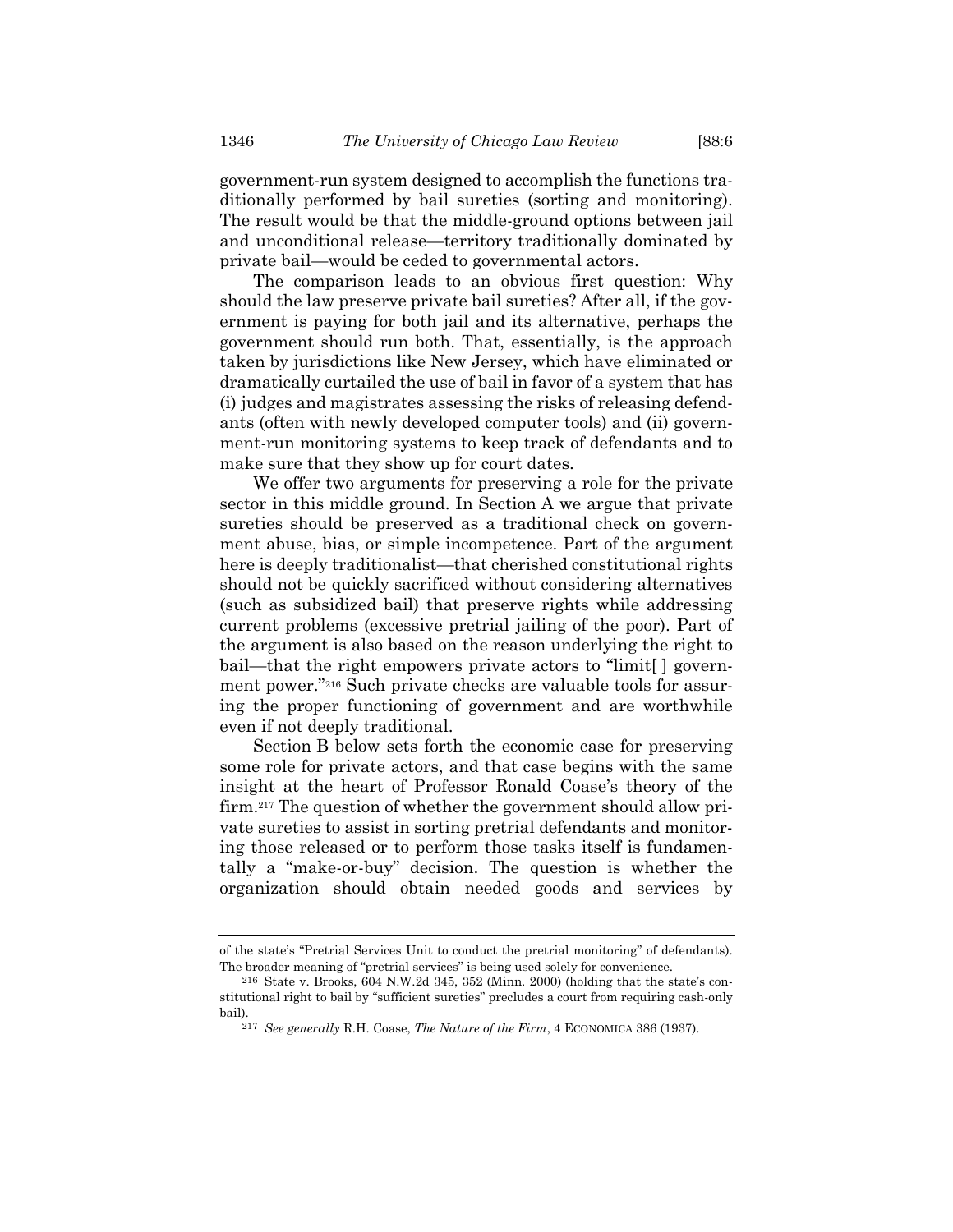government-run system designed to accomplish the functions traditionally performed by bail sureties (sorting and monitoring). The result would be that the middle-ground options between jail and unconditional release—territory traditionally dominated by private bail—would be ceded to governmental actors.

The comparison leads to an obvious first question: Why should the law preserve private bail sureties? After all, if the government is paying for both jail and its alternative, perhaps the government should run both. That, essentially, is the approach taken by jurisdictions like New Jersey, which have eliminated or dramatically curtailed the use of bail in favor of a system that has (i) judges and magistrates assessing the risks of releasing defendants (often with newly developed computer tools) and (ii) government-run monitoring systems to keep track of defendants and to make sure that they show up for court dates.

We offer two arguments for preserving a role for the private sector in this middle ground. In Section A we argue that private sureties should be preserved as a traditional check on government abuse, bias, or simple incompetence. Part of the argument here is deeply traditionalist—that cherished constitutional rights should not be quickly sacrificed without considering alternatives (such as subsidized bail) that preserve rights while addressing current problems (excessive pretrial jailing of the poor). Part of the argument is also based on the reason underlying the right to bail—that the right empowers private actors to "limit[ ] government power."[216] Such private checks are valuable tools for assuring the proper functioning of government and are worthwhile even if not deeply traditional.

Section B below sets forth the economic case for preserving some role for private actors, and that case begins with the same insight at the heart of Professor Ronald Coase's theory of the firm.[217] The question of whether the government should allow private sureties to assist in sorting pretrial defendants and monitoring those released or to perform those tasks itself is fundamentally a "make-or-buy" decision. The question is whether the organization should obtain needed goods and services by

---

of the state's "Pretrial Services Unit to conduct the pretrial monitoring" of defendants). The broader meaning of "pretrial services" is being used solely for convenience.

216 State v. Brooks, 604 N.W.2d 345, 352 (Minn. 2000) (holding that the state's constitutional right to bail by "sufficient sureties" precludes a court from requiring cash-only bail).

217 *See generally* R.H. Coase, *The Nature of the Firm*, 4 ECONOMICA 386 (1937).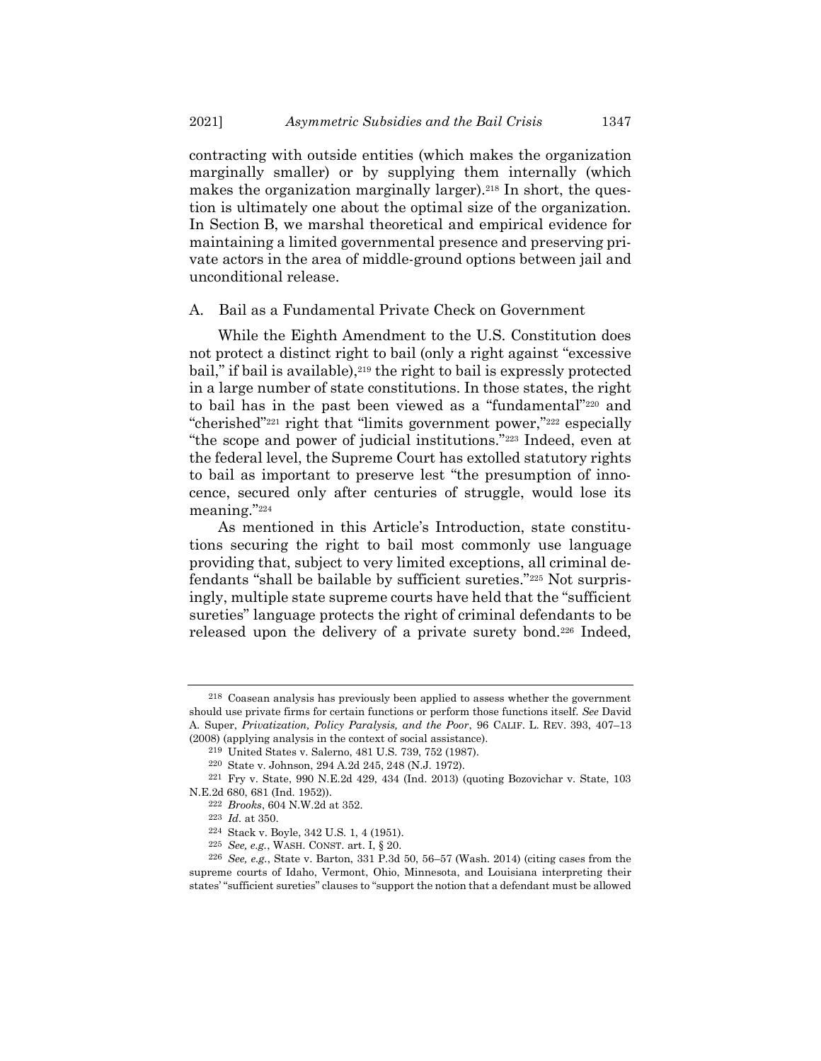contracting with outside entities (which makes the organization marginally smaller) or by supplying them internally (which makes the organization marginally larger).[218] In short, the question is ultimately one about the optimal size of the organization. In Section B, we marshal theoretical and empirical evidence for maintaining a limited governmental presence and preserving private actors in the area of middle-ground options between jail and unconditional release.

## A. Bail as a Fundamental Private Check on Government

While the Eighth Amendment to the U.S. Constitution does not protect a distinct right to bail (only a right against "excessive bail," if bail is available),[219] the right to bail is expressly protected in a large number of state constitutions. In those states, the right to bail has in the past been viewed as a "fundamental"[220] and "cherished"[221] right that "limits government power,"[222] especially "the scope and power of judicial institutions."[223] Indeed, even at the federal level, the Supreme Court has extolled statutory rights to bail as important to preserve lest "the presumption of innocence, secured only after centuries of struggle, would lose its meaning."[224]

As mentioned in this Article's Introduction, state constitutions securing the right to bail most commonly use language providing that, subject to very limited exceptions, all criminal defendants "shall be bailable by sufficient sureties."[225] Not surprisingly, multiple state supreme courts have held that the "sufficient sureties" language protects the right of criminal defendants to be released upon the delivery of a private surety bond.[226] Indeed,

---

[218] Coasean analysis has previously been applied to assess whether the government should use private firms for certain functions or perform those functions itself. *See* David A. Super, *Privatization, Policy Paralysis, and the Poor*, 96 CALIF. L. REV. 393, 407–13 (2008) (applying analysis in the context of social assistance).

[219] United States v. Salerno, 481 U.S. 739, 752 (1987).

[220] State v. Johnson, 294 A.2d 245, 248 (N.J. 1972).

[221] Fry v. State, 990 N.E.2d 429, 434 (Ind. 2013) (quoting Bozovichar v. State, 103 N.E.2d 680, 681 (Ind. 1952)).

[222] *Brooks*, 604 N.W.2d at 352.

[223] *Id.* at 350.

[224] Stack v. Boyle, 342 U.S. 1, 4 (1951).

[225] *See, e.g.*, WASH. CONST. art. I, § 20.

[226] *See, e.g.*, State v. Barton, 331 P.3d 50, 56–57 (Wash. 2014) (citing cases from the supreme courts of Idaho, Vermont, Ohio, Minnesota, and Louisiana interpreting their states' "sufficient sureties" clauses to "support the notion that a defendant must be allowed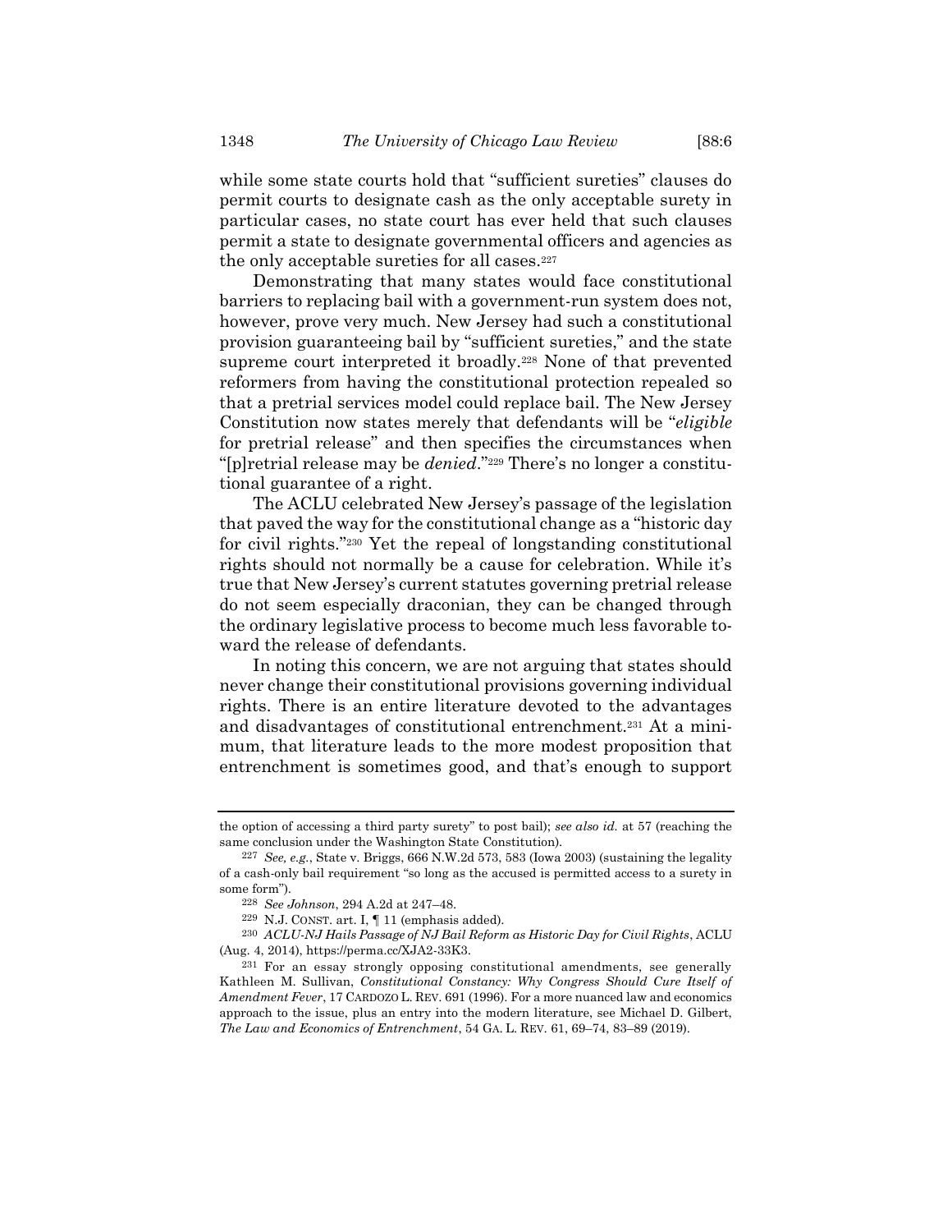while some state courts hold that "sufficient sureties" clauses do permit courts to designate cash as the only acceptable surety in particular cases, no state court has ever held that such clauses permit a state to designate governmental officers and agencies as the only acceptable sureties for all cases.[227]

Demonstrating that many states would face constitutional barriers to replacing bail with a government-run system does not, however, prove very much. New Jersey had such a constitutional provision guaranteeing bail by "sufficient sureties," and the state supreme court interpreted it broadly.[228] None of that prevented reformers from having the constitutional protection repealed so that a pretrial services model could replace bail. The New Jersey Constitution now states merely that defendants will be "*eligible* for pretrial release" and then specifies the circumstances when "[p]retrial release may be *denied*."[229] There's no longer a constitutional guarantee of a right.

The ACLU celebrated New Jersey's passage of the legislation that paved the way for the constitutional change as a "historic day for civil rights."[230] Yet the repeal of longstanding constitutional rights should not normally be a cause for celebration. While it's true that New Jersey's current statutes governing pretrial release do not seem especially draconian, they can be changed through the ordinary legislative process to become much less favorable toward the release of defendants.

In noting this concern, we are not arguing that states should never change their constitutional provisions governing individual rights. There is an entire literature devoted to the advantages and disadvantages of constitutional entrenchment.[231] At a minimum, that literature leads to the more modest proposition that entrenchment is sometimes good, and that's enough to support

---

the option of accessing a third party surety" to post bail); *see also id.* at 57 (reaching the same conclusion under the Washington State Constitution).

[227] *See, e.g.*, State v. Briggs, 666 N.W.2d 573, 583 (Iowa 2003) (sustaining the legality of a cash-only bail requirement "so long as the accused is permitted access to a surety in some form").

[228] *See Johnson*, 294 A.2d at 247–48.

[229] N.J. CONST. art. I, ¶ 11 (emphasis added).

[230] *ACLU-NJ Hails Passage of NJ Bail Reform as Historic Day for Civil Rights*, ACLU (Aug. 4, 2014), https://perma.cc/XJA2-33K3.

[231] For an essay strongly opposing constitutional amendments, see generally Kathleen M. Sullivan, *Constitutional Constancy: Why Congress Should Cure Itself of Amendment Fever*, 17 CARDOZO L. REV. 691 (1996). For a more nuanced law and economics approach to the issue, plus an entry into the modern literature, see Michael D. Gilbert, *The Law and Economics of Entrenchment*, 54 GA. L. REV. 61, 69–74, 83–89 (2019).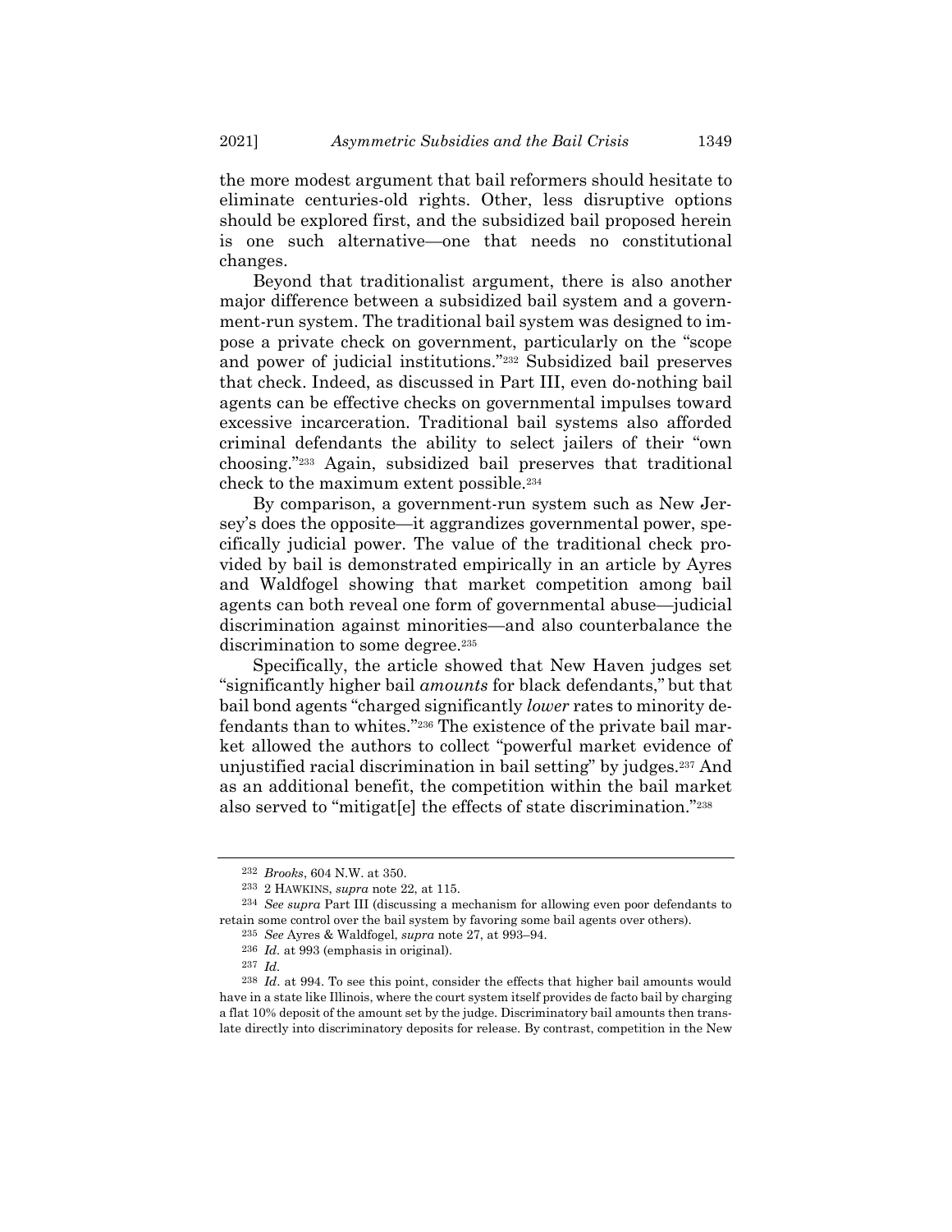the more modest argument that bail reformers should hesitate to eliminate centuries-old rights. Other, less disruptive options should be explored first, and the subsidized bail proposed herein is one such alternative—one that needs no constitutional changes.

Beyond that traditionalist argument, there is also another major difference between a subsidized bail system and a government-run system. The traditional bail system was designed to impose a private check on government, particularly on the "scope and power of judicial institutions."[232] Subsidized bail preserves that check. Indeed, as discussed in Part III, even do-nothing bail agents can be effective checks on governmental impulses toward excessive incarceration. Traditional bail systems also afforded criminal defendants the ability to select jailers of their "own choosing."[233] Again, subsidized bail preserves that traditional check to the maximum extent possible.[234]

By comparison, a government-run system such as New Jersey's does the opposite—it aggrandizes governmental power, specifically judicial power. The value of the traditional check provided by bail is demonstrated empirically in an article by Ayres and Waldfogel showing that market competition among bail agents can both reveal one form of governmental abuse—judicial discrimination against minorities—and also counterbalance the discrimination to some degree.[235]

Specifically, the article showed that New Haven judges set "significantly higher bail *amounts* for black defendants," but that bail bond agents "charged significantly *lower* rates to minority defendants than to whites."[236] The existence of the private bail market allowed the authors to collect "powerful market evidence of unjustified racial discrimination in bail setting" by judges.[237] And as an additional benefit, the competition within the bail market also served to "mitigat[e] the effects of state discrimination."[238]

---

[232] *Brooks*, 604 N.W. at 350.

[233] 2 HAWKINS, *supra* note 22, at 115.

[234] *See supra* Part III (discussing a mechanism for allowing even poor defendants to retain some control over the bail system by favoring some bail agents over others).

[235] *See* Ayres & Waldfogel, *supra* note 27, at 993–94.

[236] *Id.* at 993 (emphasis in original).

[237] *Id.*

[238] *Id.* at 994. To see this point, consider the effects that higher bail amounts would have in a state like Illinois, where the court system itself provides de facto bail by charging a flat 10% deposit of the amount set by the judge. Discriminatory bail amounts then translate directly into discriminatory deposits for release. By contrast, competition in the New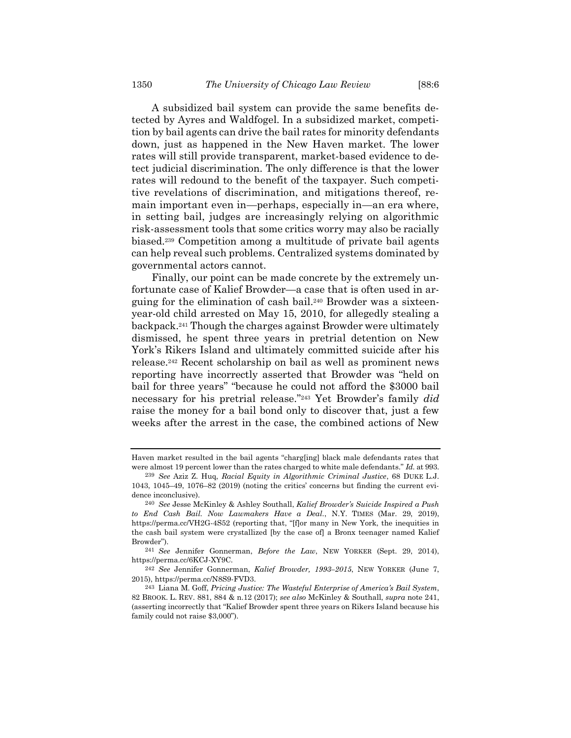A subsidized bail system can provide the same benefits detected by Ayres and Waldfogel. In a subsidized market, competition by bail agents can drive the bail rates for minority defendants down, just as happened in the New Haven market. The lower rates will still provide transparent, market-based evidence to detect judicial discrimination. The only difference is that the lower rates will redound to the benefit of the taxpayer. Such competitive revelations of discrimination, and mitigations thereof, remain important even in—perhaps, especially in—an era where, in setting bail, judges are increasingly relying on algorithmic risk-assessment tools that some critics worry may also be racially biased.[239] Competition among a multitude of private bail agents can help reveal such problems. Centralized systems dominated by governmental actors cannot.

Finally, our point can be made concrete by the extremely unfortunate case of Kalief Browder—a case that is often used in arguing for the elimination of cash bail.[240] Browder was a sixteen-year-old child arrested on May 15, 2010, for allegedly stealing a backpack.[241] Though the charges against Browder were ultimately dismissed, he spent three years in pretrial detention on New York's Rikers Island and ultimately committed suicide after his release.[242] Recent scholarship on bail as well as prominent news reporting have incorrectly asserted that Browder was "held on bail for three years" "because he could not afford the $3000 bail necessary for his pretrial release."[243] Yet Browder's family *did* raise the money for a bail bond only to discover that, just a few weeks after the arrest in the case, the combined actions of New

---

Haven market resulted in the bail agents "charg[ing] black male defendants rates that were almost 19 percent lower than the rates charged to white male defendants." *Id.* at 993.

[239] *See* Aziz Z. Huq, *Racial Equity in Algorithmic Criminal Justice*, 68 DUKE L.J. 1043, 1045–49, 1076–82 (2019) (noting the critics' concerns but finding the current evidence inconclusive).

[240] *See* Jesse McKinley & Ashley Southall, *Kalief Browder's Suicide Inspired a Push to End Cash Bail. Now Lawmakers Have a Deal.*, N.Y. TIMES (Mar. 29, 2019), https://perma.cc/VH2G-4S52 (reporting that, "[f]or many in New York, the inequities in the cash bail system were crystallized [by the case of] a Bronx teenager named Kalief Browder").

[241] *See* Jennifer Gonnerman, *Before the Law*, NEW YORKER (Sept. 29, 2014), https://perma.cc/6KCJ-XY9C.

[242] *See* Jennifer Gonnerman, *Kalief Browder, 1993–2015*, NEW YORKER (June 7, 2015), https://perma.cc/N8S9-FVD3.

[243] Liana M. Goff, *Pricing Justice: The Wasteful Enterprise of America's Bail System*, 82 BROOK. L. REV. 881, 884 & n.12 (2017); *see also* McKinley & Southall, *supra* note 241, (asserting incorrectly that "Kalief Browder spent three years on Rikers Island because his family could not raise $3,000").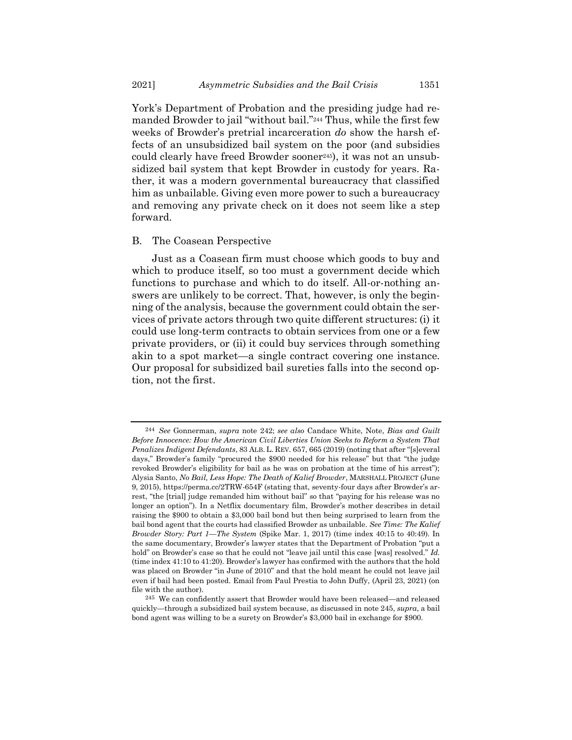York's Department of Probation and the presiding judge had remanded Browder to jail "without bail."[244] Thus, while the first few weeks of Browder's pretrial incarceration *do* show the harsh effects of an unsubsidized bail system on the poor (and subsidies could clearly have freed Browder sooner[245]), it was not an unsubsidized bail system that kept Browder in custody for years. Rather, it was a modern governmental bureaucracy that classified him as unbailable. Giving even more power to such a bureaucracy and removing any private check on it does not seem like a step forward.

## B. The Coasean Perspective

Just as a Coasean firm must choose which goods to buy and which to produce itself, so too must a government decide which functions to purchase and which to do itself. All-or-nothing answers are unlikely to be correct. That, however, is only the beginning of the analysis, because the government could obtain the services of private actors through two quite different structures: (i) it could use long-term contracts to obtain services from one or a few private providers, or (ii) it could buy services through something akin to a spot market—a single contract covering one instance. Our proposal for subsidized bail sureties falls into the second option, not the first.

---

[244] *See* Gonnerman, *supra* note 242; *see also* Candace White, Note, *Bias and Guilt Before Innocence: How the American Civil Liberties Union Seeks to Reform a System That Penalizes Indigent Defendants*, 83 ALB. L. REV. 657, 665 (2019) (noting that after "[s]everal days," Browder's family "procured the $900 needed for his release" but that "the judge revoked Browder's eligibility for bail as he was on probation at the time of his arrest"); Alysia Santo, *No Bail, Less Hope: The Death of Kalief Browder*, MARSHALL PROJECT (June 9, 2015), https://perma.cc/2TRW-654F (stating that, seventy-four days after Browder's arrest, "the [trial] judge remanded him without bail" so that "paying for his release was no longer an option"). In a Netflix documentary film, Browder's mother describes in detail raising the $900 to obtain a $3,000 bail bond but then being surprised to learn from the bail bond agent that the courts had classified Browder as unbailable. *See Time: The Kalief Browder Story: Part 1—The System* (Spike Mar. 1, 2017) (time index 40:15 to 40:49). In the same documentary, Browder's lawyer states that the Department of Probation "put a hold" on Browder's case so that he could not "leave jail until this case [was] resolved." *Id.* (time index 41:10 to 41:20). Browder's lawyer has confirmed with the authors that the hold was placed on Browder "in June of 2010" and that the hold meant he could not leave jail even if bail had been posted. Email from Paul Prestia to John Duffy, (April 23, 2021) (on file with the author).

[245] We can confidently assert that Browder would have been released—and released quickly—through a subsidized bail system because, as discussed in note 245, *supra*, a bail bond agent was willing to be a surety on Browder's $3,000 bail in exchange for $900.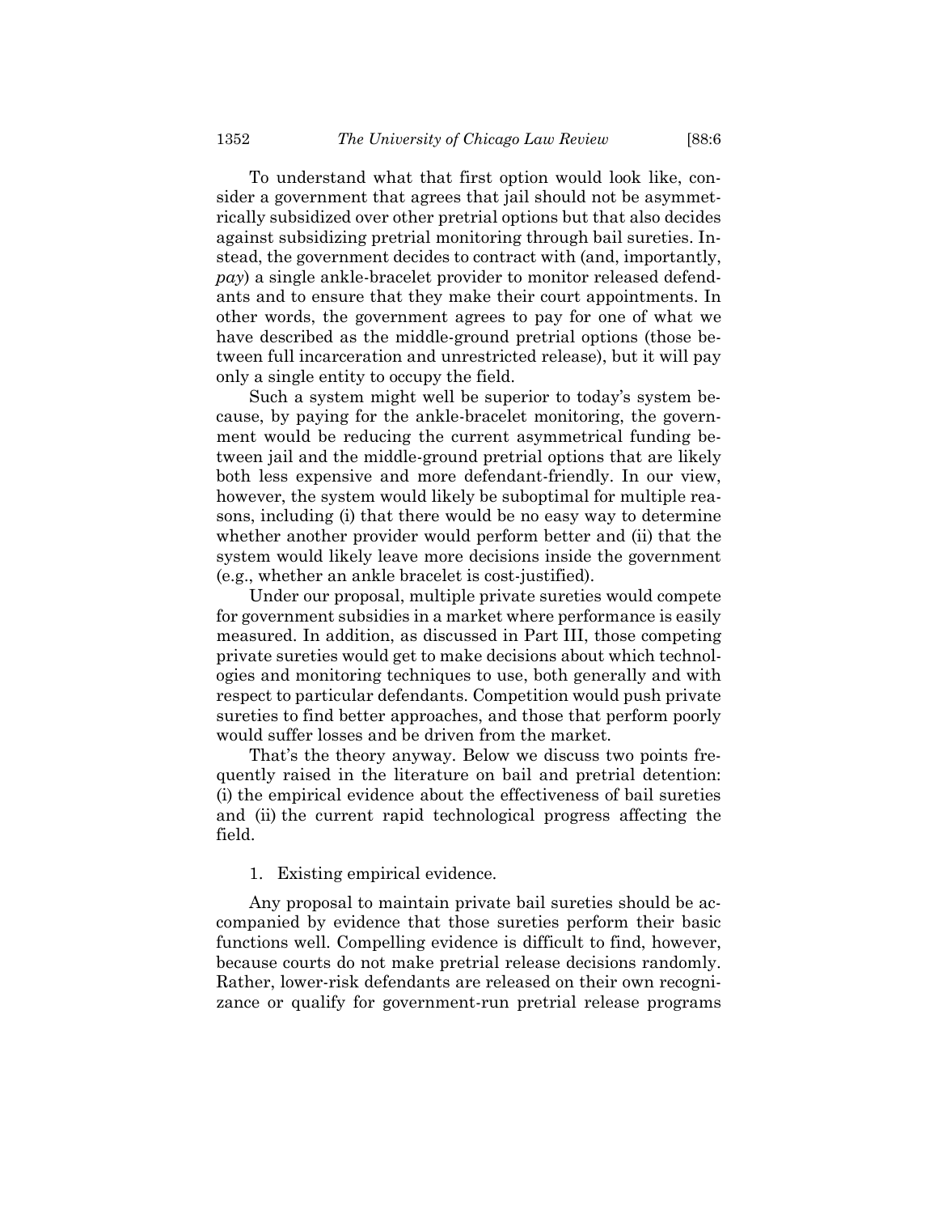To understand what that first option would look like, consider a government that agrees that jail should not be asymmetrically subsidized over other pretrial options but that also decides against subsidizing pretrial monitoring through bail sureties. Instead, the government decides to contract with (and, importantly, *pay*) a single ankle-bracelet provider to monitor released defendants and to ensure that they make their court appointments. In other words, the government agrees to pay for one of what we have described as the middle-ground pretrial options (those between full incarceration and unrestricted release), but it will pay only a single entity to occupy the field.

Such a system might well be superior to today's system because, by paying for the ankle-bracelet monitoring, the government would be reducing the current asymmetrical funding between jail and the middle-ground pretrial options that are likely both less expensive and more defendant-friendly. In our view, however, the system would likely be suboptimal for multiple reasons, including (i) that there would be no easy way to determine whether another provider would perform better and (ii) that the system would likely leave more decisions inside the government (e.g., whether an ankle bracelet is cost-justified).

Under our proposal, multiple private sureties would compete for government subsidies in a market where performance is easily measured. In addition, as discussed in Part III, those competing private sureties would get to make decisions about which technologies and monitoring techniques to use, both generally and with respect to particular defendants. Competition would push private sureties to find better approaches, and those that perform poorly would suffer losses and be driven from the market.

That's the theory anyway. Below we discuss two points frequently raised in the literature on bail and pretrial detention: (i) the empirical evidence about the effectiveness of bail sureties and (ii) the current rapid technological progress affecting the field.

1. Existing empirical evidence.

Any proposal to maintain private bail sureties should be accompanied by evidence that those sureties perform their basic functions well. Compelling evidence is difficult to find, however, because courts do not make pretrial release decisions randomly. Rather, lower-risk defendants are released on their own recognizance or qualify for government-run pretrial release programs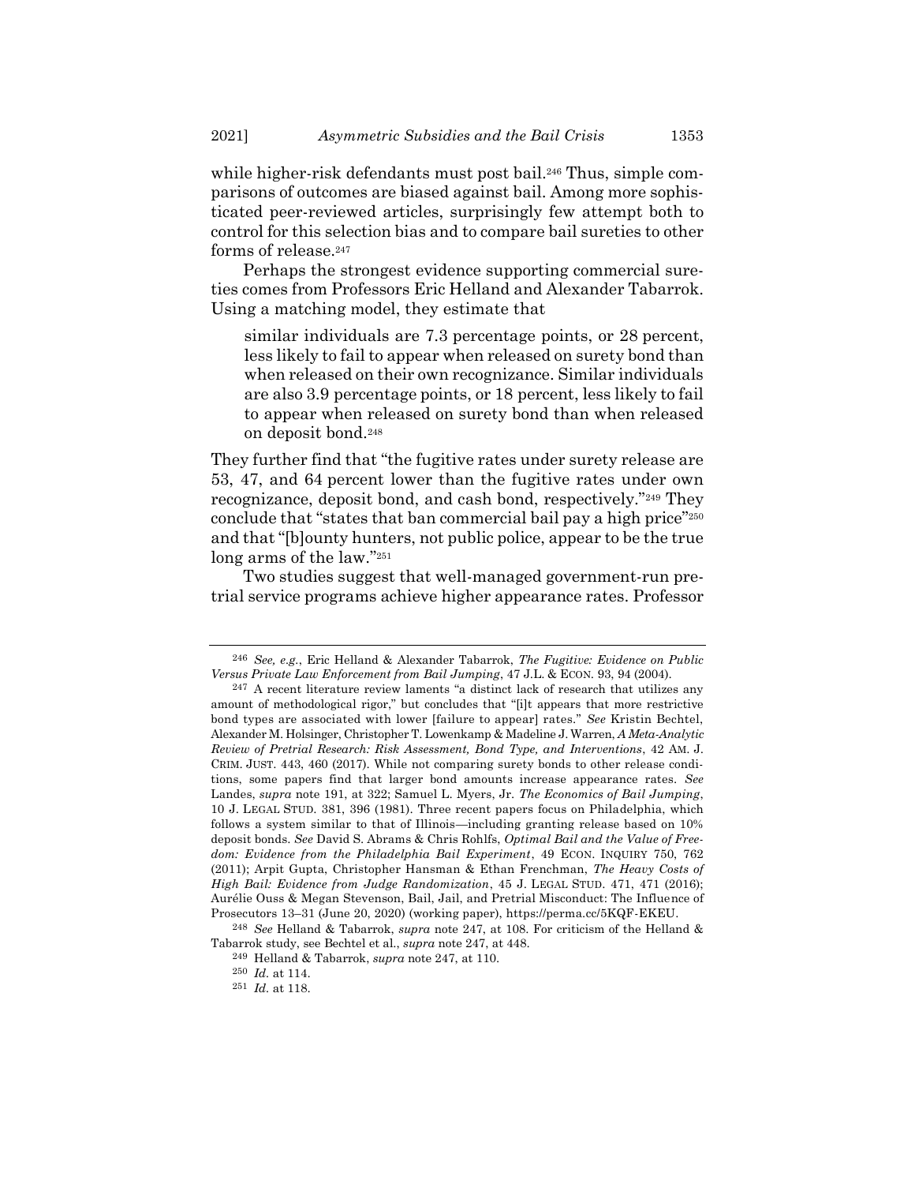while higher-risk defendants must post bail.[246] Thus, simple comparisons of outcomes are biased against bail. Among more sophisticated peer-reviewed articles, surprisingly few attempt both to control for this selection bias and to compare bail sureties to other forms of release.[247]

Perhaps the strongest evidence supporting commercial sureties comes from Professors Eric Helland and Alexander Tabarrok. Using a matching model, they estimate that

> similar individuals are 7.3 percentage points, or 28 percent, less likely to fail to appear when released on surety bond than when released on their own recognizance. Similar individuals are also 3.9 percentage points, or 18 percent, less likely to fail to appear when released on surety bond than when released on deposit bond.[248]

They further find that "the fugitive rates under surety release are 53, 47, and 64 percent lower than the fugitive rates under own recognizance, deposit bond, and cash bond, respectively."[249] They conclude that "states that ban commercial bail pay a high price"[250] and that "[b]ounty hunters, not public police, appear to be the true long arms of the law."[251]

Two studies suggest that well-managed government-run pretrial service programs achieve higher appearance rates. Professor

---

[246] *See, e.g.*, Eric Helland & Alexander Tabarrok, *The Fugitive: Evidence on Public Versus Private Law Enforcement from Bail Jumping*, 47 J.L. & ECON. 93, 94 (2004).

[247] A recent literature review laments "a distinct lack of research that utilizes any amount of methodological rigor," but concludes that "[i]t appears that more restrictive bond types are associated with lower [failure to appear] rates." *See* Kristin Bechtel, Alexander M. Holsinger, Christopher T. Lowenkamp & Madeline J. Warren, *A Meta-Analytic Review of Pretrial Research: Risk Assessment, Bond Type, and Interventions*, 42 AM. J. CRIM. JUST. 443, 460 (2017). While not comparing surety bonds to other release conditions, some papers find that larger bond amounts increase appearance rates. *See* Landes, *supra* note 191, at 322; Samuel L. Myers, Jr. *The Economics of Bail Jumping*, 10 J. LEGAL STUD. 381, 396 (1981). Three recent papers focus on Philadelphia, which follows a system similar to that of Illinois—including granting release based on 10% deposit bonds. *See* David S. Abrams & Chris Rohlfs, *Optimal Bail and the Value of Freedom: Evidence from the Philadelphia Bail Experiment*, 49 ECON. INQUIRY 750, 762 (2011); Arpit Gupta, Christopher Hansman & Ethan Frenchman, *The Heavy Costs of High Bail: Evidence from Judge Randomization*, 45 J. LEGAL STUD. 471, 471 (2016); Aurélie Ouss & Megan Stevenson, Bail, Jail, and Pretrial Misconduct: The Influence of Prosecutors 13–31 (June 20, 2020) (working paper), https://perma.cc/5KQF-EKEU.

[248] *See* Helland & Tabarrok, *supra* note 247, at 108. For criticism of the Helland & Tabarrok study, see Bechtel et al., *supra* note 247, at 448.

[249] Helland & Tabarrok, *supra* note 247, at 110.

[250] *Id.* at 114.

[251] *Id.* at 118.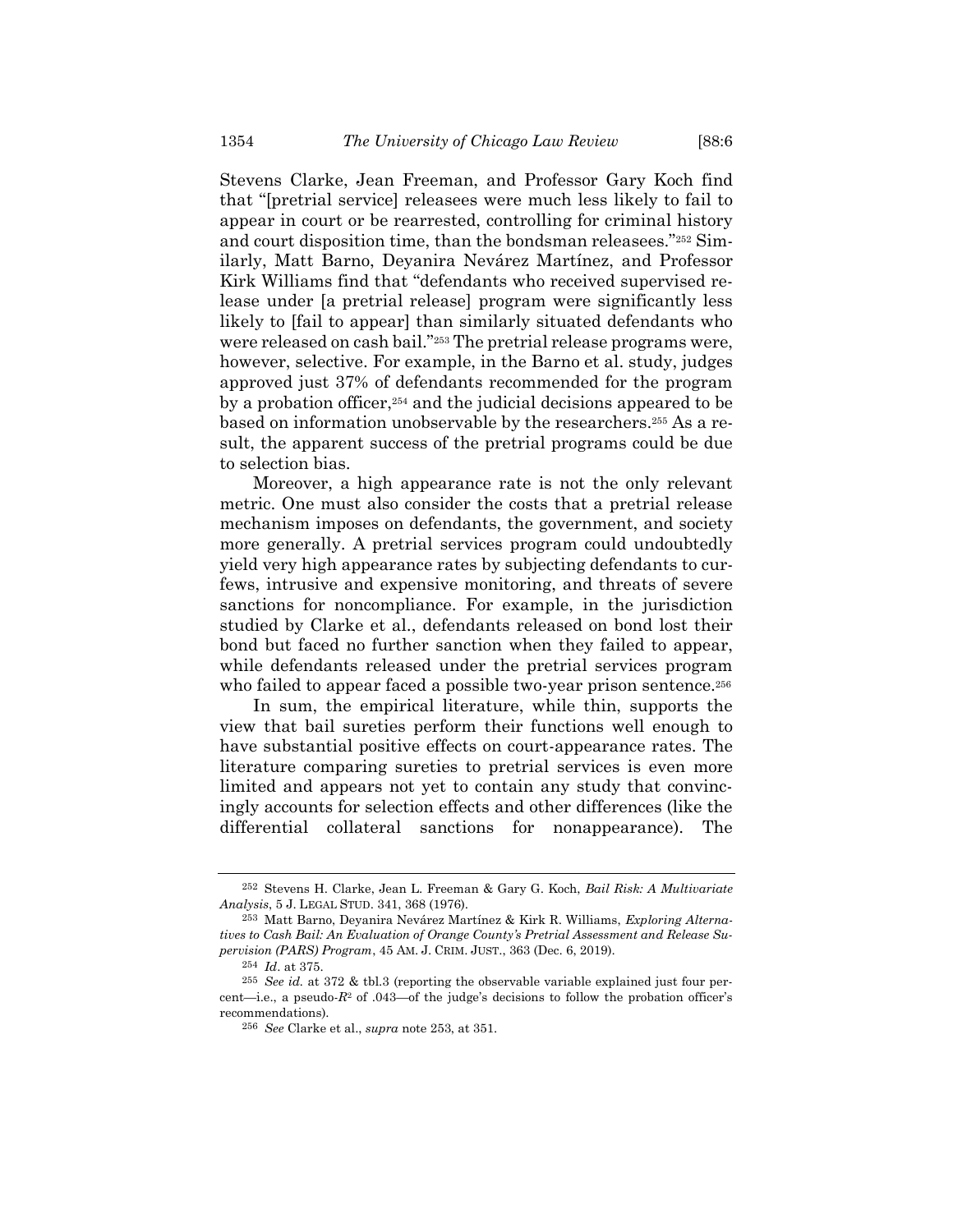Stevens Clarke, Jean Freeman, and Professor Gary Koch find that "[pretrial service] releasees were much less likely to fail to appear in court or be rearrested, controlling for criminal history and court disposition time, than the bondsman releasees."[252] Similarly, Matt Barno, Deyanira Nevárez Martínez, and Professor Kirk Williams find that "defendants who received supervised release under [a pretrial release] program were significantly less likely to [fail to appear] than similarly situated defendants who were released on cash bail."[253] The pretrial release programs were, however, selective. For example, in the Barno et al. study, judges approved just 37% of defendants recommended for the program by a probation officer,[254] and the judicial decisions appeared to be based on information unobservable by the researchers.[255] As a result, the apparent success of the pretrial programs could be due to selection bias.

Moreover, a high appearance rate is not the only relevant metric. One must also consider the costs that a pretrial release mechanism imposes on defendants, the government, and society more generally. A pretrial services program could undoubtedly yield very high appearance rates by subjecting defendants to curfews, intrusive and expensive monitoring, and threats of severe sanctions for noncompliance. For example, in the jurisdiction studied by Clarke et al., defendants released on bond lost their bond but faced no further sanction when they failed to appear, while defendants released under the pretrial services program who failed to appear faced a possible two-year prison sentence.[256]

In sum, the empirical literature, while thin, supports the view that bail sureties perform their functions well enough to have substantial positive effects on court-appearance rates. The literature comparing sureties to pretrial services is even more limited and appears not yet to contain any study that convincingly accounts for selection effects and other differences (like the differential collateral sanctions for nonappearance). The

---

[252] Stevens H. Clarke, Jean L. Freeman & Gary G. Koch, *Bail Risk: A Multivariate Analysis*, 5 J. LEGAL STUD. 341, 368 (1976).

[253] Matt Barno, Deyanira Nevárez Martínez & Kirk R. Williams, *Exploring Alternatives to Cash Bail: An Evaluation of Orange County's Pretrial Assessment and Release Supervision (PARS) Program*, 45 AM. J. CRIM. JUST., 363 (Dec. 6, 2019).

[254] *Id*. at 375.

[255] *See id.* at 372 & tbl.3 (reporting the observable variable explained just four percent—i.e., a pseudo-$R^2$ of .043—of the judge's decisions to follow the probation officer's recommendations).

[256] *See* Clarke et al., *supra* note 253, at 351.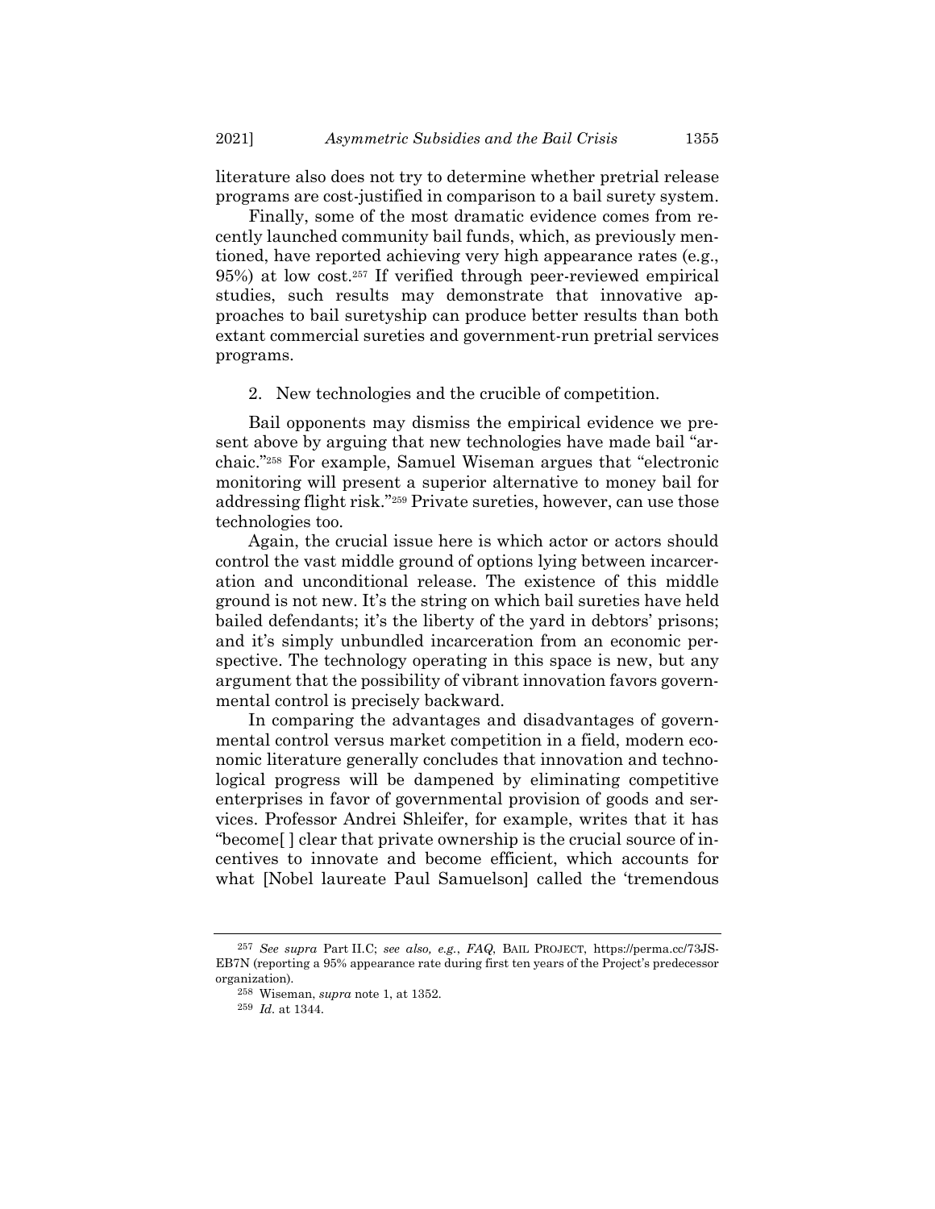literature also does not try to determine whether pretrial release programs are cost-justified in comparison to a bail surety system.

Finally, some of the most dramatic evidence comes from recently launched community bail funds, which, as previously mentioned, have reported achieving very high appearance rates (e.g., 95%) at low cost.[257] If verified through peer-reviewed empirical studies, such results may demonstrate that innovative approaches to bail suretyship can produce better results than both extant commercial sureties and government-run pretrial services programs.

2. New technologies and the crucible of competition.

Bail opponents may dismiss the empirical evidence we present above by arguing that new technologies have made bail "archaic."[258] For example, Samuel Wiseman argues that "electronic monitoring will present a superior alternative to money bail for addressing flight risk."[259] Private sureties, however, can use those technologies too.

Again, the crucial issue here is which actor or actors should control the vast middle ground of options lying between incarceration and unconditional release. The existence of this middle ground is not new. It's the string on which bail sureties have held bailed defendants; it's the liberty of the yard in debtors' prisons; and it's simply unbundled incarceration from an economic perspective. The technology operating in this space is new, but any argument that the possibility of vibrant innovation favors governmental control is precisely backward.

In comparing the advantages and disadvantages of governmental control versus market competition in a field, modern economic literature generally concludes that innovation and technological progress will be dampened by eliminating competitive enterprises in favor of governmental provision of goods and services. Professor Andrei Shleifer, for example, writes that it has "become[ ] clear that private ownership is the crucial source of incentives to innovate and become efficient, which accounts for what [Nobel laureate Paul Samuelson] called the 'tremendous

---

[257] *See supra* Part II.C; *see also, e.g.*, *FAQ*, BAIL PROJECT, https://perma.cc/73JS-EB7N (reporting a 95% appearance rate during first ten years of the Project's predecessor organization).

[258] Wiseman, *supra* note 1, at 1352.

[259] *Id.* at 1344.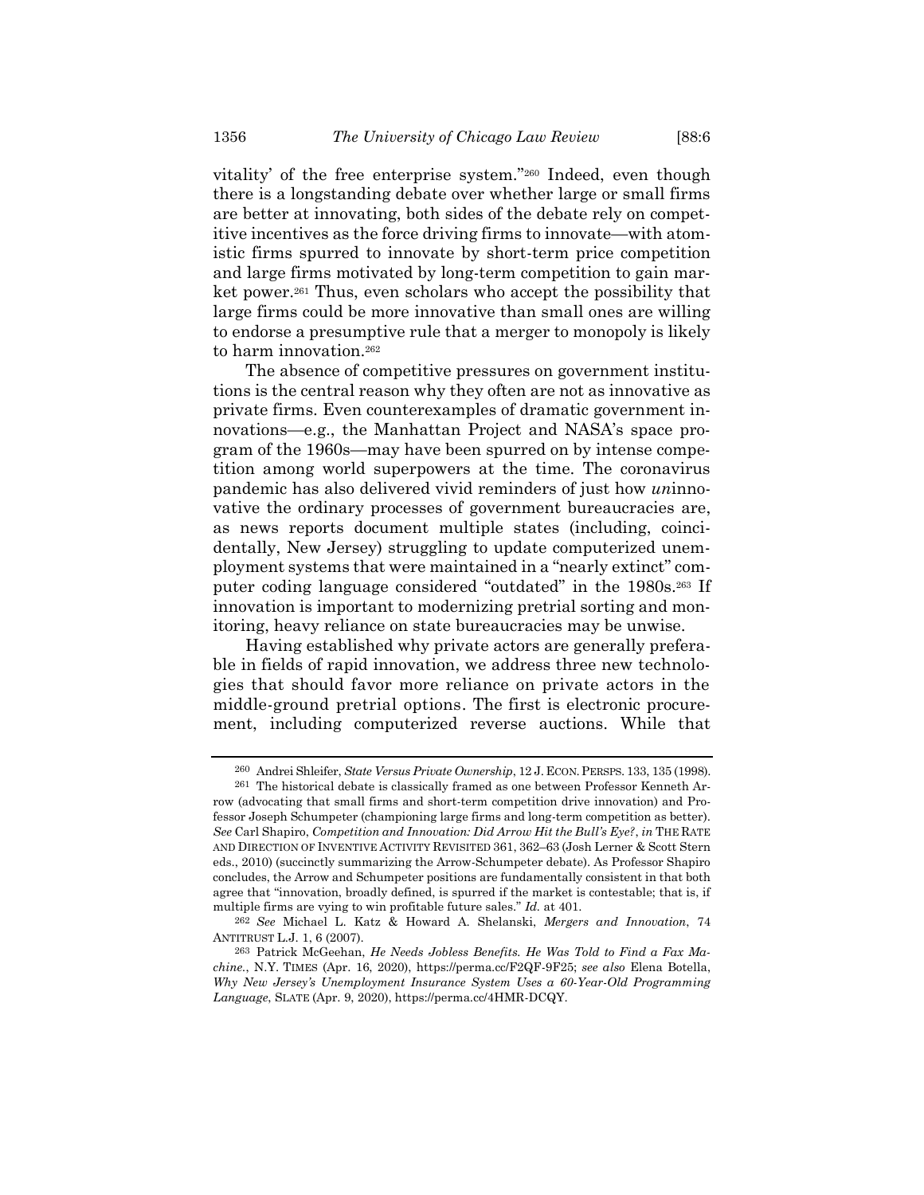vitality' of the free enterprise system."[260] Indeed, even though there is a longstanding debate over whether large or small firms are better at innovating, both sides of the debate rely on competitive incentives as the force driving firms to innovate—with atomistic firms spurred to innovate by short-term price competition and large firms motivated by long-term competition to gain market power.[261] Thus, even scholars who accept the possibility that large firms could be more innovative than small ones are willing to endorse a presumptive rule that a merger to monopoly is likely to harm innovation.[262]

The absence of competitive pressures on government institutions is the central reason why they often are not as innovative as private firms. Even counterexamples of dramatic government innovations—e.g., the Manhattan Project and NASA's space program of the 1960s—may have been spurred on by intense competition among world superpowers at the time. The coronavirus pandemic has also delivered vivid reminders of just how *un*innovative the ordinary processes of government bureaucracies are, as news reports document multiple states (including, coincidentally, New Jersey) struggling to update computerized unemployment systems that were maintained in a "nearly extinct" computer coding language considered "outdated" in the 1980s.[263] If innovation is important to modernizing pretrial sorting and monitoring, heavy reliance on state bureaucracies may be unwise.

Having established why private actors are generally preferable in fields of rapid innovation, we address three new technologies that should favor more reliance on private actors in the middle-ground pretrial options. The first is electronic procurement, including computerized reverse auctions. While that

---

[260] Andrei Shleifer, *State Versus Private Ownership*, 12 J. ECON. PERSPS. 133, 135 (1998).

[261] The historical debate is classically framed as one between Professor Kenneth Arrow (advocating that small firms and short-term competition drive innovation) and Professor Joseph Schumpeter (championing large firms and long-term competition as better). *See* Carl Shapiro, *Competition and Innovation: Did Arrow Hit the Bull's Eye?*, *in* THE RATE AND DIRECTION OF INVENTIVE ACTIVITY REVISITED 361, 362–63 (Josh Lerner & Scott Stern eds., 2010) (succinctly summarizing the Arrow-Schumpeter debate). As Professor Shapiro concludes, the Arrow and Schumpeter positions are fundamentally consistent in that both agree that "innovation, broadly defined, is spurred if the market is contestable; that is, if multiple firms are vying to win profitable future sales." *Id.* at 401.

[262] *See* Michael L. Katz & Howard A. Shelanski, *Mergers and Innovation*, 74 ANTITRUST L.J. 1, 6 (2007).

[263] Patrick McGeehan, *He Needs Jobless Benefits. He Was Told to Find a Fax Machine.*, N.Y. TIMES (Apr. 16, 2020), https://perma.cc/F2QF-9F25; *see also* Elena Botella, *Why New Jersey's Unemployment Insurance System Uses a 60-Year-Old Programming Language*, SLATE (Apr. 9, 2020), https://perma.cc/4HMR-DCQY.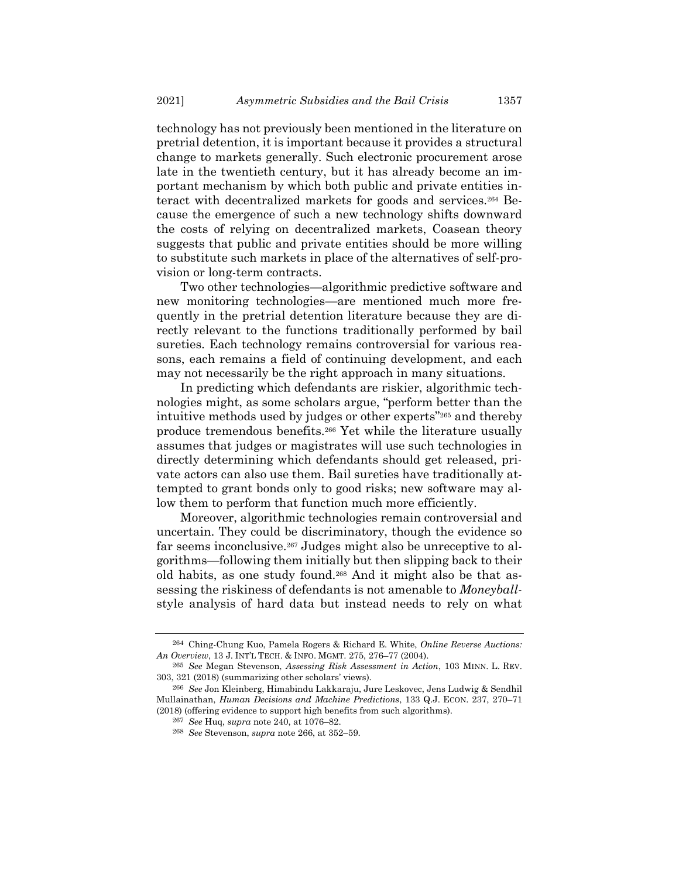technology has not previously been mentioned in the literature on pretrial detention, it is important because it provides a structural change to markets generally. Such electronic procurement arose late in the twentieth century, but it has already become an important mechanism by which both public and private entities interact with decentralized markets for goods and services.[264] Because the emergence of such a new technology shifts downward the costs of relying on decentralized markets, Coasean theory suggests that public and private entities should be more willing to substitute such markets in place of the alternatives of self-provision or long-term contracts.

Two other technologies—algorithmic predictive software and new monitoring technologies—are mentioned much more frequently in the pretrial detention literature because they are directly relevant to the functions traditionally performed by bail sureties. Each technology remains controversial for various reasons, each remains a field of continuing development, and each may not necessarily be the right approach in many situations.

In predicting which defendants are riskier, algorithmic technologies might, as some scholars argue, "perform better than the intuitive methods used by judges or other experts"[265] and thereby produce tremendous benefits.[266] Yet while the literature usually assumes that judges or magistrates will use such technologies in directly determining which defendants should get released, private actors can also use them. Bail sureties have traditionally attempted to grant bonds only to good risks; new software may allow them to perform that function much more efficiently.

Moreover, algorithmic technologies remain controversial and uncertain. They could be discriminatory, though the evidence so far seems inconclusive.[267] Judges might also be unreceptive to algorithms—following them initially but then slipping back to their old habits, as one study found.[268] And it might also be that assessing the riskiness of defendants is not amenable to *Moneyball*-style analysis of hard data but instead needs to rely on what

---

[264] Ching-Chung Kuo, Pamela Rogers & Richard E. White, *Online Reverse Auctions: An Overview*, 13 J. INT'L TECH. & INFO. MGMT. 275, 276–77 (2004).

[265] *See* Megan Stevenson, *Assessing Risk Assessment in Action*, 103 MINN. L. REV. 303, 321 (2018) (summarizing other scholars' views).

[266] *See* Jon Kleinberg, Himabindu Lakkaraju, Jure Leskovec, Jens Ludwig & Sendhil Mullainathan, *Human Decisions and Machine Predictions*, 133 Q.J. ECON. 237, 270–71 (2018) (offering evidence to support high benefits from such algorithms).

[267] *See* Huq, *supra* note 240, at 1076–82.

[268] *See* Stevenson, *supra* note 266, at 352–59.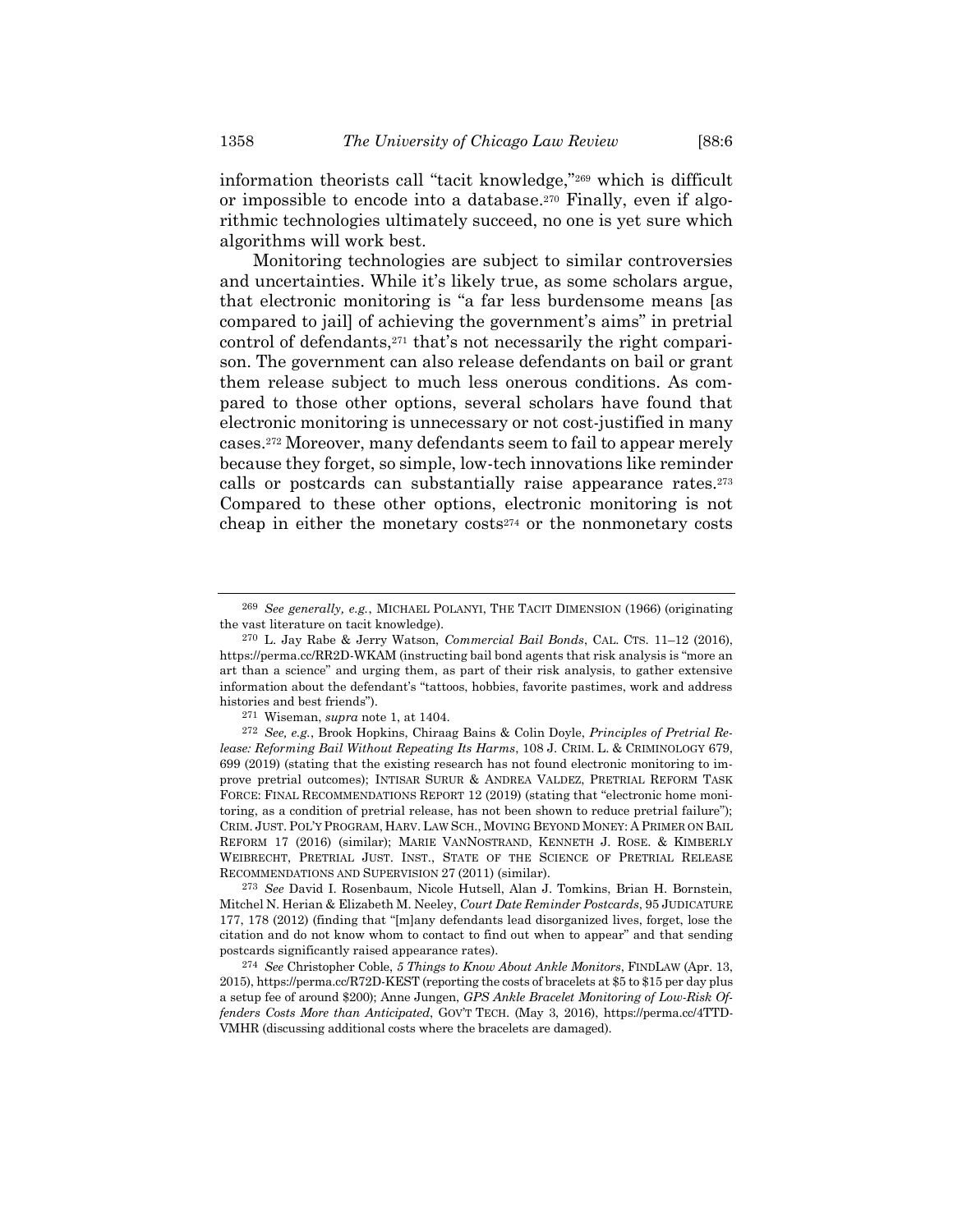information theorists call "tacit knowledge,"[269] which is difficult or impossible to encode into a database.[270] Finally, even if algorithmic technologies ultimately succeed, no one is yet sure which algorithms will work best.

Monitoring technologies are subject to similar controversies and uncertainties. While it's likely true, as some scholars argue, that electronic monitoring is "a far less burdensome means [as compared to jail] of achieving the government's aims" in pretrial control of defendants,[271] that's not necessarily the right comparison. The government can also release defendants on bail or grant them release subject to much less onerous conditions. As compared to those other options, several scholars have found that electronic monitoring is unnecessary or not cost-justified in many cases.[272] Moreover, many defendants seem to fail to appear merely because they forget, so simple, low-tech innovations like reminder calls or postcards can substantially raise appearance rates.[273] Compared to these other options, electronic monitoring is not cheap in either the monetary costs[274] or the nonmonetary costs

---

[269] *See generally, e.g.*, MICHAEL POLANYI, THE TACIT DIMENSION (1966) (originating the vast literature on tacit knowledge).

[270] L. Jay Rabe & Jerry Watson, *Commercial Bail Bonds*, CAL. CTS. 11–12 (2016), https://perma.cc/RR2D-WKAM (instructing bail bond agents that risk analysis is "more an art than a science" and urging them, as part of their risk analysis, to gather extensive information about the defendant's "tattoos, hobbies, favorite pastimes, work and address histories and best friends").

[271] Wiseman, *supra* note 1, at 1404.

[272] *See, e.g.*, Brook Hopkins, Chiraag Bains & Colin Doyle, *Principles of Pretrial Release: Reforming Bail Without Repeating Its Harms*, 108 J. CRIM. L. & CRIMINOLOGY 679, 699 (2019) (stating that the existing research has not found electronic monitoring to improve pretrial outcomes); INTISAR SURUR & ANDREA VALDEZ, PRETRIAL REFORM TASK FORCE: FINAL RECOMMENDATIONS REPORT 12 (2019) (stating that "electronic home monitoring, as a condition of pretrial release, has not been shown to reduce pretrial failure"); CRIM. JUST. POL'Y PROGRAM, HARV. LAW SCH., MOVING BEYOND MONEY: A PRIMER ON BAIL REFORM 17 (2016) (similar); MARIE VANNOSTRAND, KENNETH J. ROSE. & KIMBERLY WEIBRECHT, PRETRIAL JUST. INST., STATE OF THE SCIENCE OF PRETRIAL RELEASE RECOMMENDATIONS AND SUPERVISION 27 (2011) (similar).

[273] *See* David I. Rosenbaum, Nicole Hutsell, Alan J. Tomkins, Brian H. Bornstein, Mitchel N. Herian & Elizabeth M. Neeley, *Court Date Reminder Postcards*, 95 JUDICATURE 177, 178 (2012) (finding that "[m]any defendants lead disorganized lives, forget, lose the citation and do not know whom to contact to find out when to appear" and that sending postcards significantly raised appearance rates).

[274] *See* Christopher Coble, *5 Things to Know About Ankle Monitors*, FINDLAW (Apr. 13, 2015), https://perma.cc/R72D-KEST (reporting the costs of bracelets at $5 to $15 per day plus a setup fee of around $200); Anne Jungen, *GPS Ankle Bracelet Monitoring of Low-Risk Offenders Costs More than Anticipated*, GOV'T TECH. (May 3, 2016), https://perma.cc/4TTD-VMHR (discussing additional costs where the bracelets are damaged).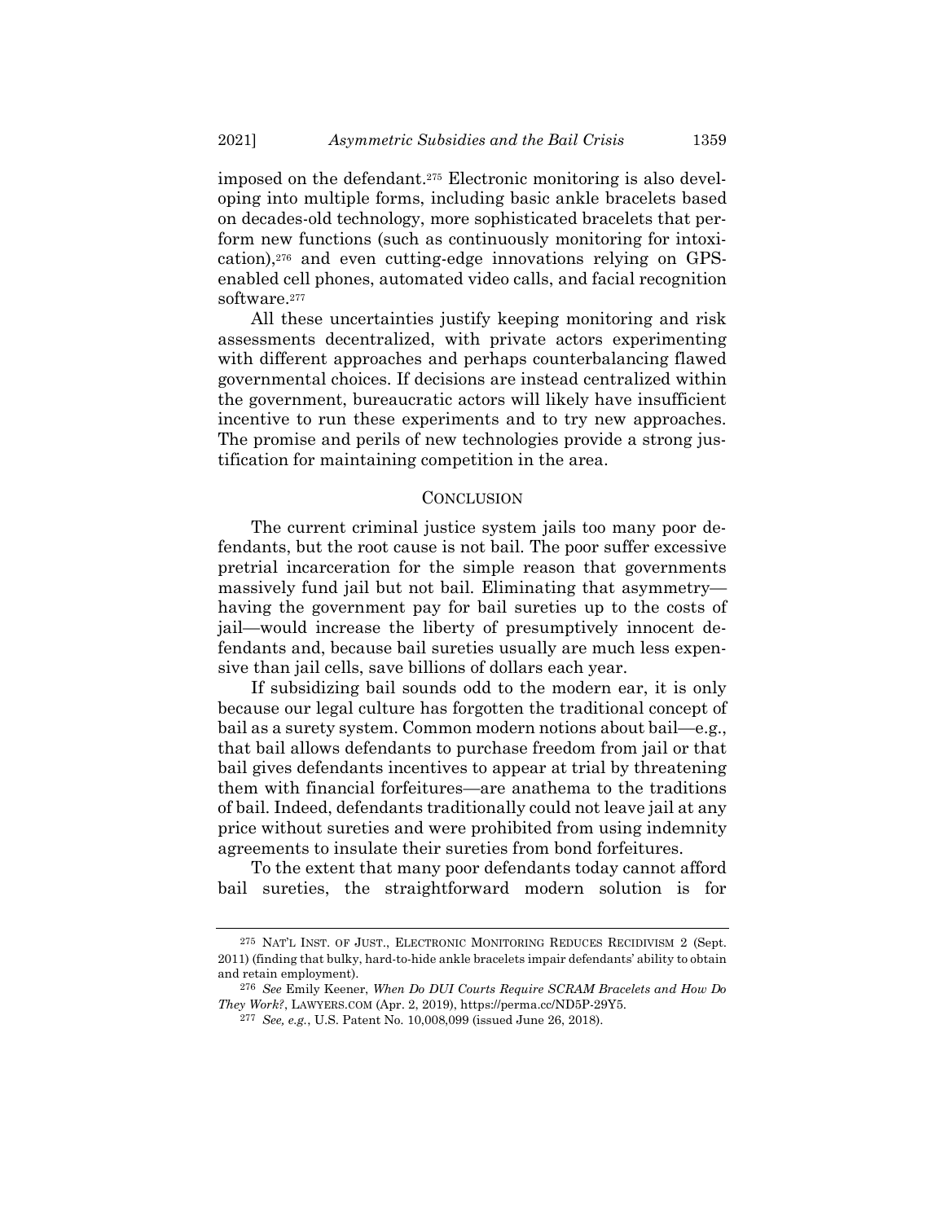imposed on the defendant.[275] Electronic monitoring is also developing into multiple forms, including basic ankle bracelets based on decades-old technology, more sophisticated bracelets that perform new functions (such as continuously monitoring for intoxication),[276] and even cutting-edge innovations relying on GPS-enabled cell phones, automated video calls, and facial recognition software.[277]

All these uncertainties justify keeping monitoring and risk assessments decentralized, with private actors experimenting with different approaches and perhaps counterbalancing flawed governmental choices. If decisions are instead centralized within the government, bureaucratic actors will likely have insufficient incentive to run these experiments and to try new approaches. The promise and perils of new technologies provide a strong justification for maintaining competition in the area.

## CONCLUSION

The current criminal justice system jails too many poor defendants, but the root cause is not bail. The poor suffer excessive pretrial incarceration for the simple reason that governments massively fund jail but not bail. Eliminating that asymmetry—having the government pay for bail sureties up to the costs of jail—would increase the liberty of presumptively innocent defendants and, because bail sureties usually are much less expensive than jail cells, save billions of dollars each year.

If subsidizing bail sounds odd to the modern ear, it is only because our legal culture has forgotten the traditional concept of bail as a surety system. Common modern notions about bail—e.g., that bail allows defendants to purchase freedom from jail or that bail gives defendants incentives to appear at trial by threatening them with financial forfeitures—are anathema to the traditions of bail. Indeed, defendants traditionally could not leave jail at any price without sureties and were prohibited from using indemnity agreements to insulate their sureties from bond forfeitures.

To the extent that many poor defendants today cannot afford bail sureties, the straightforward modern solution is for

---

[275] NAT'L INST. OF JUST., ELECTRONIC MONITORING REDUCES RECIDIVISM 2 (Sept. 2011) (finding that bulky, hard-to-hide ankle bracelets impair defendants' ability to obtain and retain employment).

[276] *See* Emily Keener, *When Do DUI Courts Require SCRAM Bracelets and How Do They Work?*, LAWYERS.COM (Apr. 2, 2019), https://perma.cc/ND5P-29Y5.

[277] *See, e.g.*, U.S. Patent No. 10,008,099 (issued June 26, 2018).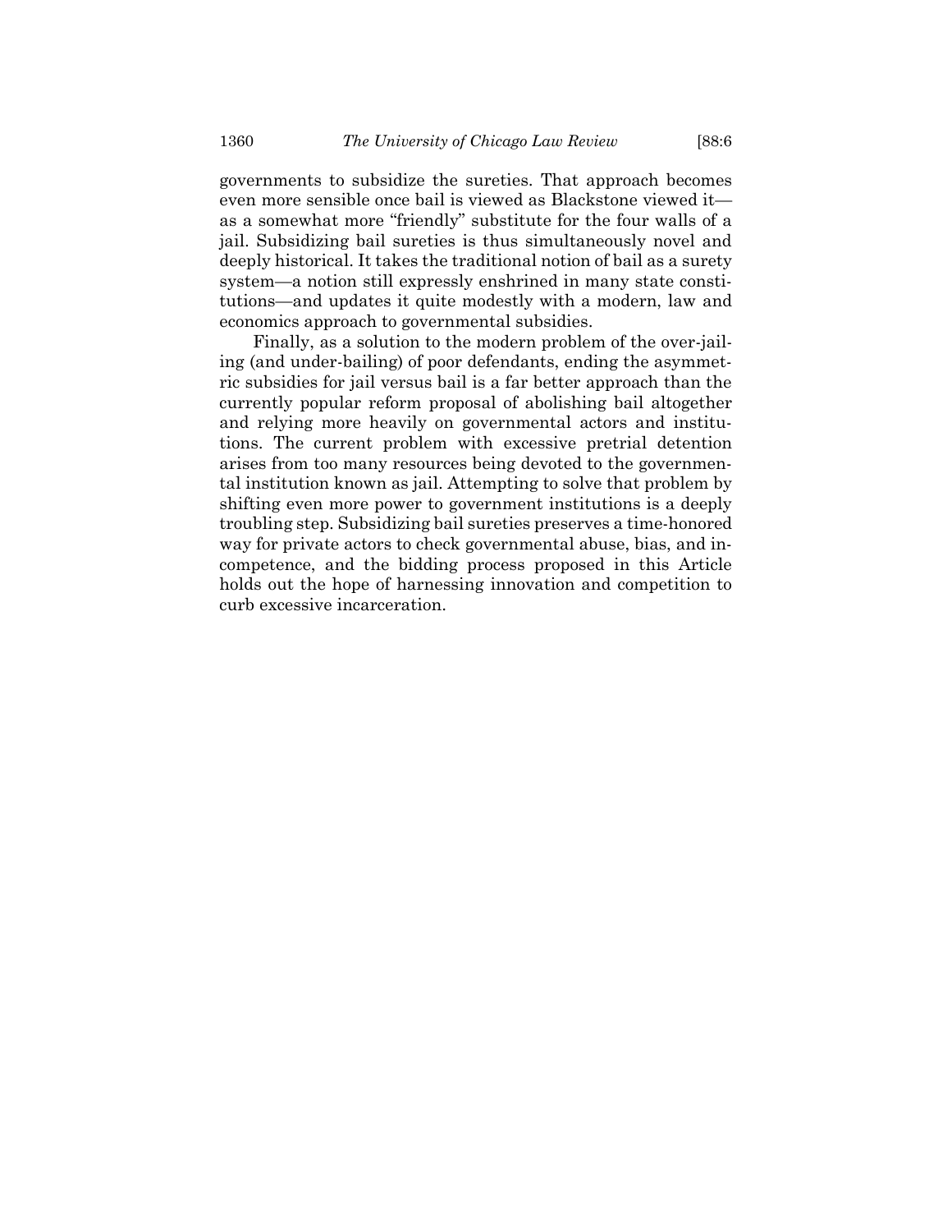governments to subsidize the sureties. That approach becomes even more sensible once bail is viewed as Blackstone viewed it—as a somewhat more "friendly" substitute for the four walls of a jail. Subsidizing bail sureties is thus simultaneously novel and deeply historical. It takes the traditional notion of bail as a surety system—a notion still expressly enshrined in many state constitutions—and updates it quite modestly with a modern, law and economics approach to governmental subsidies.

Finally, as a solution to the modern problem of the over-jailing (and under-bailing) of poor defendants, ending the asymmetric subsidies for jail versus bail is a far better approach than the currently popular reform proposal of abolishing bail altogether and relying more heavily on governmental actors and institutions. The current problem with excessive pretrial detention arises from too many resources being devoted to the governmental institution known as jail. Attempting to solve that problem by shifting even more power to government institutions is a deeply troubling step. Subsidizing bail sureties preserves a time-honored way for private actors to check governmental abuse, bias, and incompetence, and the bidding process proposed in this Article holds out the hope of harnessing innovation and competition to curb excessive incarceration.